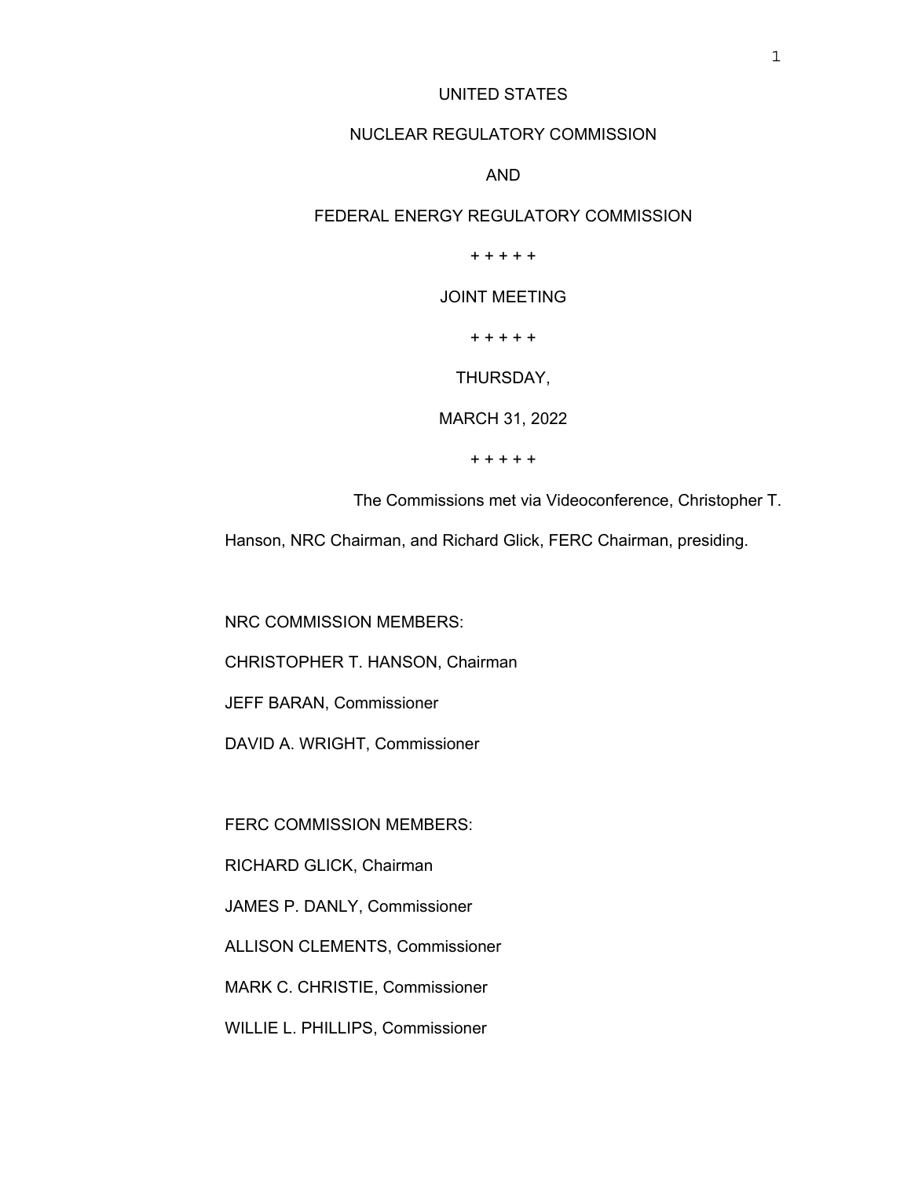UNITED STATES

NUCLEAR REGULATORY COMMISSION

AND

FEDERAL ENERGY REGULATORY COMMISSION

+ + + + +

JOINT MEETING

+ + + + +

THURSDAY,

MARCH 31, 2022

+ + + + +

The Commissions met via Videoconference, Christopher T. Hanson, NRC Chairman, and Richard Glick, FERC Chairman, presiding.

NRC COMMISSION MEMBERS:

CHRISTOPHER T. HANSON, Chairman

JEFF BARAN, Commissioner

DAVID A. WRIGHT, Commissioner

FERC COMMISSION MEMBERS:

RICHARD GLICK, Chairman

JAMES P. DANLY, Commissioner

ALLISON CLEMENTS, Commissioner

MARK C. CHRISTIE, Commissioner

WILLIE L. PHILLIPS, Commissioner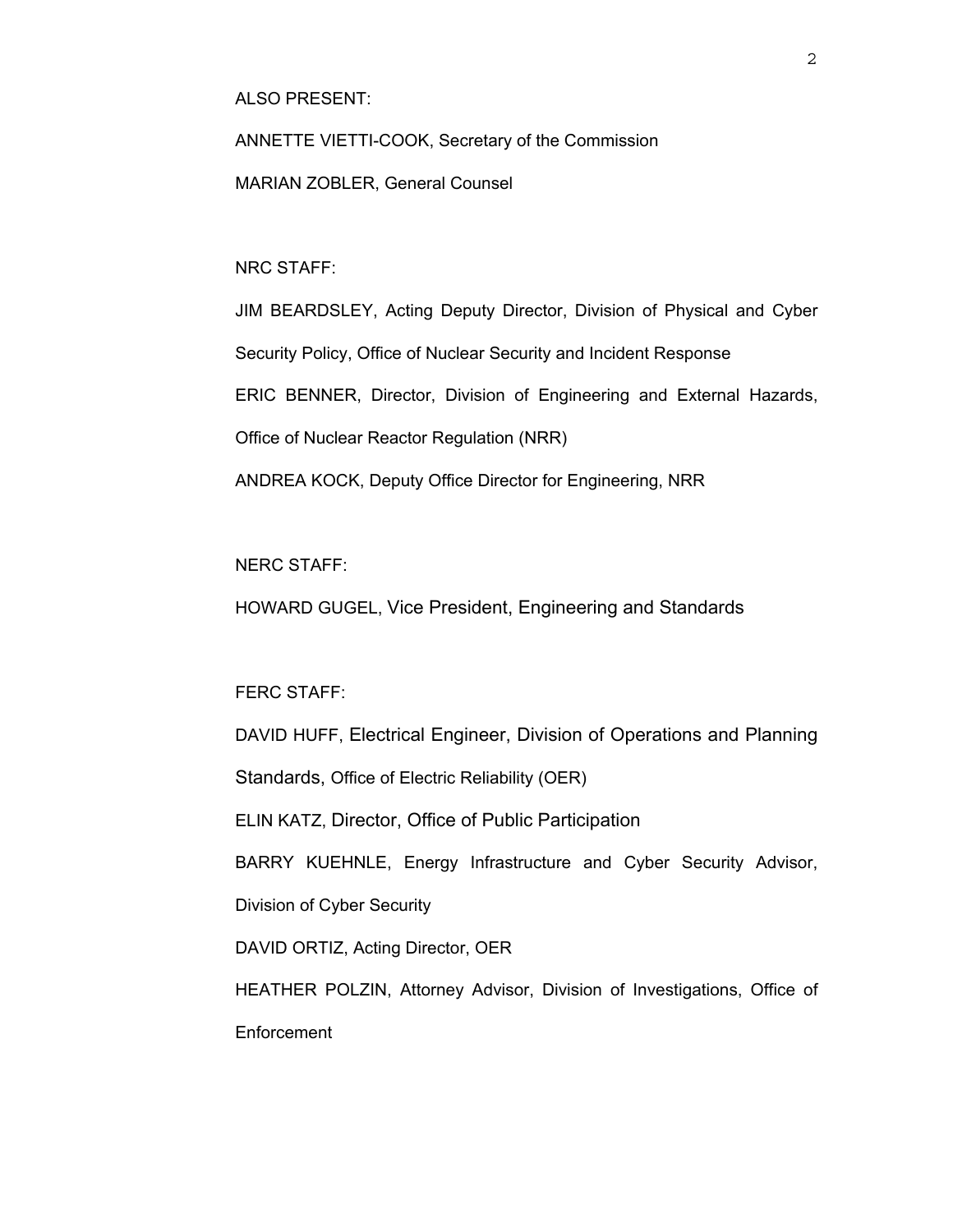ALSO PRESENT:

ANNETTE VIETTI-COOK, Secretary of the Commission

MARIAN ZOBLER, General Counsel

NRC STAFF:

JIM BEARDSLEY, Acting Deputy Director, Division of Physical and Cyber Security Policy, Office of Nuclear Security and Incident Response

ERIC BENNER, Director, Division of Engineering and External Hazards, Office of Nuclear Reactor Regulation (NRR)

ANDREA KOCK, Deputy Office Director for Engineering, NRR

NERC STAFF:

HOWARD GUGEL, Vice President, Engineering and Standards

FERC STAFF:

DAVID HUFF, Electrical Engineer, Division of Operations and Planning Standards, Office of Electric Reliability (OER)

ELIN KATZ, Director, Office of Public Participation

BARRY KUEHNLE, Energy Infrastructure and Cyber Security Advisor, Division of Cyber Security

DAVID ORTIZ, Acting Director, OER

HEATHER POLZIN, Attorney Advisor, Division of Investigations, Office of Enforcement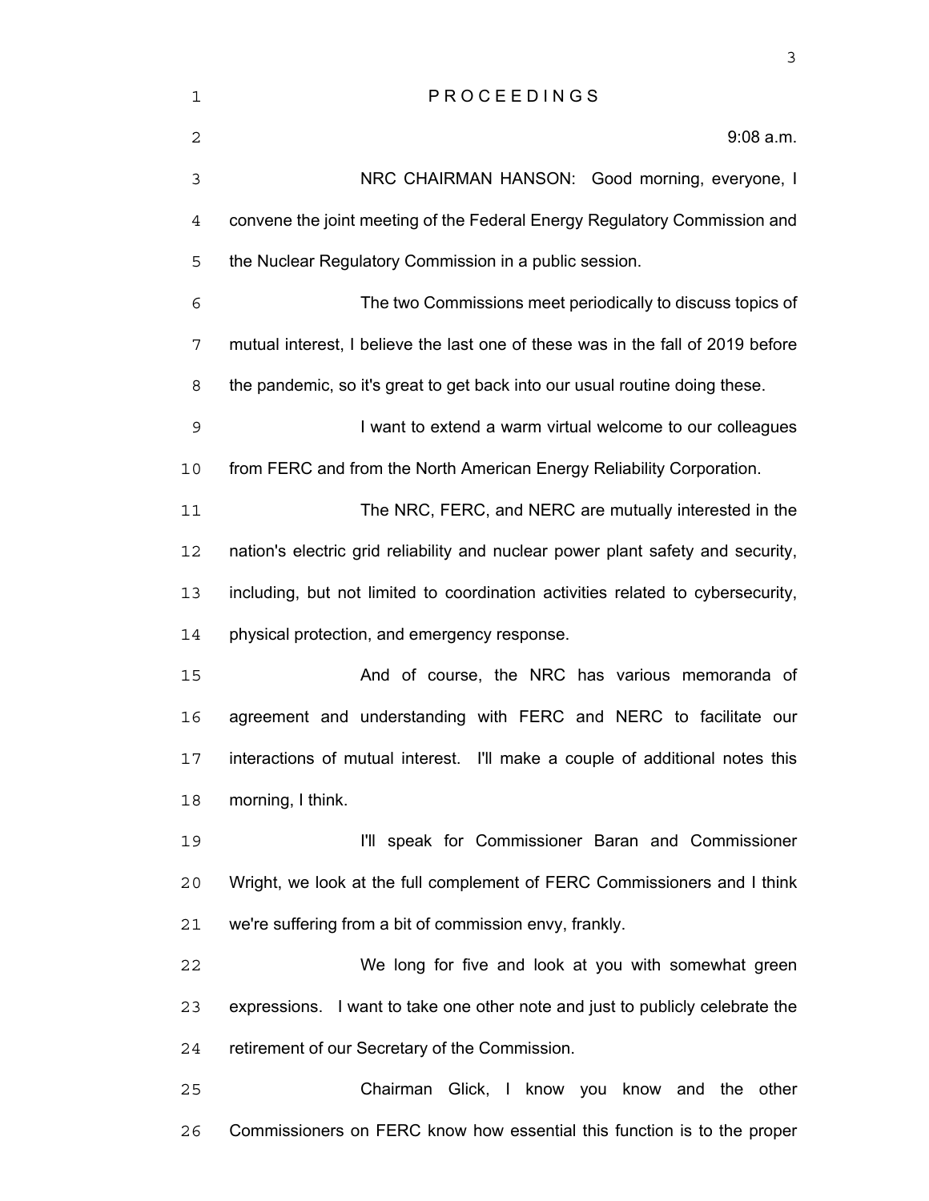P R O C E E D I N G S

9:08 a.m.

NRC CHAIRMAN HANSON: Good morning, everyone, I convene the joint meeting of the Federal Energy Regulatory Commission and the Nuclear Regulatory Commission in a public session.

The two Commissions meet periodically to discuss topics of mutual interest, I believe the last one of these was in the fall of 2019 before the pandemic, so it's great to get back into our usual routine doing these.

I want to extend a warm virtual welcome to our colleagues from FERC and from the North American Energy Reliability Corporation.

The NRC, FERC, and NERC are mutually interested in the nation's electric grid reliability and nuclear power plant safety and security, including, but not limited to coordination activities related to cybersecurity, physical protection, and emergency response.

And of course, the NRC has various memoranda of agreement and understanding with FERC and NERC to facilitate our interactions of mutual interest. I'll make a couple of additional notes this morning, I think.

I'll speak for Commissioner Baran and Commissioner Wright, we look at the full complement of FERC Commissioners and I think we're suffering from a bit of commission envy, frankly.

We long for five and look at you with somewhat green expressions. I want to take one other note and just to publicly celebrate the retirement of our Secretary of the Commission.

Chairman Glick, I know you know and the other Commissioners on FERC know how essential this function is to the proper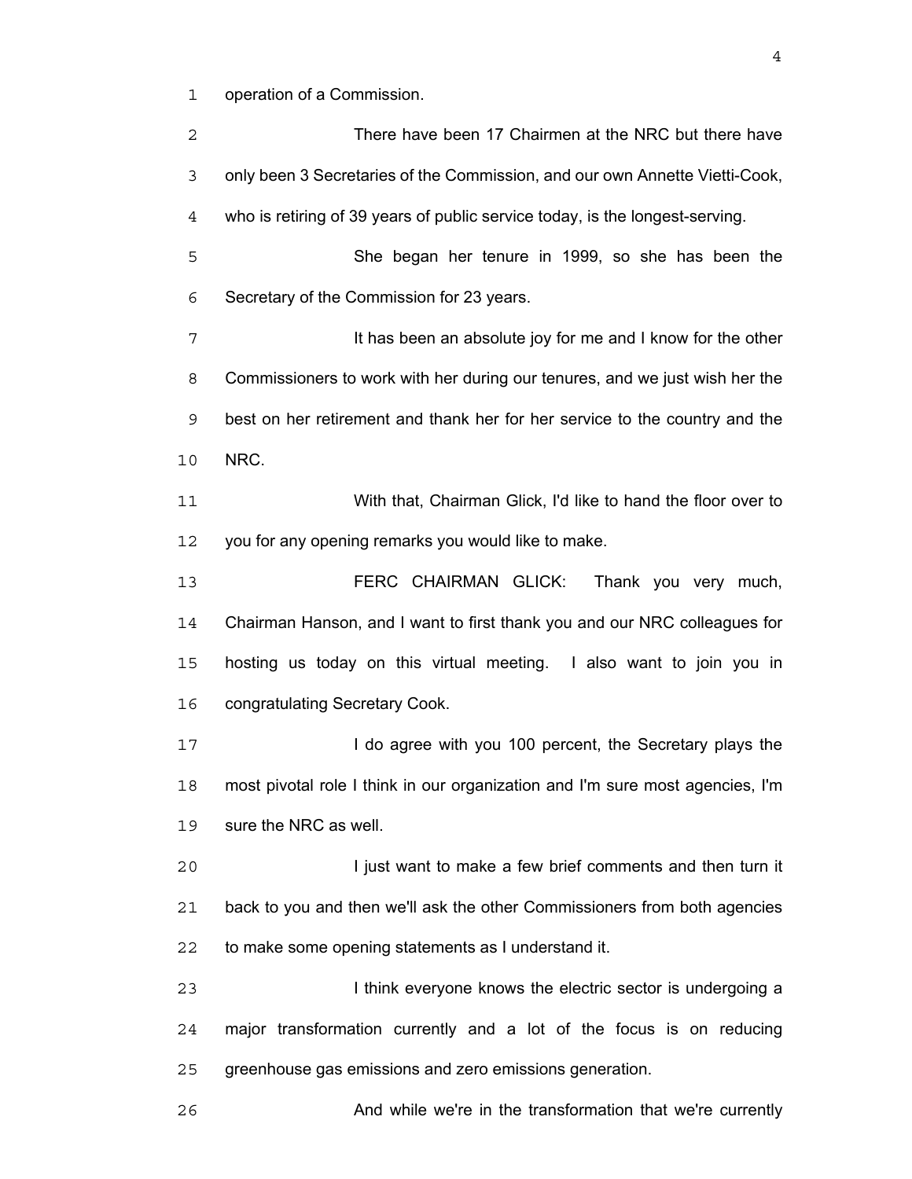operation of a Commission.

There have been 17 Chairmen at the NRC but there have only been 3 Secretaries of the Commission, and our own Annette Vietti-Cook, who is retiring of 39 years of public service today, is the longest-serving.

She began her tenure in 1999, so she has been the Secretary of the Commission for 23 years.

It has been an absolute joy for me and I know for the other Commissioners to work with her during our tenures, and we just wish her the best on her retirement and thank her for her service to the country and the NRC.

With that, Chairman Glick, I'd like to hand the floor over to you for any opening remarks you would like to make.

FERC CHAIRMAN GLICK: Thank you very much, Chairman Hanson, and I want to first thank you and our NRC colleagues for hosting us today on this virtual meeting. I also want to join you in congratulating Secretary Cook.

I do agree with you 100 percent, the Secretary plays the most pivotal role I think in our organization and I'm sure most agencies, I'm sure the NRC as well.

I just want to make a few brief comments and then turn it back to you and then we'll ask the other Commissioners from both agencies to make some opening statements as I understand it.

I think everyone knows the electric sector is undergoing a major transformation currently and a lot of the focus is on reducing greenhouse gas emissions and zero emissions generation.

And while we're in the transformation that we're currently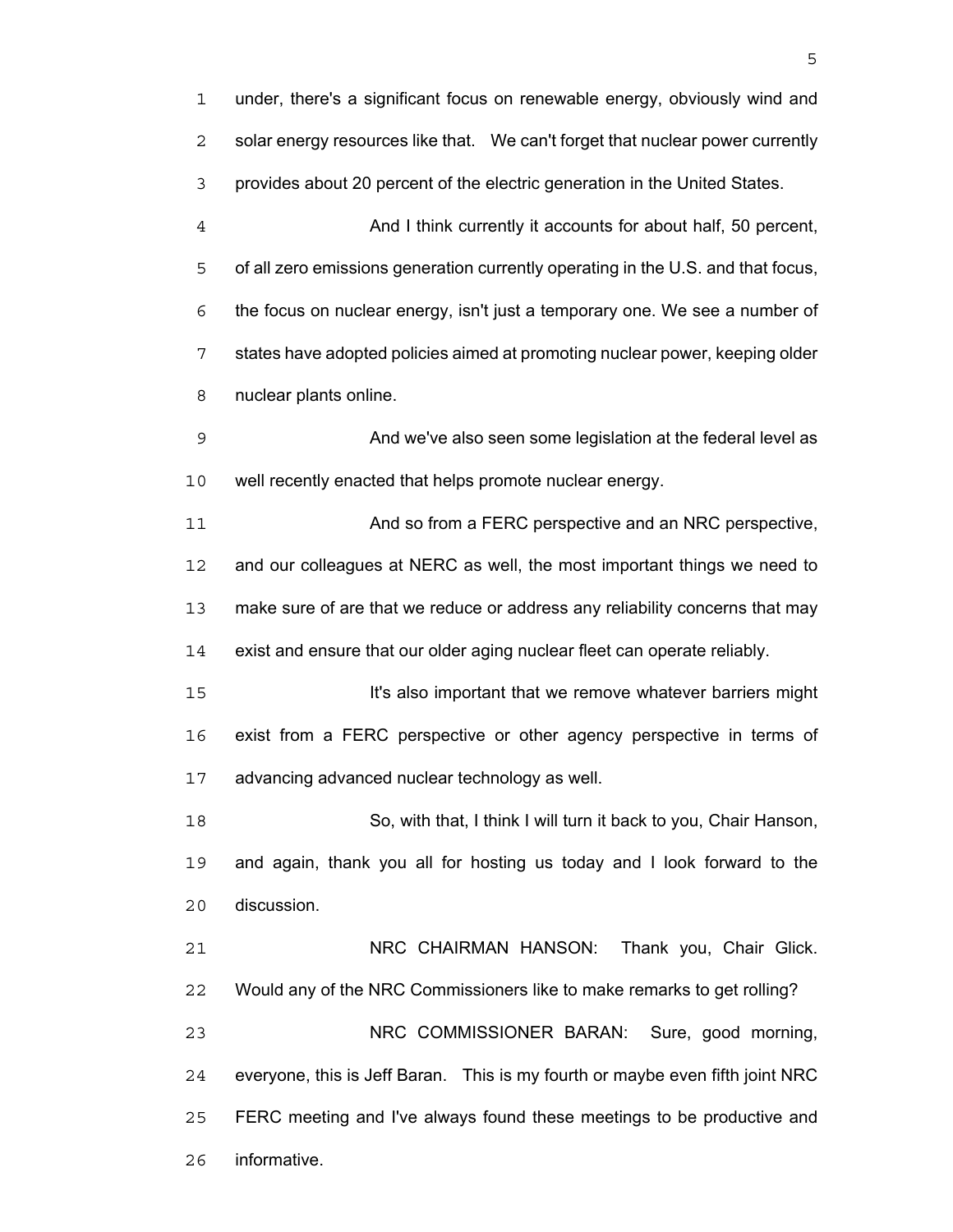under, there's a significant focus on renewable energy, obviously wind and solar energy resources like that. We can't forget that nuclear power currently provides about 20 percent of the electric generation in the United States.

And I think currently it accounts for about half, 50 percent, of all zero emissions generation currently operating in the U.S. and that focus, the focus on nuclear energy, isn't just a temporary one. We see a number of states have adopted policies aimed at promoting nuclear power, keeping older nuclear plants online.

And we've also seen some legislation at the federal level as well recently enacted that helps promote nuclear energy.

And so from a FERC perspective and an NRC perspective, and our colleagues at NERC as well, the most important things we need to make sure of are that we reduce or address any reliability concerns that may exist and ensure that our older aging nuclear fleet can operate reliably.

It's also important that we remove whatever barriers might exist from a FERC perspective or other agency perspective in terms of advancing advanced nuclear technology as well.

So, with that, I think I will turn it back to you, Chair Hanson, and again, thank you all for hosting us today and I look forward to the discussion.

NRC CHAIRMAN HANSON: Thank you, Chair Glick. Would any of the NRC Commissioners like to make remarks to get rolling?

NRC COMMISSIONER BARAN: Sure, good morning, everyone, this is Jeff Baran. This is my fourth or maybe even fifth joint NRC FERC meeting and I've always found these meetings to be productive and informative.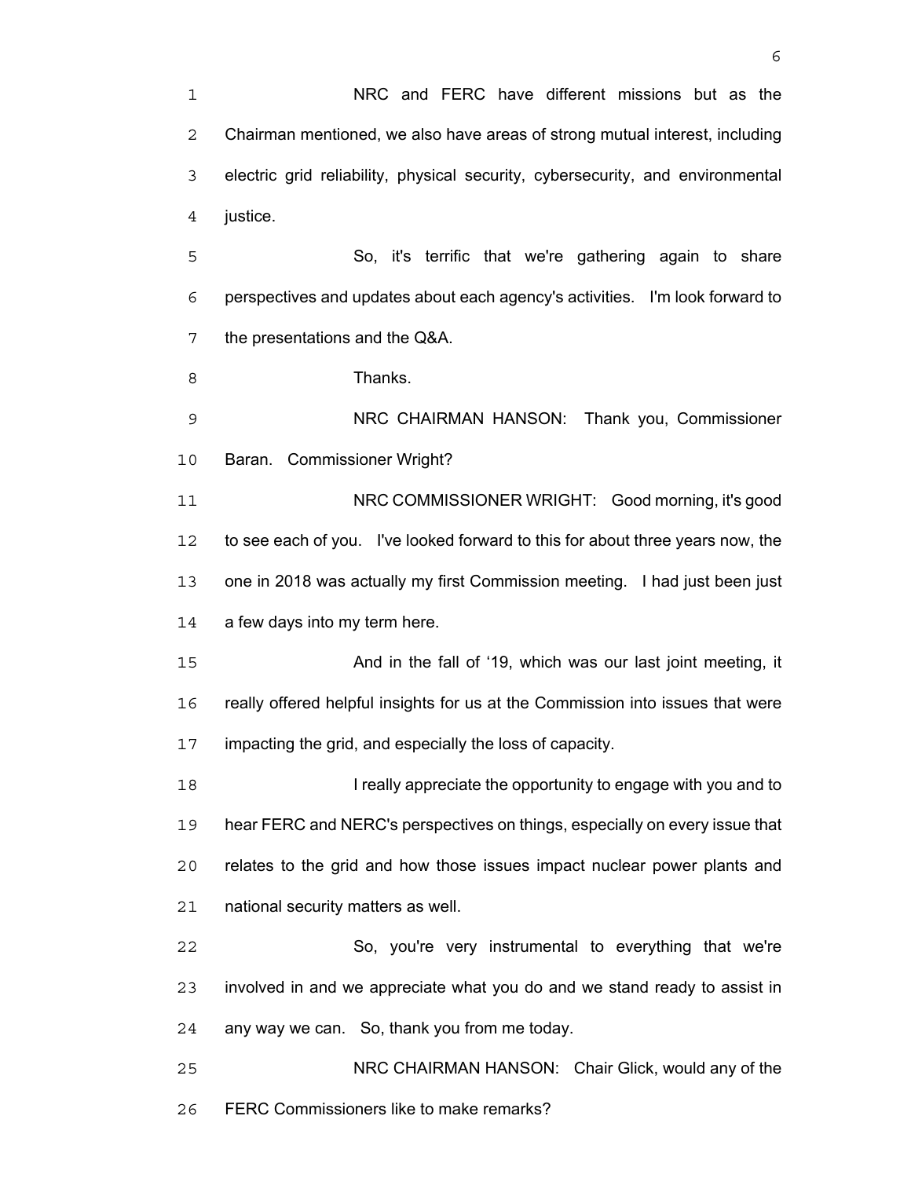NRC and FERC have different missions but as the Chairman mentioned, we also have areas of strong mutual interest, including electric grid reliability, physical security, cybersecurity, and environmental justice.

So, it's terrific that we're gathering again to share perspectives and updates about each agency's activities. I'm look forward to the presentations and the Q&A.

Thanks.

NRC CHAIRMAN HANSON: Thank you, Commissioner Baran. Commissioner Wright?

NRC COMMISSIONER WRIGHT: Good morning, it's good to see each of you. I've looked forward to this for about three years now, the one in 2018 was actually my first Commission meeting. I had just been just a few days into my term here.

And in the fall of '19, which was our last joint meeting, it really offered helpful insights for us at the Commission into issues that were impacting the grid, and especially the loss of capacity.

I really appreciate the opportunity to engage with you and to hear FERC and NERC's perspectives on things, especially on every issue that relates to the grid and how those issues impact nuclear power plants and national security matters as well.

So, you're very instrumental to everything that we're involved in and we appreciate what you do and we stand ready to assist in any way we can. So, thank you from me today.

NRC CHAIRMAN HANSON: Chair Glick, would any of the FERC Commissioners like to make remarks?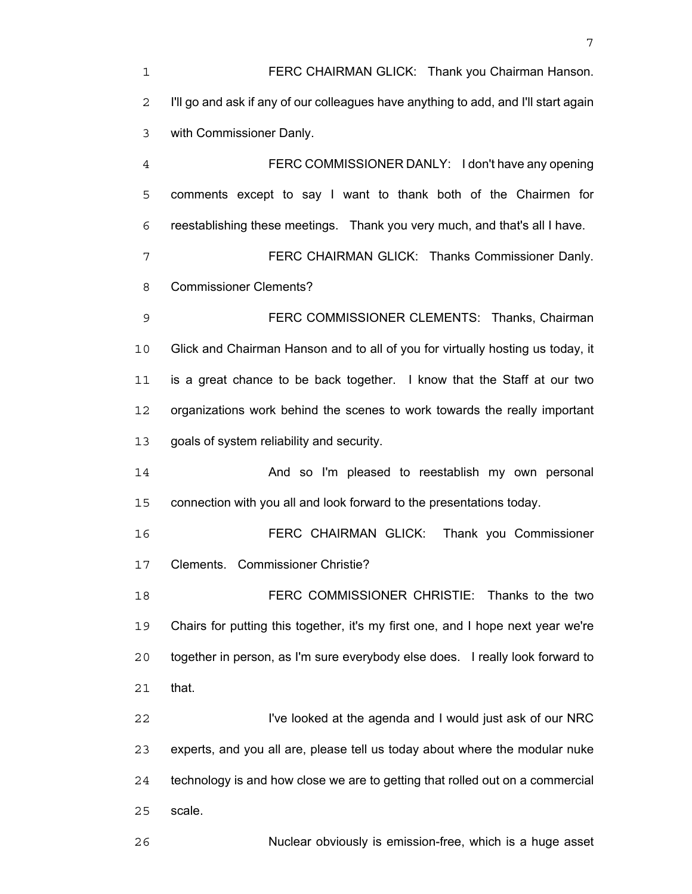FERC CHAIRMAN GLICK: Thank you Chairman Hanson. I'll go and ask if any of our colleagues have anything to add, and I'll start again with Commissioner Danly.

FERC COMMISSIONER DANLY: I don't have any opening comments except to say I want to thank both of the Chairmen for reestablishing these meetings. Thank you very much, and that's all I have.

FERC CHAIRMAN GLICK: Thanks Commissioner Danly. Commissioner Clements?

FERC COMMISSIONER CLEMENTS: Thanks, Chairman Glick and Chairman Hanson and to all of you for virtually hosting us today, it is a great chance to be back together. I know that the Staff at our two organizations work behind the scenes to work towards the really important goals of system reliability and security.

And so I'm pleased to reestablish my own personal connection with you all and look forward to the presentations today.

FERC CHAIRMAN GLICK: Thank you Commissioner Clements. Commissioner Christie?

FERC COMMISSIONER CHRISTIE: Thanks to the two Chairs for putting this together, it's my first one, and I hope next year we're together in person, as I'm sure everybody else does. I really look forward to that.

I've looked at the agenda and I would just ask of our NRC experts, and you all are, please tell us today about where the modular nuke technology is and how close we are to getting that rolled out on a commercial scale.

Nuclear obviously is emission-free, which is a huge asset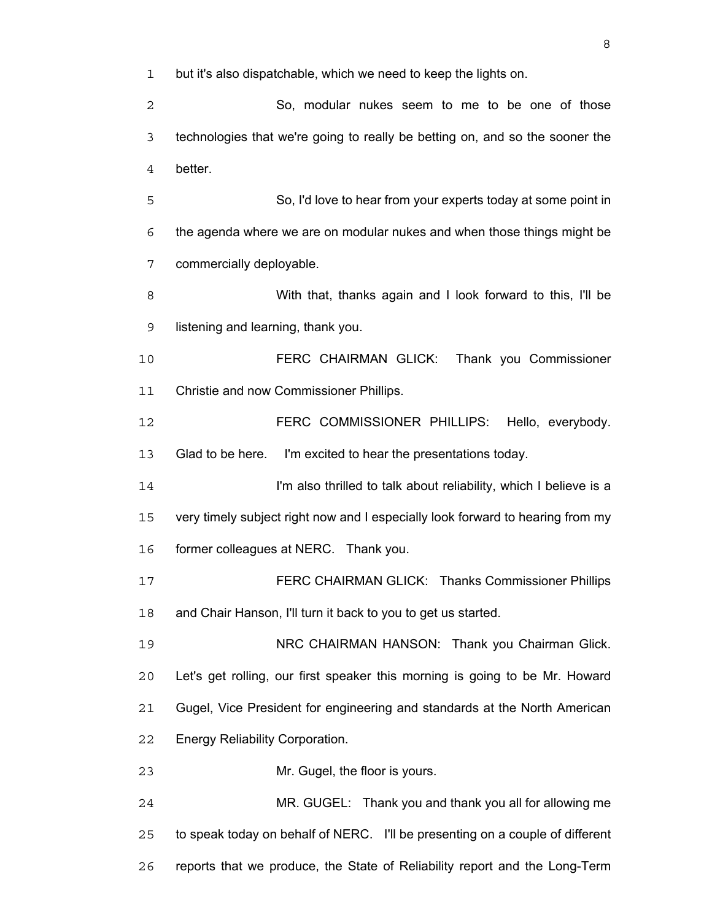but it's also dispatchable, which we need to keep the lights on.

So, modular nukes seem to me to be one of those technologies that we're going to really be betting on, and so the sooner the better.

So, I'd love to hear from your experts today at some point in the agenda where we are on modular nukes and when those things might be commercially deployable.

With that, thanks again and I look forward to this, I'll be listening and learning, thank you.

FERC CHAIRMAN GLICK: Thank you Commissioner Christie and now Commissioner Phillips.

FERC COMMISSIONER PHILLIPS: Hello, everybody. Glad to be here. I'm excited to hear the presentations today.

I'm also thrilled to talk about reliability, which I believe is a very timely subject right now and I especially look forward to hearing from my former colleagues at NERC. Thank you.

FERC CHAIRMAN GLICK: Thanks Commissioner Phillips and Chair Hanson, I'll turn it back to you to get us started.

NRC CHAIRMAN HANSON: Thank you Chairman Glick. Let's get rolling, our first speaker this morning is going to be Mr. Howard Gugel, Vice President for engineering and standards at the North American Energy Reliability Corporation.

Mr. Gugel, the floor is yours.

MR. GUGEL: Thank you and thank you all for allowing me to speak today on behalf of NERC. I'll be presenting on a couple of different reports that we produce, the State of Reliability report and the Long-Term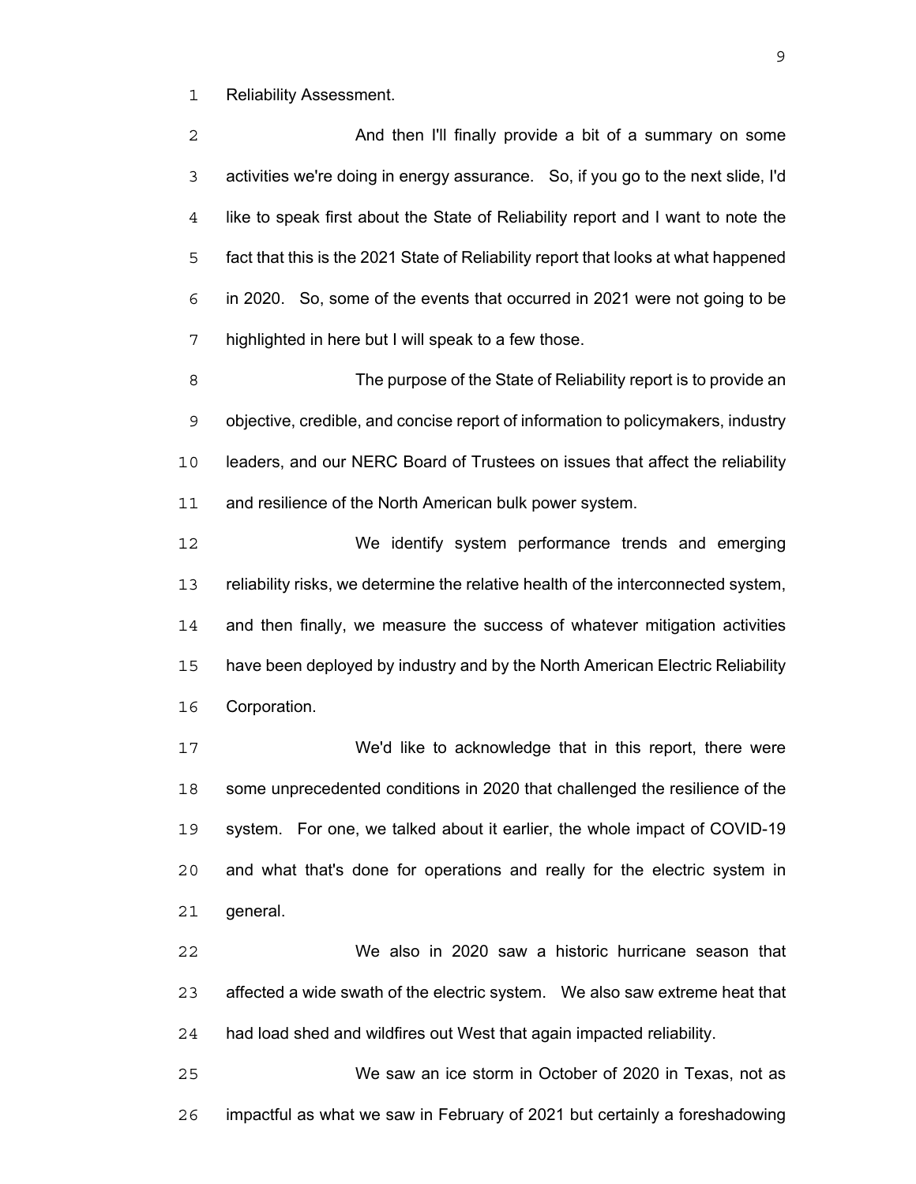Reliability Assessment.

And then I'll finally provide a bit of a summary on some activities we're doing in energy assurance. So, if you go to the next slide, I'd like to speak first about the State of Reliability report and I want to note the fact that this is the 2021 State of Reliability report that looks at what happened in 2020. So, some of the events that occurred in 2021 were not going to be highlighted in here but I will speak to a few those.

The purpose of the State of Reliability report is to provide an objective, credible, and concise report of information to policymakers, industry leaders, and our NERC Board of Trustees on issues that affect the reliability and resilience of the North American bulk power system.

We identify system performance trends and emerging reliability risks, we determine the relative health of the interconnected system, and then finally, we measure the success of whatever mitigation activities have been deployed by industry and by the North American Electric Reliability Corporation.

We'd like to acknowledge that in this report, there were some unprecedented conditions in 2020 that challenged the resilience of the system. For one, we talked about it earlier, the whole impact of COVID-19 and what that's done for operations and really for the electric system in general.

We also in 2020 saw a historic hurricane season that affected a wide swath of the electric system. We also saw extreme heat that had load shed and wildfires out West that again impacted reliability.

We saw an ice storm in October of 2020 in Texas, not as impactful as what we saw in February of 2021 but certainly a foreshadowing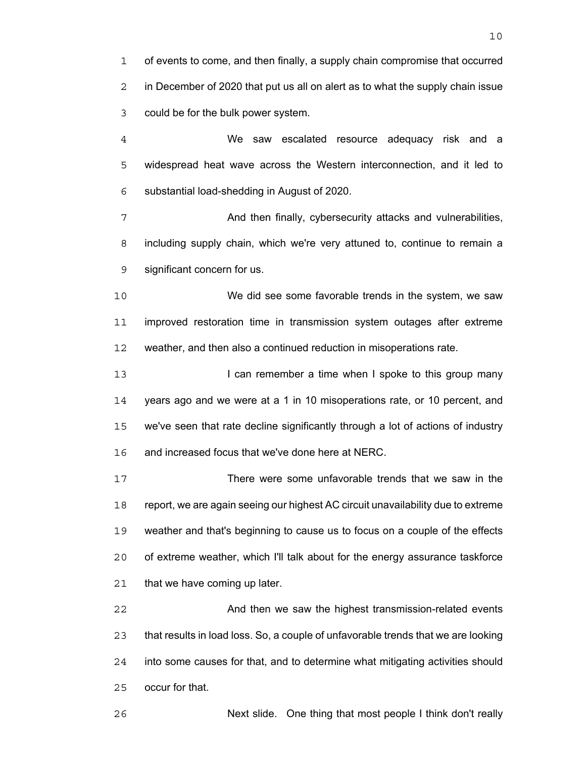of events to come, and then finally, a supply chain compromise that occurred in December of 2020 that put us all on alert as to what the supply chain issue could be for the bulk power system.

We saw escalated resource adequacy risk and a widespread heat wave across the Western interconnection, and it led to substantial load-shedding in August of 2020.

And then finally, cybersecurity attacks and vulnerabilities, including supply chain, which we're very attuned to, continue to remain a significant concern for us.

We did see some favorable trends in the system, we saw improved restoration time in transmission system outages after extreme weather, and then also a continued reduction in misoperations rate.

I can remember a time when I spoke to this group many years ago and we were at a 1 in 10 misoperations rate, or 10 percent, and we've seen that rate decline significantly through a lot of actions of industry and increased focus that we've done here at NERC.

There were some unfavorable trends that we saw in the report, we are again seeing our highest AC circuit unavailability due to extreme weather and that's beginning to cause us to focus on a couple of the effects of extreme weather, which I'll talk about for the energy assurance taskforce that we have coming up later.

And then we saw the highest transmission-related events that results in load loss. So, a couple of unfavorable trends that we are looking into some causes for that, and to determine what mitigating activities should occur for that.

Next slide. One thing that most people I think don't really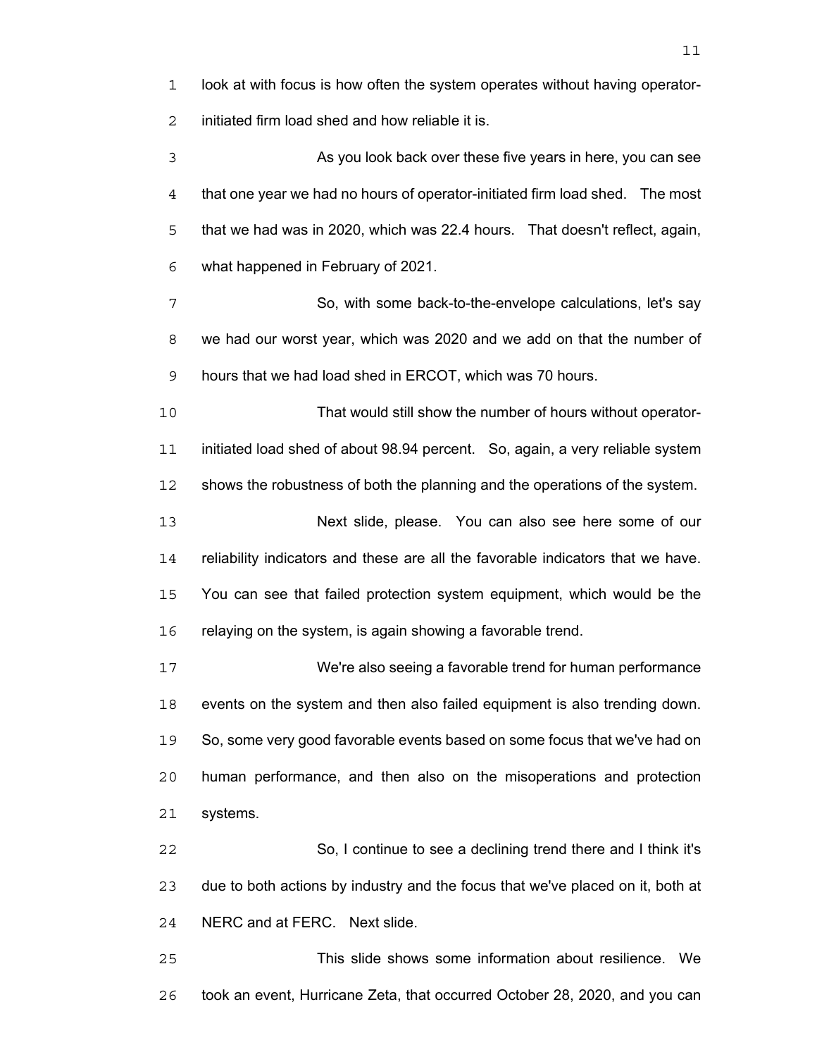look at with focus is how often the system operates without having operator-initiated firm load shed and how reliable it is.

As you look back over these five years in here, you can see that one year we had no hours of operator-initiated firm load shed. The most that we had was in 2020, which was 22.4 hours. That doesn't reflect, again, what happened in February of 2021.

So, with some back-to-the-envelope calculations, let's say we had our worst year, which was 2020 and we add on that the number of hours that we had load shed in ERCOT, which was 70 hours.

That would still show the number of hours without operator-initiated load shed of about 98.94 percent. So, again, a very reliable system shows the robustness of both the planning and the operations of the system.

Next slide, please. You can also see here some of our reliability indicators and these are all the favorable indicators that we have. You can see that failed protection system equipment, which would be the relaying on the system, is again showing a favorable trend.

We're also seeing a favorable trend for human performance events on the system and then also failed equipment is also trending down. So, some very good favorable events based on some focus that we've had on human performance, and then also on the misoperations and protection systems.

So, I continue to see a declining trend there and I think it's due to both actions by industry and the focus that we've placed on it, both at NERC and at FERC. Next slide.

This slide shows some information about resilience. We took an event, Hurricane Zeta, that occurred October 28, 2020, and you can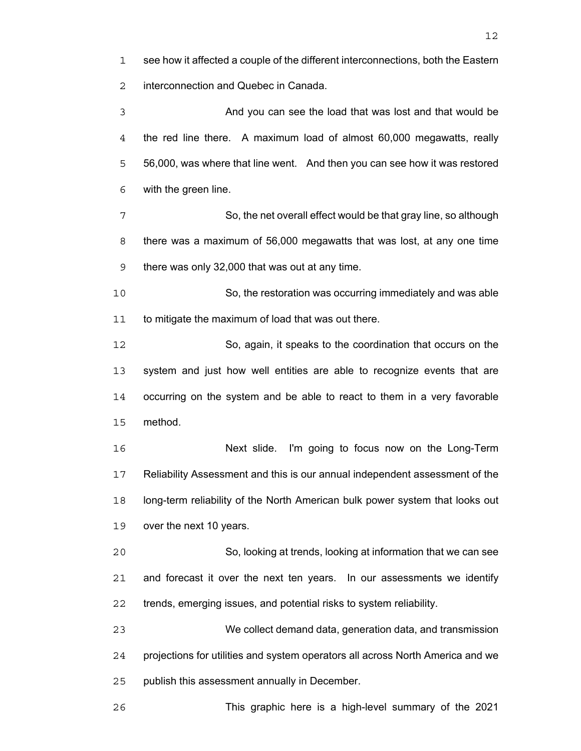see how it affected a couple of the different interconnections, both the Eastern interconnection and Quebec in Canada.

And you can see the load that was lost and that would be the red line there. A maximum load of almost 60,000 megawatts, really 56,000, was where that line went. And then you can see how it was restored with the green line.

So, the net overall effect would be that gray line, so although there was a maximum of 56,000 megawatts that was lost, at any one time there was only 32,000 that was out at any time.

So, the restoration was occurring immediately and was able to mitigate the maximum of load that was out there.

So, again, it speaks to the coordination that occurs on the system and just how well entities are able to recognize events that are occurring on the system and be able to react to them in a very favorable method.

Next slide. I'm going to focus now on the Long-Term Reliability Assessment and this is our annual independent assessment of the long-term reliability of the North American bulk power system that looks out over the next 10 years.

So, looking at trends, looking at information that we can see and forecast it over the next ten years. In our assessments we identify trends, emerging issues, and potential risks to system reliability.

We collect demand data, generation data, and transmission projections for utilities and system operators all across North America and we publish this assessment annually in December.

This graphic here is a high-level summary of the 2021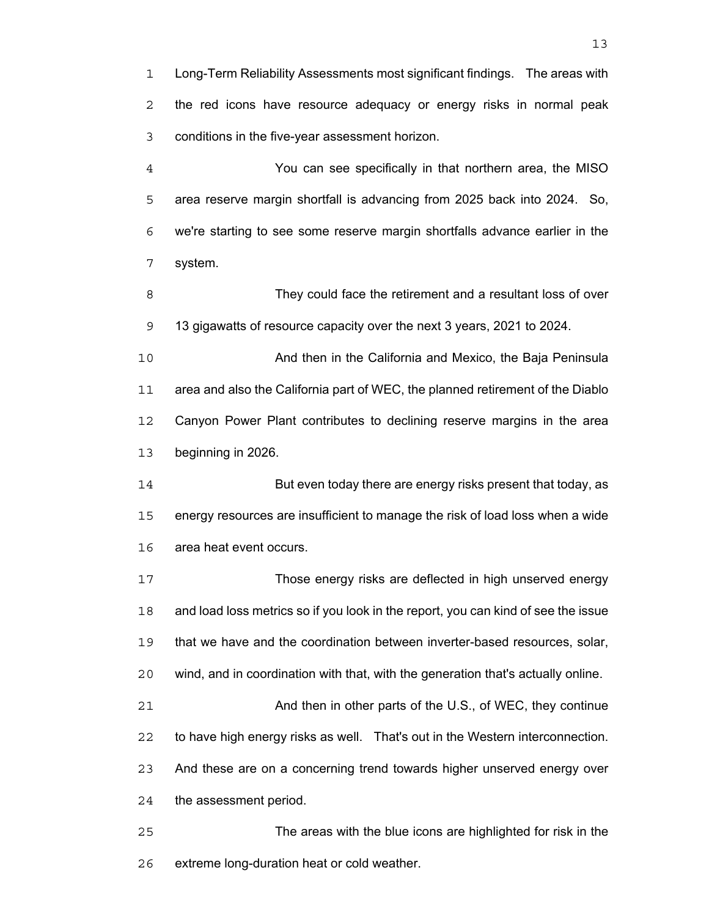Long-Term Reliability Assessments most significant findings. The areas with the red icons have resource adequacy or energy risks in normal peak conditions in the five-year assessment horizon.

You can see specifically in that northern area, the MISO area reserve margin shortfall is advancing from 2025 back into 2024. So, we're starting to see some reserve margin shortfalls advance earlier in the system.

They could face the retirement and a resultant loss of over 13 gigawatts of resource capacity over the next 3 years, 2021 to 2024.

And then in the California and Mexico, the Baja Peninsula area and also the California part of WEC, the planned retirement of the Diablo Canyon Power Plant contributes to declining reserve margins in the area beginning in 2026.

But even today there are energy risks present that today, as energy resources are insufficient to manage the risk of load loss when a wide area heat event occurs.

Those energy risks are deflected in high unserved energy and load loss metrics so if you look in the report, you can kind of see the issue that we have and the coordination between inverter-based resources, solar, wind, and in coordination with that, with the generation that's actually online.

And then in other parts of the U.S., of WEC, they continue to have high energy risks as well. That's out in the Western interconnection. And these are on a concerning trend towards higher unserved energy over the assessment period.

The areas with the blue icons are highlighted for risk in the extreme long-duration heat or cold weather.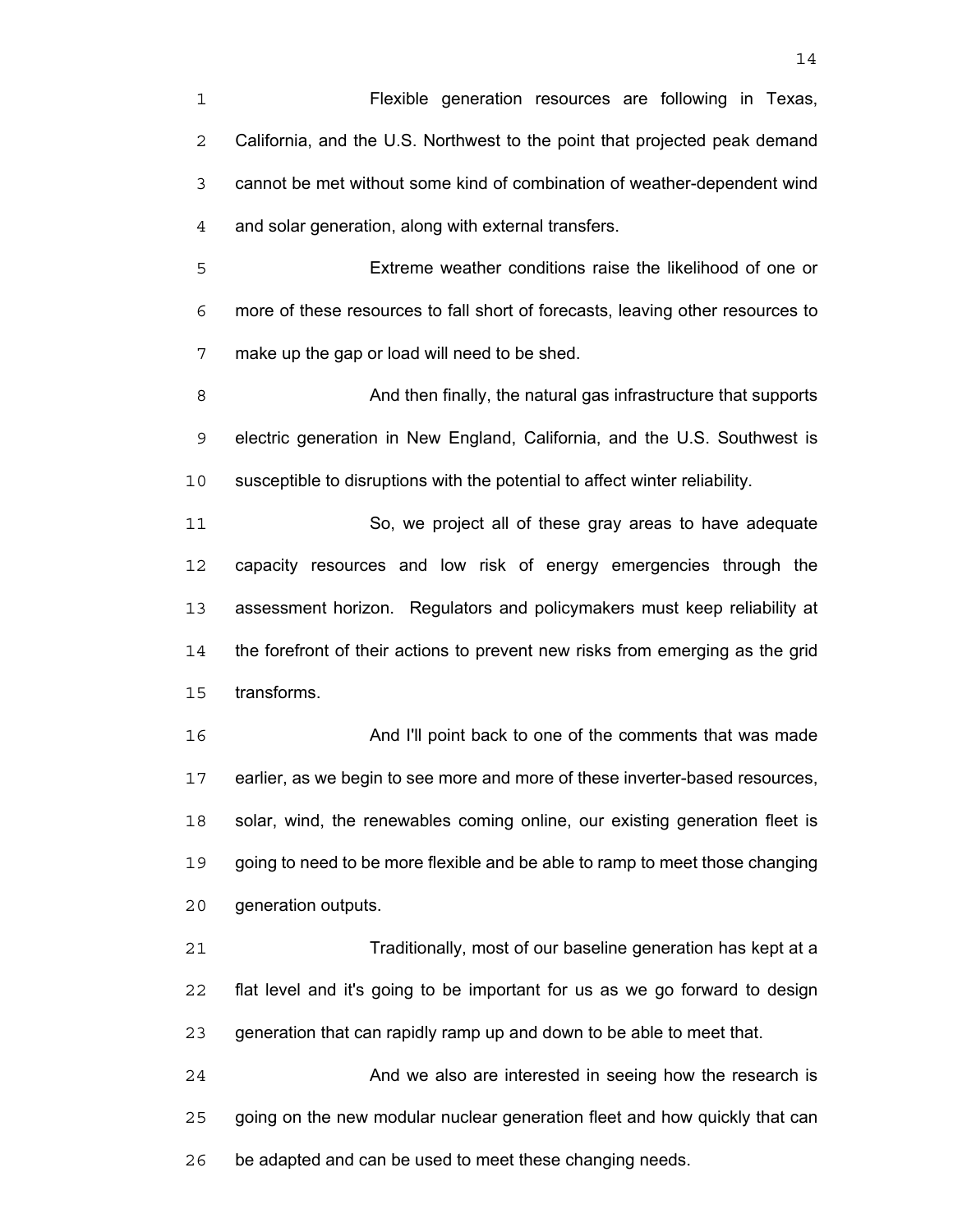Flexible generation resources are following in Texas, California, and the U.S. Northwest to the point that projected peak demand cannot be met without some kind of combination of weather-dependent wind and solar generation, along with external transfers.

Extreme weather conditions raise the likelihood of one or more of these resources to fall short of forecasts, leaving other resources to make up the gap or load will need to be shed.

And then finally, the natural gas infrastructure that supports electric generation in New England, California, and the U.S. Southwest is susceptible to disruptions with the potential to affect winter reliability.

So, we project all of these gray areas to have adequate capacity resources and low risk of energy emergencies through the assessment horizon. Regulators and policymakers must keep reliability at the forefront of their actions to prevent new risks from emerging as the grid transforms.

And I'll point back to one of the comments that was made earlier, as we begin to see more and more of these inverter-based resources, solar, wind, the renewables coming online, our existing generation fleet is going to need to be more flexible and be able to ramp to meet those changing generation outputs.

Traditionally, most of our baseline generation has kept at a flat level and it's going to be important for us as we go forward to design generation that can rapidly ramp up and down to be able to meet that.

And we also are interested in seeing how the research is going on the new modular nuclear generation fleet and how quickly that can be adapted and can be used to meet these changing needs.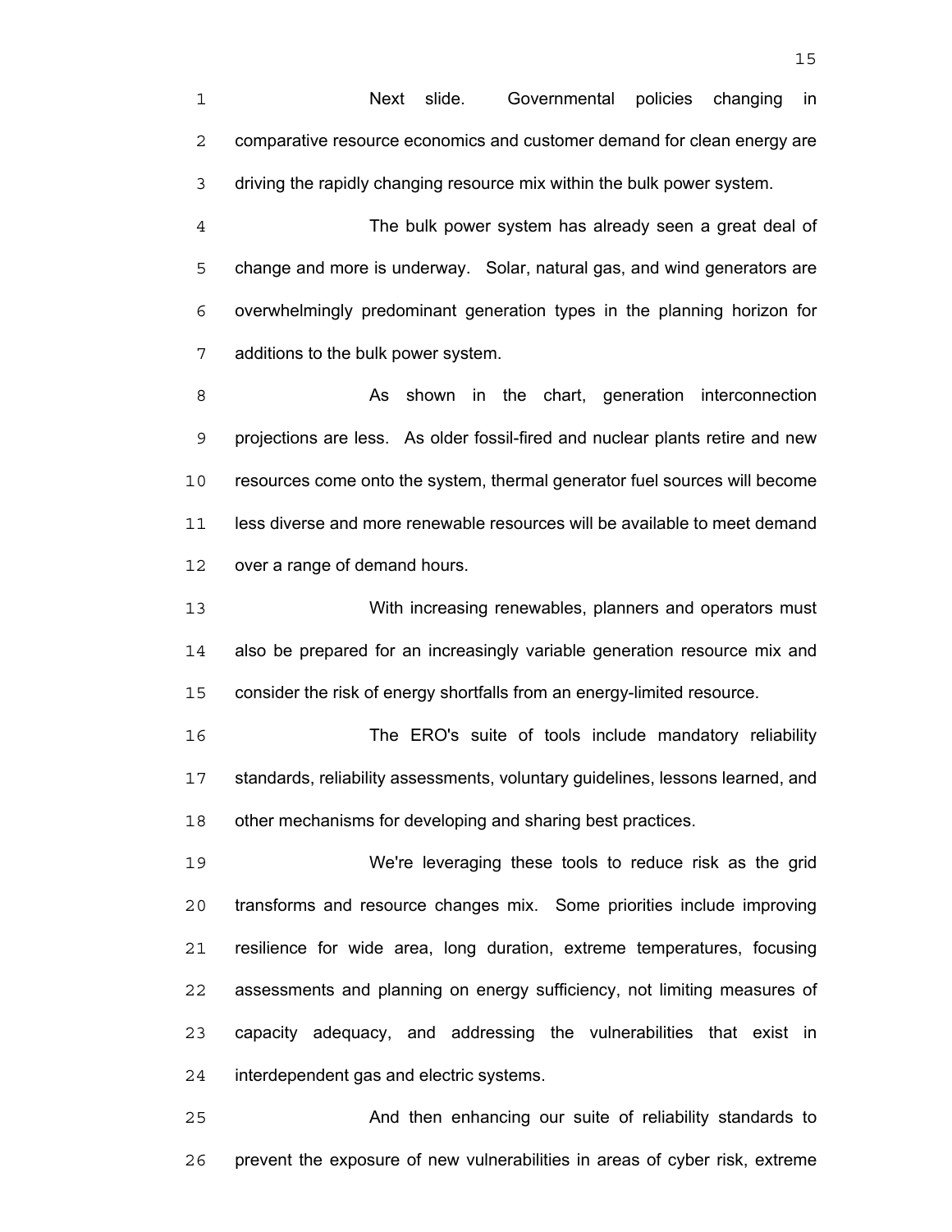Next slide. Governmental policies changing in comparative resource economics and customer demand for clean energy are driving the rapidly changing resource mix within the bulk power system.

The bulk power system has already seen a great deal of change and more is underway. Solar, natural gas, and wind generators are overwhelmingly predominant generation types in the planning horizon for additions to the bulk power system.

As shown in the chart, generation interconnection projections are less. As older fossil-fired and nuclear plants retire and new resources come onto the system, thermal generator fuel sources will become less diverse and more renewable resources will be available to meet demand over a range of demand hours.

With increasing renewables, planners and operators must also be prepared for an increasingly variable generation resource mix and consider the risk of energy shortfalls from an energy-limited resource.

The ERO's suite of tools include mandatory reliability standards, reliability assessments, voluntary guidelines, lessons learned, and other mechanisms for developing and sharing best practices.

We're leveraging these tools to reduce risk as the grid transforms and resource changes mix. Some priorities include improving resilience for wide area, long duration, extreme temperatures, focusing assessments and planning on energy sufficiency, not limiting measures of capacity adequacy, and addressing the vulnerabilities that exist in interdependent gas and electric systems.

And then enhancing our suite of reliability standards to prevent the exposure of new vulnerabilities in areas of cyber risk, extreme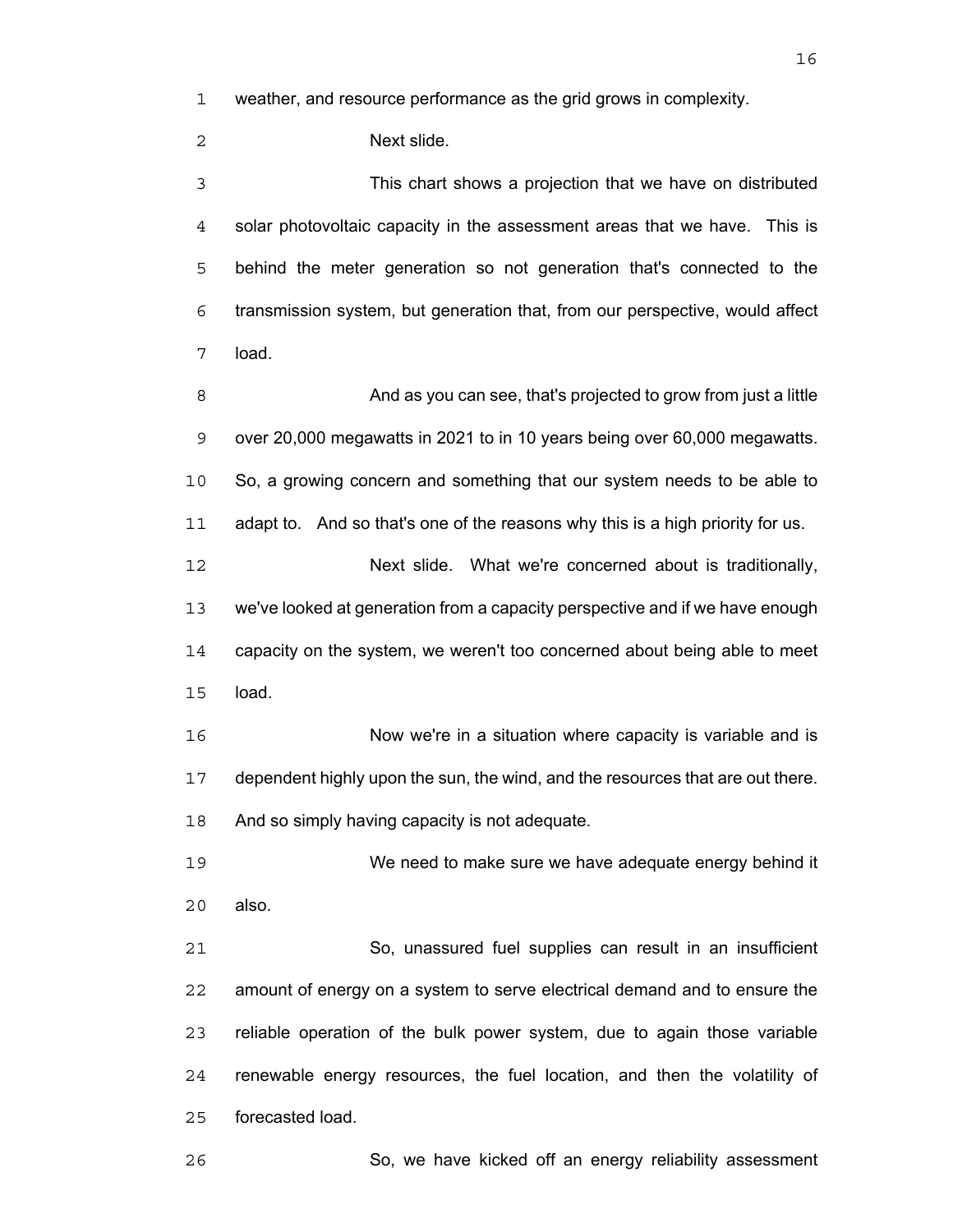weather, and resource performance as the grid grows in complexity.

Next slide.

This chart shows a projection that we have on distributed solar photovoltaic capacity in the assessment areas that we have. This is behind the meter generation so not generation that's connected to the transmission system, but generation that, from our perspective, would affect load.

And as you can see, that's projected to grow from just a little over 20,000 megawatts in 2021 to in 10 years being over 60,000 megawatts. So, a growing concern and something that our system needs to be able to adapt to. And so that's one of the reasons why this is a high priority for us.

Next slide. What we're concerned about is traditionally, we've looked at generation from a capacity perspective and if we have enough capacity on the system, we weren't too concerned about being able to meet load.

Now we're in a situation where capacity is variable and is dependent highly upon the sun, the wind, and the resources that are out there. And so simply having capacity is not adequate.

We need to make sure we have adequate energy behind it also.

So, unassured fuel supplies can result in an insufficient amount of energy on a system to serve electrical demand and to ensure the reliable operation of the bulk power system, due to again those variable renewable energy resources, the fuel location, and then the volatility of forecasted load.

So, we have kicked off an energy reliability assessment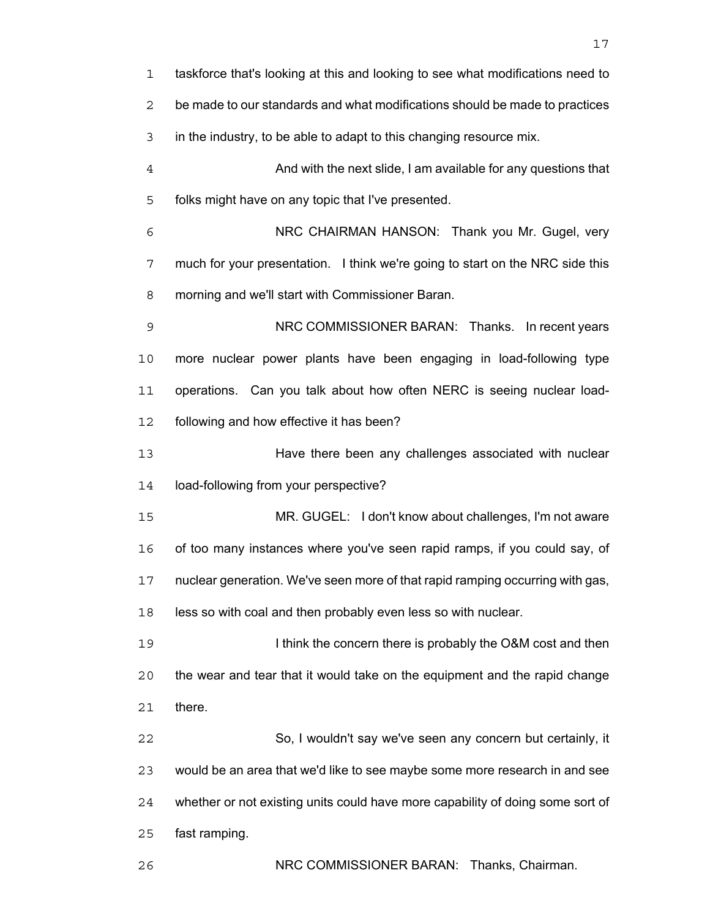taskforce that's looking at this and looking to see what modifications need to be made to our standards and what modifications should be made to practices in the industry, to be able to adapt to this changing resource mix.

And with the next slide, I am available for any questions that folks might have on any topic that I've presented.

NRC CHAIRMAN HANSON: Thank you Mr. Gugel, very much for your presentation. I think we're going to start on the NRC side this morning and we'll start with Commissioner Baran.

NRC COMMISSIONER BARAN: Thanks. In recent years more nuclear power plants have been engaging in load-following type operations. Can you talk about how often NERC is seeing nuclear load-following and how effective it has been?

Have there been any challenges associated with nuclear load-following from your perspective?

MR. GUGEL: I don't know about challenges, I'm not aware of too many instances where you've seen rapid ramps, if you could say, of nuclear generation. We've seen more of that rapid ramping occurring with gas, less so with coal and then probably even less so with nuclear.

I think the concern there is probably the O&M cost and then the wear and tear that it would take on the equipment and the rapid change there.

So, I wouldn't say we've seen any concern but certainly, it would be an area that we'd like to see maybe some more research in and see whether or not existing units could have more capability of doing some sort of fast ramping.

NRC COMMISSIONER BARAN: Thanks, Chairman.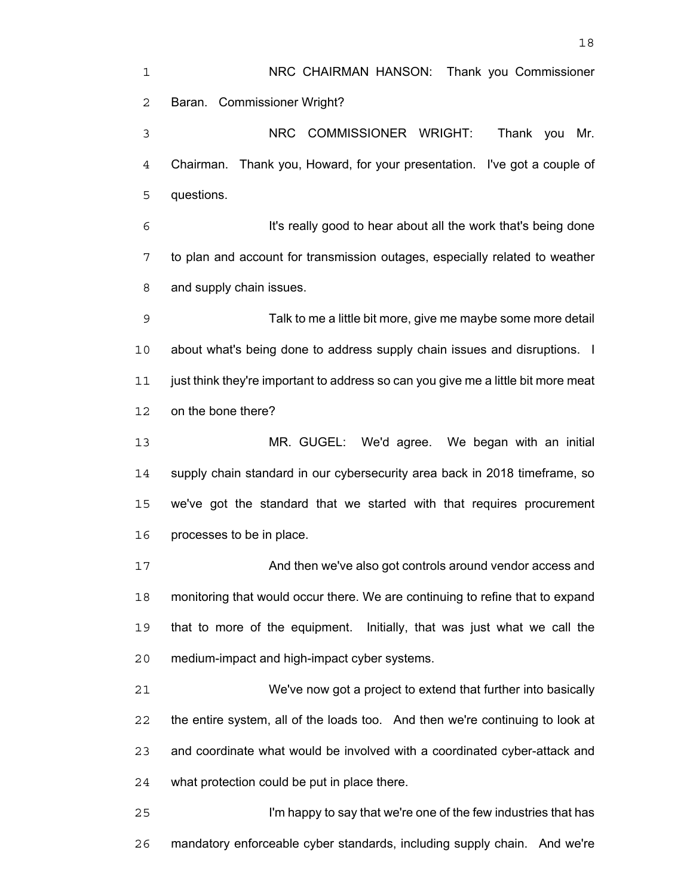NRC CHAIRMAN HANSON: Thank you Commissioner Baran. Commissioner Wright?

NRC COMMISSIONER WRIGHT: Thank you Mr. Chairman. Thank you, Howard, for your presentation. I've got a couple of questions.

It's really good to hear about all the work that's being done to plan and account for transmission outages, especially related to weather and supply chain issues.

Talk to me a little bit more, give me maybe some more detail about what's being done to address supply chain issues and disruptions. I just think they're important to address so can you give me a little bit more meat on the bone there?

MR. GUGEL: We'd agree. We began with an initial supply chain standard in our cybersecurity area back in 2018 timeframe, so we've got the standard that we started with that requires procurement processes to be in place.

And then we've also got controls around vendor access and monitoring that would occur there. We are continuing to refine that to expand that to more of the equipment. Initially, that was just what we call the medium-impact and high-impact cyber systems.

We've now got a project to extend that further into basically the entire system, all of the loads too. And then we're continuing to look at and coordinate what would be involved with a coordinated cyber-attack and what protection could be put in place there.

I'm happy to say that we're one of the few industries that has mandatory enforceable cyber standards, including supply chain. And we're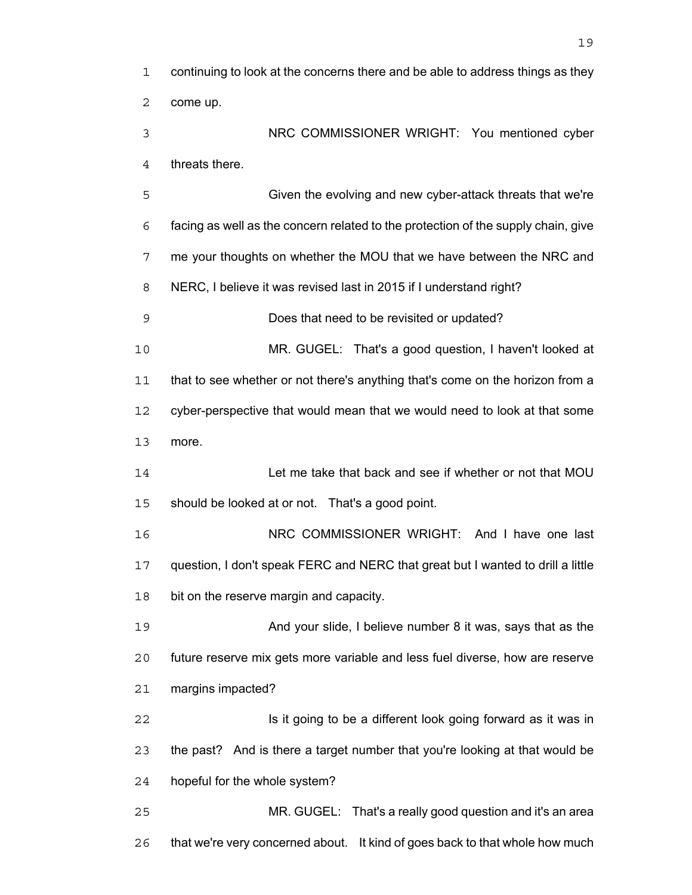continuing to look at the concerns there and be able to address things as they come up.

NRC COMMISSIONER WRIGHT: You mentioned cyber threats there.

Given the evolving and new cyber-attack threats that we're facing as well as the concern related to the protection of the supply chain, give me your thoughts on whether the MOU that we have between the NRC and NERC, I believe it was revised last in 2015 if I understand right?

Does that need to be revisited or updated?

MR. GUGEL: That's a good question, I haven't looked at that to see whether or not there's anything that's come on the horizon from a cyber-perspective that would mean that we would need to look at that some more.

Let me take that back and see if whether or not that MOU should be looked at or not. That's a good point.

NRC COMMISSIONER WRIGHT: And I have one last question, I don't speak FERC and NERC that great but I wanted to drill a little bit on the reserve margin and capacity.

And your slide, I believe number 8 it was, says that as the future reserve mix gets more variable and less fuel diverse, how are reserve margins impacted?

Is it going to be a different look going forward as it was in the past? And is there a target number that you're looking at that would be hopeful for the whole system?

MR. GUGEL: That's a really good question and it's an area that we're very concerned about. It kind of goes back to that whole how much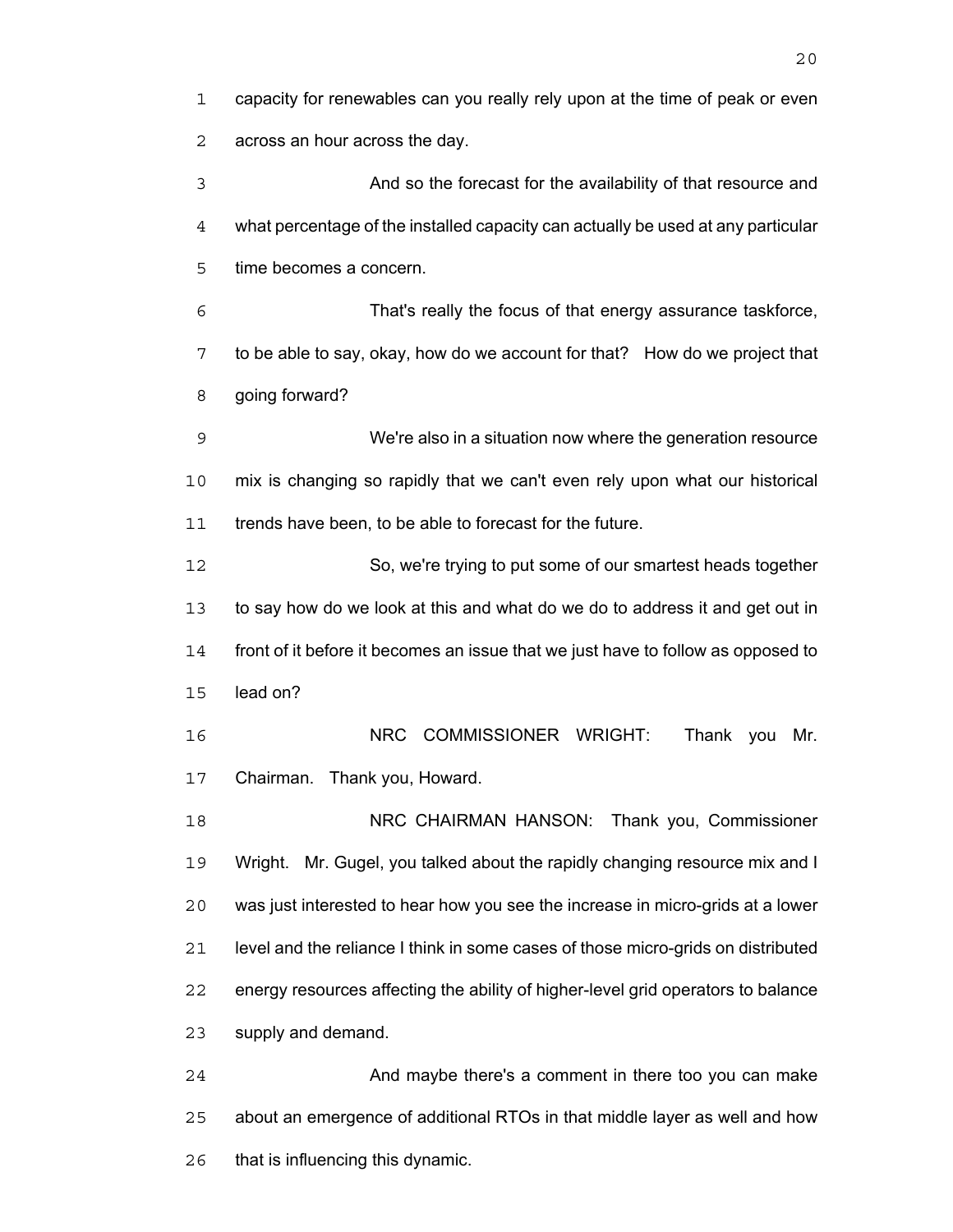capacity for renewables can you really rely upon at the time of peak or even across an hour across the day.

And so the forecast for the availability of that resource and what percentage of the installed capacity can actually be used at any particular time becomes a concern.

That's really the focus of that energy assurance taskforce, to be able to say, okay, how do we account for that? How do we project that going forward?

We're also in a situation now where the generation resource mix is changing so rapidly that we can't even rely upon what our historical trends have been, to be able to forecast for the future.

So, we're trying to put some of our smartest heads together to say how do we look at this and what do we do to address it and get out in front of it before it becomes an issue that we just have to follow as opposed to lead on?

NRC COMMISSIONER WRIGHT: Thank you Mr. Chairman. Thank you, Howard.

NRC CHAIRMAN HANSON: Thank you, Commissioner Wright. Mr. Gugel, you talked about the rapidly changing resource mix and I was just interested to hear how you see the increase in micro-grids at a lower level and the reliance I think in some cases of those micro-grids on distributed energy resources affecting the ability of higher-level grid operators to balance supply and demand.

And maybe there's a comment in there too you can make about an emergence of additional RTOs in that middle layer as well and how that is influencing this dynamic.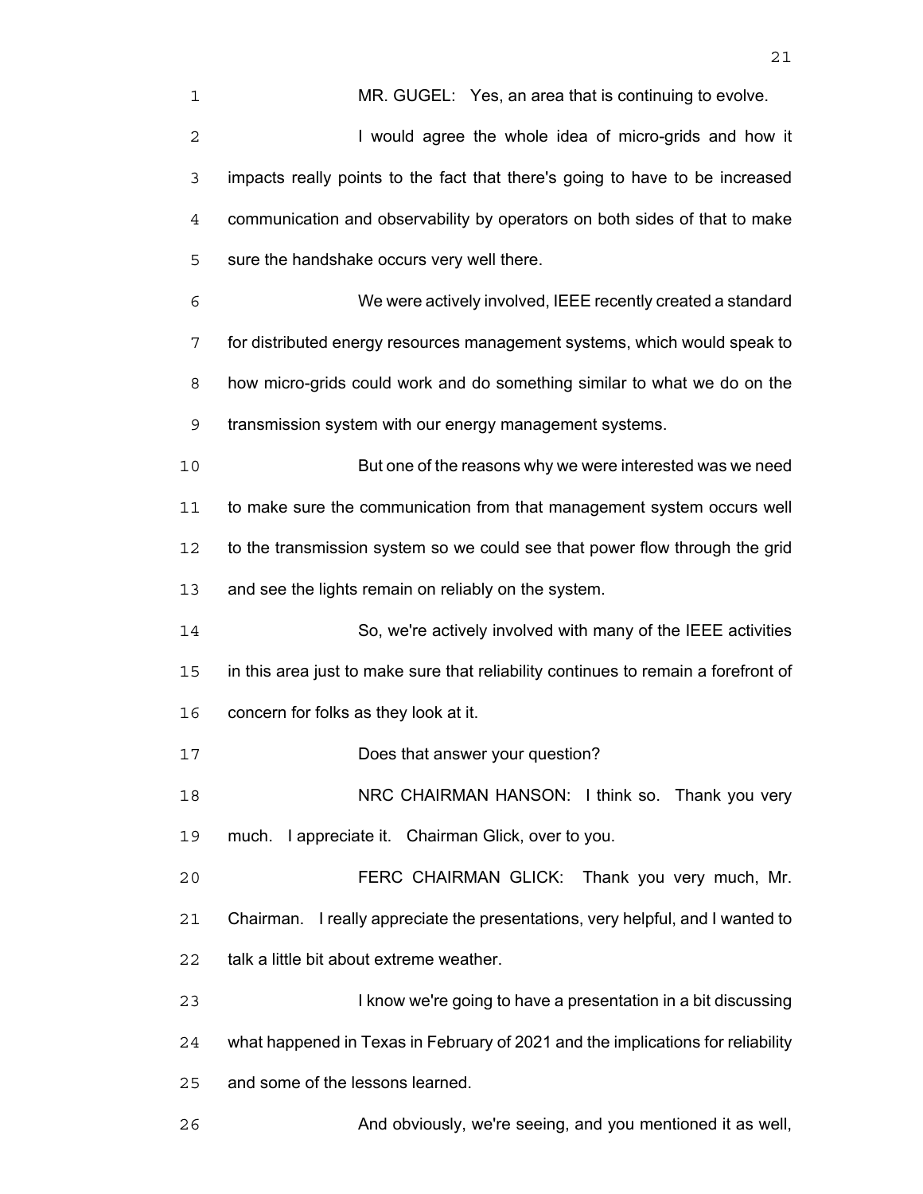MR. GUGEL: Yes, an area that is continuing to evolve.

I would agree the whole idea of micro-grids and how it impacts really points to the fact that there's going to have to be increased communication and observability by operators on both sides of that to make sure the handshake occurs very well there.

We were actively involved, IEEE recently created a standard for distributed energy resources management systems, which would speak to how micro-grids could work and do something similar to what we do on the transmission system with our energy management systems.

But one of the reasons why we were interested was we need to make sure the communication from that management system occurs well to the transmission system so we could see that power flow through the grid and see the lights remain on reliably on the system.

So, we're actively involved with many of the IEEE activities in this area just to make sure that reliability continues to remain a forefront of concern for folks as they look at it.

Does that answer your question?

NRC CHAIRMAN HANSON: I think so. Thank you very much. I appreciate it. Chairman Glick, over to you.

FERC CHAIRMAN GLICK: Thank you very much, Mr. Chairman. I really appreciate the presentations, very helpful, and I wanted to talk a little bit about extreme weather.

I know we're going to have a presentation in a bit discussing what happened in Texas in February of 2021 and the implications for reliability and some of the lessons learned.

And obviously, we're seeing, and you mentioned it as well,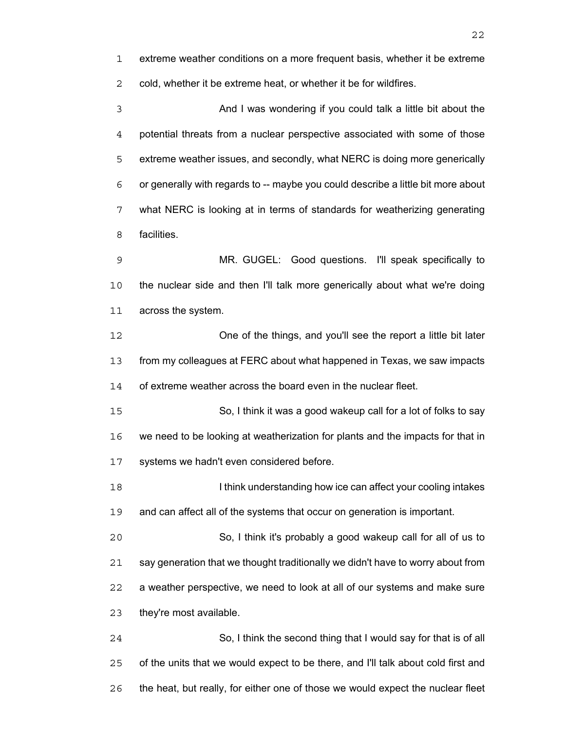extreme weather conditions on a more frequent basis, whether it be extreme cold, whether it be extreme heat, or whether it be for wildfires.

And I was wondering if you could talk a little bit about the potential threats from a nuclear perspective associated with some of those extreme weather issues, and secondly, what NERC is doing more generically or generally with regards to -- maybe you could describe a little bit more about what NERC is looking at in terms of standards for weatherizing generating facilities.

MR. GUGEL: Good questions. I'll speak specifically to the nuclear side and then I'll talk more generically about what we're doing across the system.

One of the things, and you'll see the report a little bit later from my colleagues at FERC about what happened in Texas, we saw impacts of extreme weather across the board even in the nuclear fleet.

So, I think it was a good wakeup call for a lot of folks to say we need to be looking at weatherization for plants and the impacts for that in systems we hadn't even considered before.

I think understanding how ice can affect your cooling intakes and can affect all of the systems that occur on generation is important.

So, I think it's probably a good wakeup call for all of us to say generation that we thought traditionally we didn't have to worry about from a weather perspective, we need to look at all of our systems and make sure they're most available.

So, I think the second thing that I would say for that is of all of the units that we would expect to be there, and I'll talk about cold first and the heat, but really, for either one of those we would expect the nuclear fleet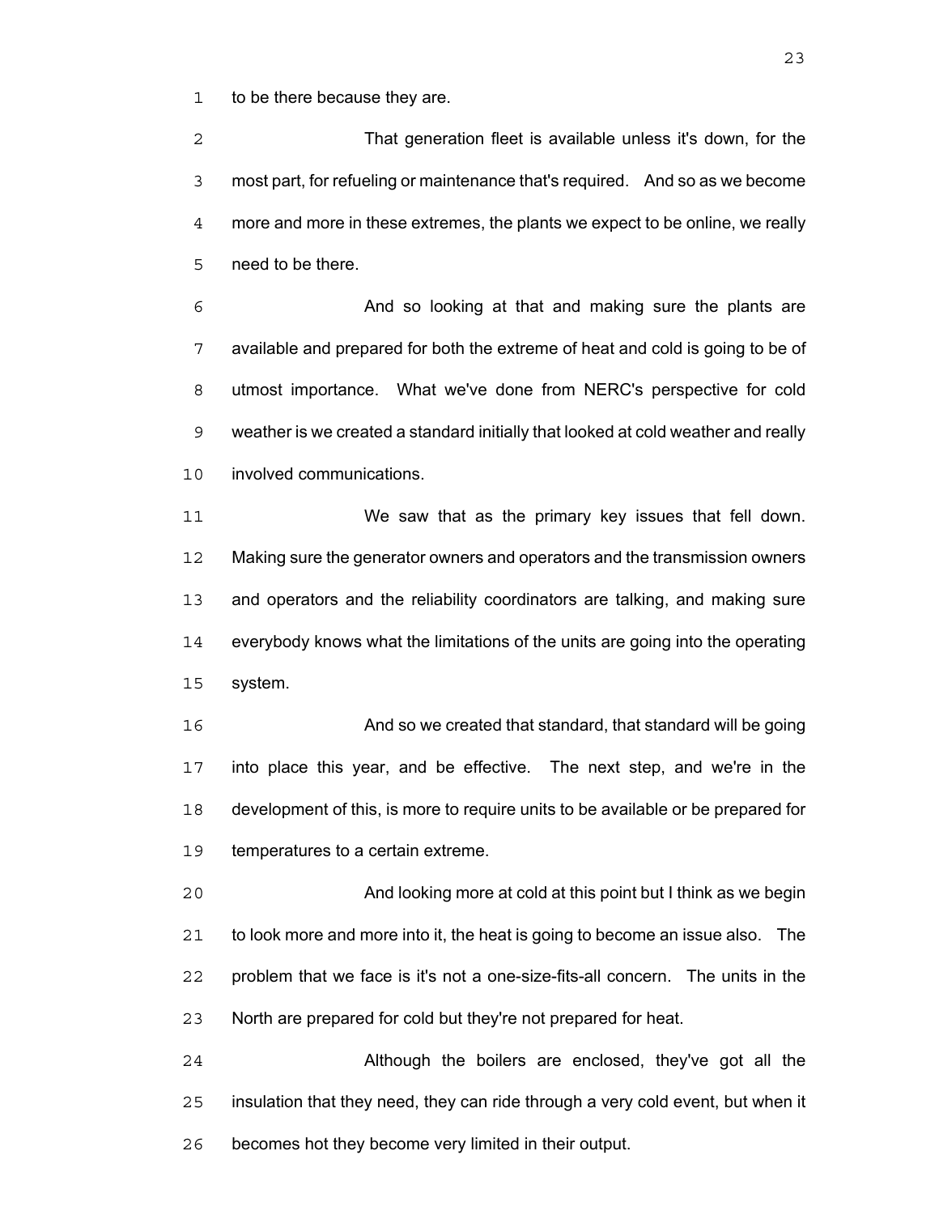to be there because they are.

That generation fleet is available unless it's down, for the most part, for refueling or maintenance that's required. And so as we become more and more in these extremes, the plants we expect to be online, we really need to be there.

And so looking at that and making sure the plants are available and prepared for both the extreme of heat and cold is going to be of utmost importance. What we've done from NERC's perspective for cold weather is we created a standard initially that looked at cold weather and really involved communications.

We saw that as the primary key issues that fell down. Making sure the generator owners and operators and the transmission owners and operators and the reliability coordinators are talking, and making sure everybody knows what the limitations of the units are going into the operating system.

And so we created that standard, that standard will be going into place this year, and be effective. The next step, and we're in the development of this, is more to require units to be available or be prepared for temperatures to a certain extreme.

And looking more at cold at this point but I think as we begin to look more and more into it, the heat is going to become an issue also. The problem that we face is it's not a one-size-fits-all concern. The units in the North are prepared for cold but they're not prepared for heat.

Although the boilers are enclosed, they've got all the insulation that they need, they can ride through a very cold event, but when it becomes hot they become very limited in their output.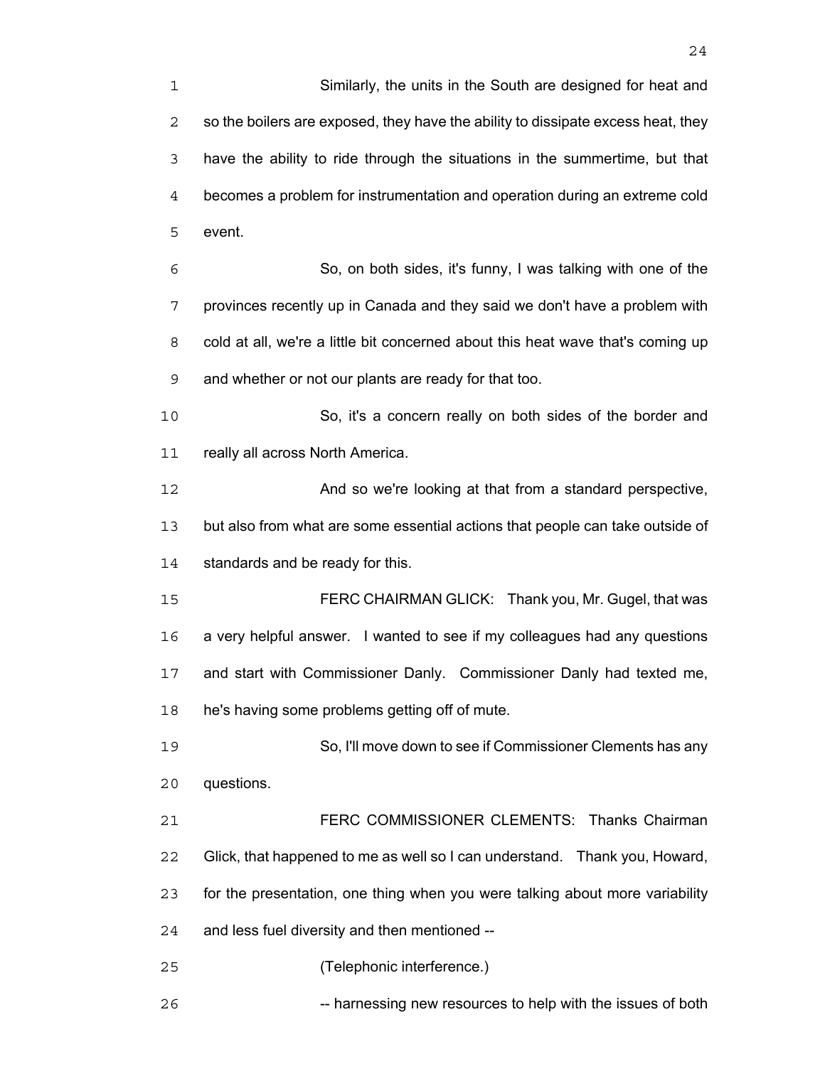Similarly, the units in the South are designed for heat and so the boilers are exposed, they have the ability to dissipate excess heat, they have the ability to ride through the situations in the summertime, but that becomes a problem for instrumentation and operation during an extreme cold event.

So, on both sides, it's funny, I was talking with one of the provinces recently up in Canada and they said we don't have a problem with cold at all, we're a little bit concerned about this heat wave that's coming up and whether or not our plants are ready for that too.

So, it's a concern really on both sides of the border and really all across North America.

And so we're looking at that from a standard perspective, but also from what are some essential actions that people can take outside of standards and be ready for this.

FERC CHAIRMAN GLICK: Thank you, Mr. Gugel, that was a very helpful answer. I wanted to see if my colleagues had any questions and start with Commissioner Danly. Commissioner Danly had texted me, he's having some problems getting off of mute.

So, I'll move down to see if Commissioner Clements has any questions.

FERC COMMISSIONER CLEMENTS: Thanks Chairman Glick, that happened to me as well so I can understand. Thank you, Howard, for the presentation, one thing when you were talking about more variability and less fuel diversity and then mentioned --

(Telephonic interference.)

-- harnessing new resources to help with the issues of both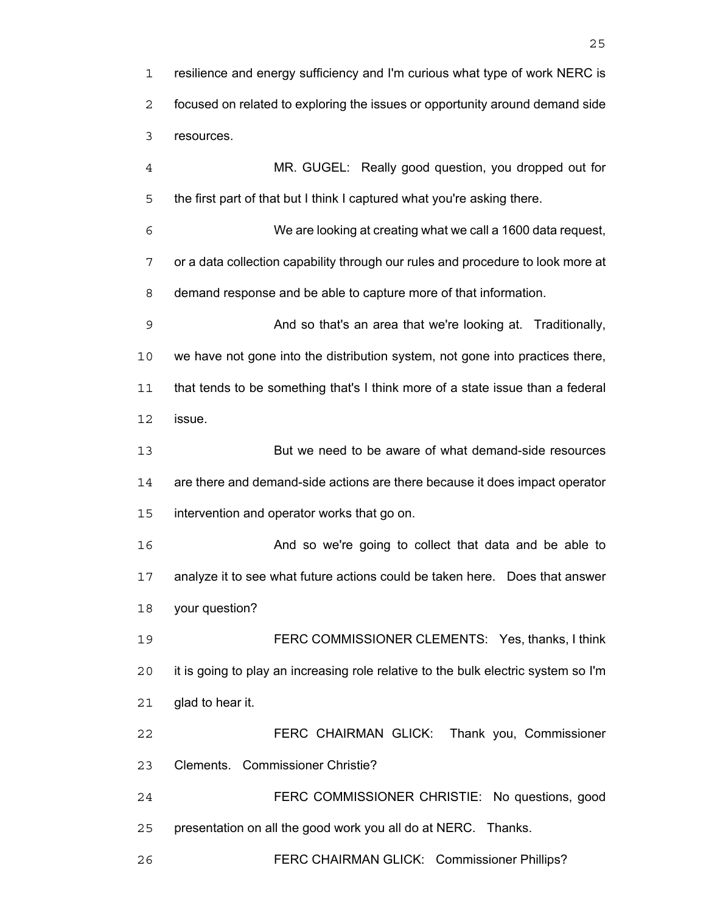resilience and energy sufficiency and I'm curious what type of work NERC is focused on related to exploring the issues or opportunity around demand side resources.

MR. GUGEL: Really good question, you dropped out for the first part of that but I think I captured what you're asking there.

We are looking at creating what we call a 1600 data request, or a data collection capability through our rules and procedure to look more at demand response and be able to capture more of that information.

And so that's an area that we're looking at. Traditionally, we have not gone into the distribution system, not gone into practices there, that tends to be something that's I think more of a state issue than a federal issue.

But we need to be aware of what demand-side resources are there and demand-side actions are there because it does impact operator intervention and operator works that go on.

And so we're going to collect that data and be able to analyze it to see what future actions could be taken here. Does that answer your question?

FERC COMMISSIONER CLEMENTS: Yes, thanks, I think it is going to play an increasing role relative to the bulk electric system so I'm glad to hear it.

FERC CHAIRMAN GLICK: Thank you, Commissioner Clements. Commissioner Christie?

FERC COMMISSIONER CHRISTIE: No questions, good presentation on all the good work you all do at NERC. Thanks.

FERC CHAIRMAN GLICK: Commissioner Phillips?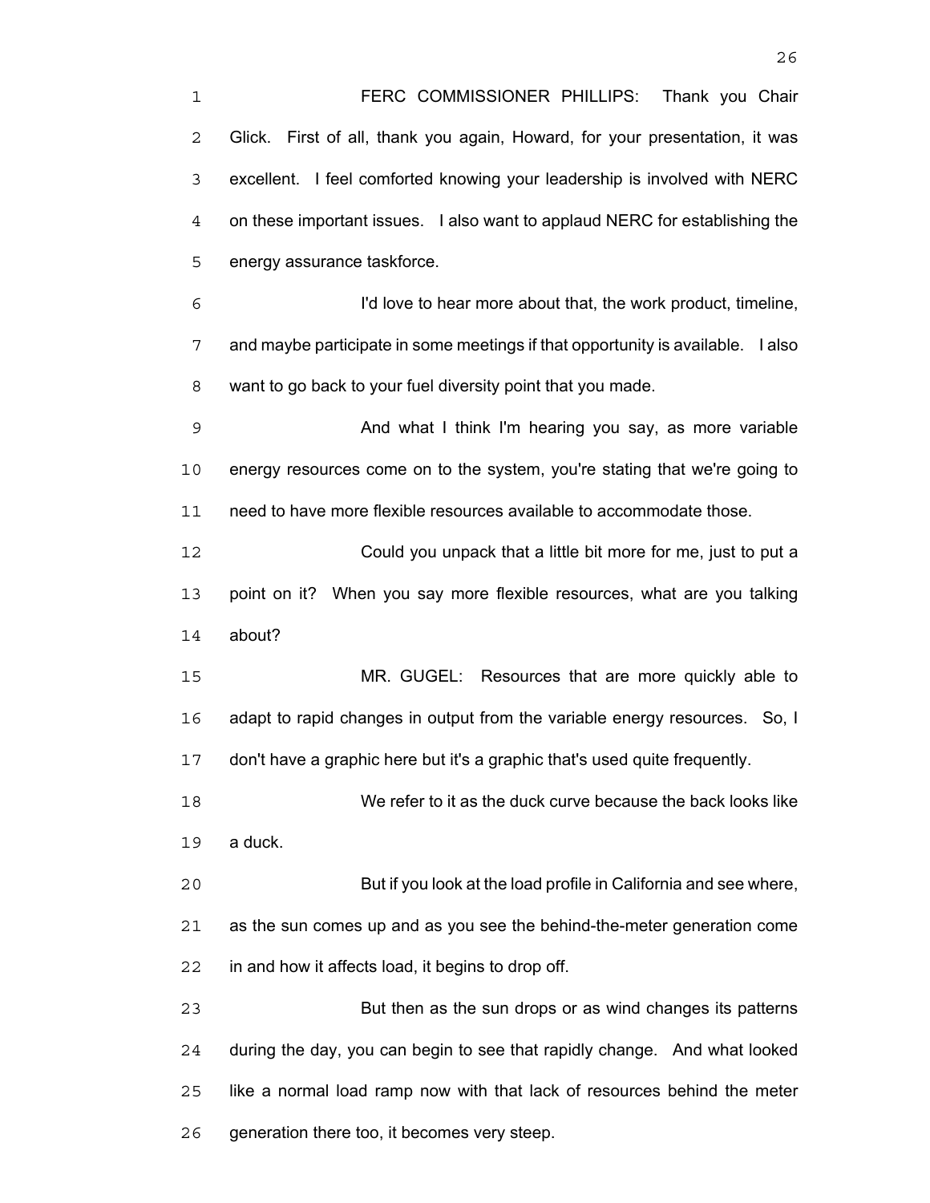FERC COMMISSIONER PHILLIPS: Thank you Chair Glick. First of all, thank you again, Howard, for your presentation, it was excellent. I feel comforted knowing your leadership is involved with NERC on these important issues. I also want to applaud NERC for establishing the energy assurance taskforce.

I'd love to hear more about that, the work product, timeline, and maybe participate in some meetings if that opportunity is available. I also want to go back to your fuel diversity point that you made.

And what I think I'm hearing you say, as more variable energy resources come on to the system, you're stating that we're going to need to have more flexible resources available to accommodate those.

Could you unpack that a little bit more for me, just to put a point on it? When you say more flexible resources, what are you talking about?

MR. GUGEL: Resources that are more quickly able to adapt to rapid changes in output from the variable energy resources. So, I don't have a graphic here but it's a graphic that's used quite frequently.

We refer to it as the duck curve because the back looks like a duck.

But if you look at the load profile in California and see where, as the sun comes up and as you see the behind-the-meter generation come in and how it affects load, it begins to drop off.

But then as the sun drops or as wind changes its patterns during the day, you can begin to see that rapidly change. And what looked like a normal load ramp now with that lack of resources behind the meter generation there too, it becomes very steep.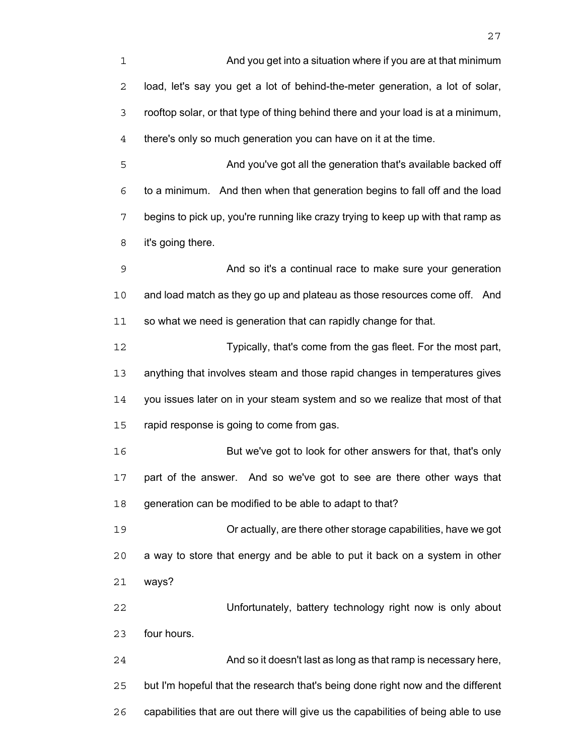And you get into a situation where if you are at that minimum load, let's say you get a lot of behind-the-meter generation, a lot of solar, rooftop solar, or that type of thing behind there and your load is at a minimum, there's only so much generation you can have on it at the time.

And you've got all the generation that's available backed off to a minimum. And then when that generation begins to fall off and the load begins to pick up, you're running like crazy trying to keep up with that ramp as it's going there.

And so it's a continual race to make sure your generation and load match as they go up and plateau as those resources come off. And so what we need is generation that can rapidly change for that.

Typically, that's come from the gas fleet. For the most part, anything that involves steam and those rapid changes in temperatures gives you issues later on in your steam system and so we realize that most of that rapid response is going to come from gas.

But we've got to look for other answers for that, that's only part of the answer. And so we've got to see are there other ways that generation can be modified to be able to adapt to that?

Or actually, are there other storage capabilities, have we got a way to store that energy and be able to put it back on a system in other ways?

Unfortunately, battery technology right now is only about four hours.

And so it doesn't last as long as that ramp is necessary here, but I'm hopeful that the research that's being done right now and the different capabilities that are out there will give us the capabilities of being able to use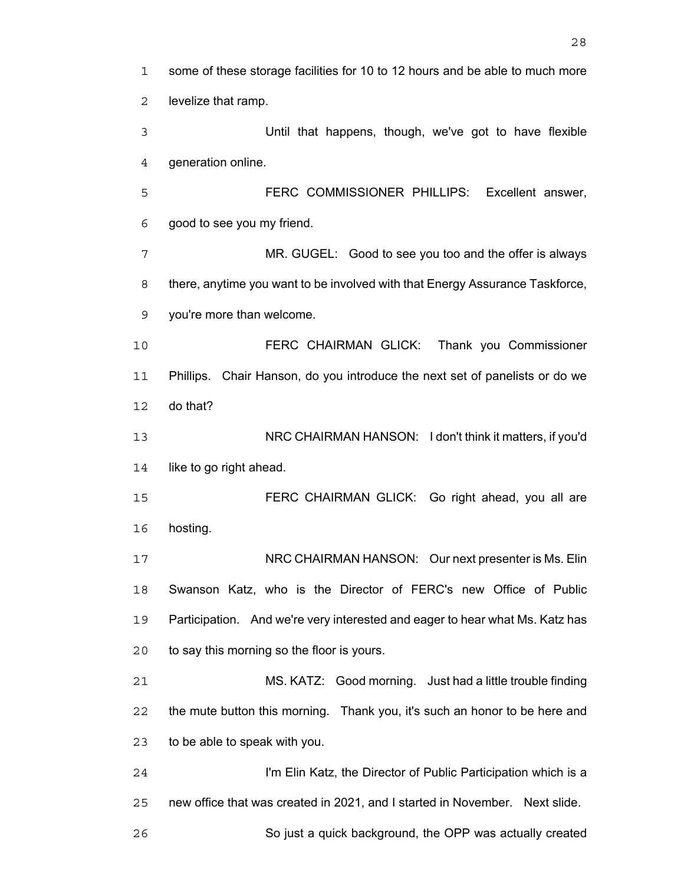some of these storage facilities for 10 to 12 hours and be able to much more levelize that ramp.

Until that happens, though, we've got to have flexible generation online.

FERC COMMISSIONER PHILLIPS: Excellent answer, good to see you my friend.

MR. GUGEL: Good to see you too and the offer is always there, anytime you want to be involved with that Energy Assurance Taskforce, you're more than welcome.

FERC CHAIRMAN GLICK: Thank you Commissioner Phillips. Chair Hanson, do you introduce the next set of panelists or do we do that?

NRC CHAIRMAN HANSON: I don't think it matters, if you'd like to go right ahead.

FERC CHAIRMAN GLICK: Go right ahead, you all are hosting.

NRC CHAIRMAN HANSON: Our next presenter is Ms. Elin Swanson Katz, who is the Director of FERC's new Office of Public Participation. And we're very interested and eager to hear what Ms. Katz has to say this morning so the floor is yours.

MS. KATZ: Good morning. Just had a little trouble finding the mute button this morning. Thank you, it's such an honor to be here and to be able to speak with you.

I'm Elin Katz, the Director of Public Participation which is a new office that was created in 2021, and I started in November. Next slide.

So just a quick background, the OPP was actually created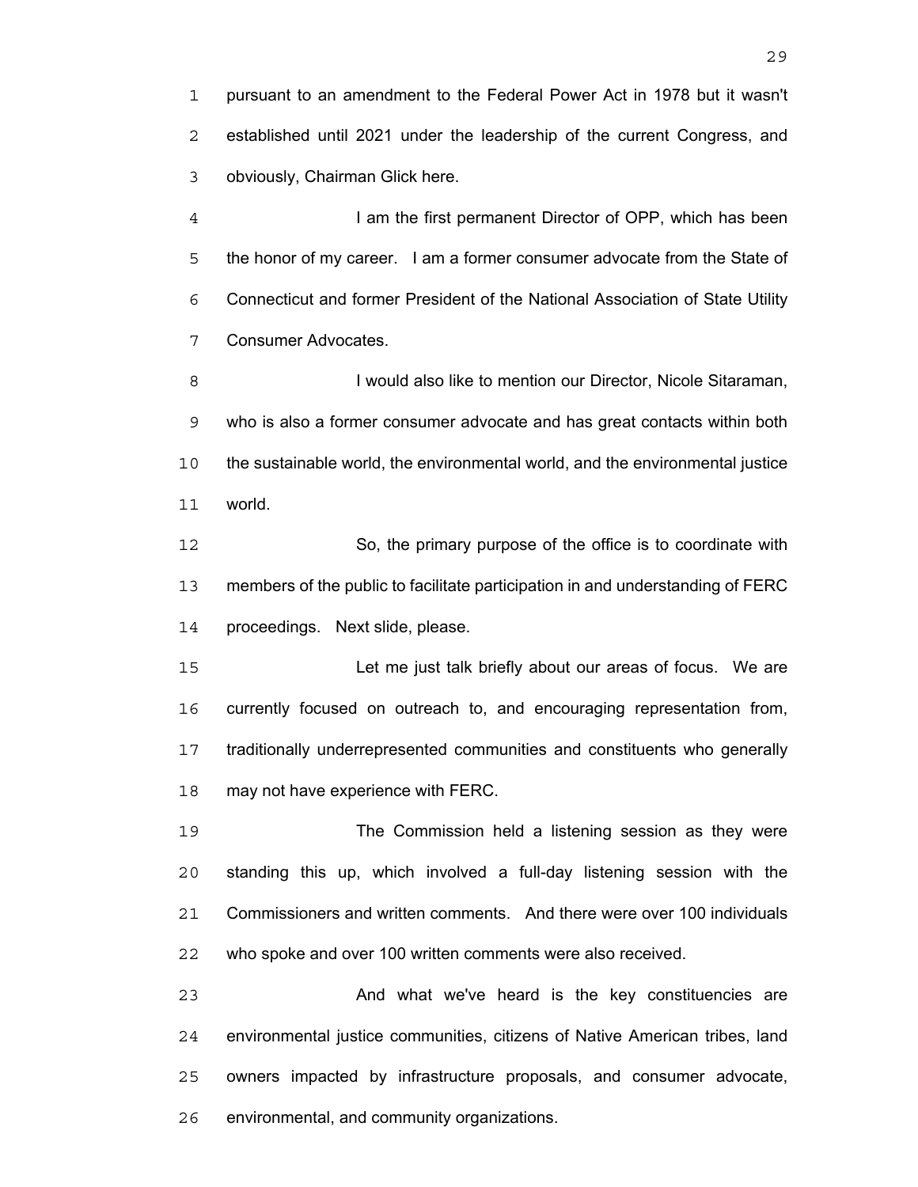pursuant to an amendment to the Federal Power Act in 1978 but it wasn't established until 2021 under the leadership of the current Congress, and obviously, Chairman Glick here.

I am the first permanent Director of OPP, which has been the honor of my career. I am a former consumer advocate from the State of Connecticut and former President of the National Association of State Utility Consumer Advocates.

I would also like to mention our Director, Nicole Sitaraman, who is also a former consumer advocate and has great contacts within both the sustainable world, the environmental world, and the environmental justice world.

So, the primary purpose of the office is to coordinate with members of the public to facilitate participation in and understanding of FERC proceedings. Next slide, please.

Let me just talk briefly about our areas of focus. We are currently focused on outreach to, and encouraging representation from, traditionally underrepresented communities and constituents who generally may not have experience with FERC.

The Commission held a listening session as they were standing this up, which involved a full-day listening session with the Commissioners and written comments. And there were over 100 individuals who spoke and over 100 written comments were also received.

And what we've heard is the key constituencies are environmental justice communities, citizens of Native American tribes, land owners impacted by infrastructure proposals, and consumer advocate, environmental, and community organizations.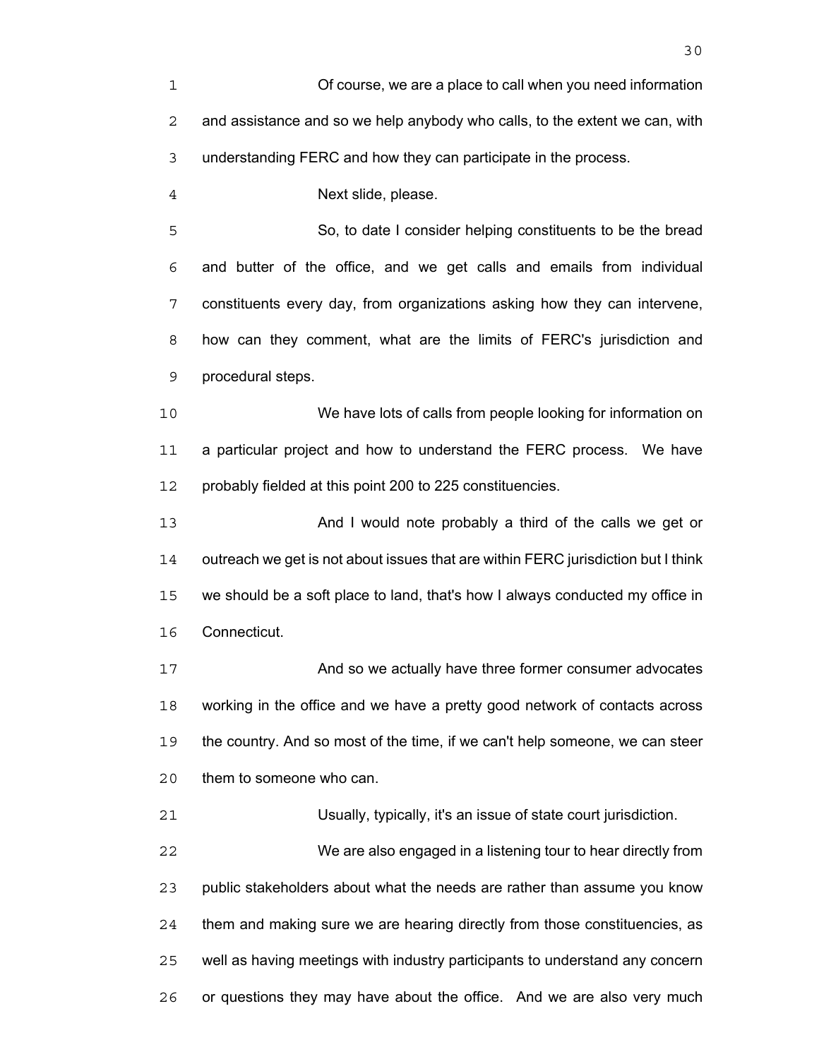Of course, we are a place to call when you need information and assistance and so we help anybody who calls, to the extent we can, with understanding FERC and how they can participate in the process.

Next slide, please.

So, to date I consider helping constituents to be the bread and butter of the office, and we get calls and emails from individual constituents every day, from organizations asking how they can intervene, how can they comment, what are the limits of FERC's jurisdiction and procedural steps.

We have lots of calls from people looking for information on a particular project and how to understand the FERC process. We have probably fielded at this point 200 to 225 constituencies.

And I would note probably a third of the calls we get or outreach we get is not about issues that are within FERC jurisdiction but I think we should be a soft place to land, that's how I always conducted my office in Connecticut.

And so we actually have three former consumer advocates working in the office and we have a pretty good network of contacts across the country. And so most of the time, if we can't help someone, we can steer them to someone who can.

Usually, typically, it's an issue of state court jurisdiction.

We are also engaged in a listening tour to hear directly from public stakeholders about what the needs are rather than assume you know them and making sure we are hearing directly from those constituencies, as well as having meetings with industry participants to understand any concern or questions they may have about the office. And we are also very much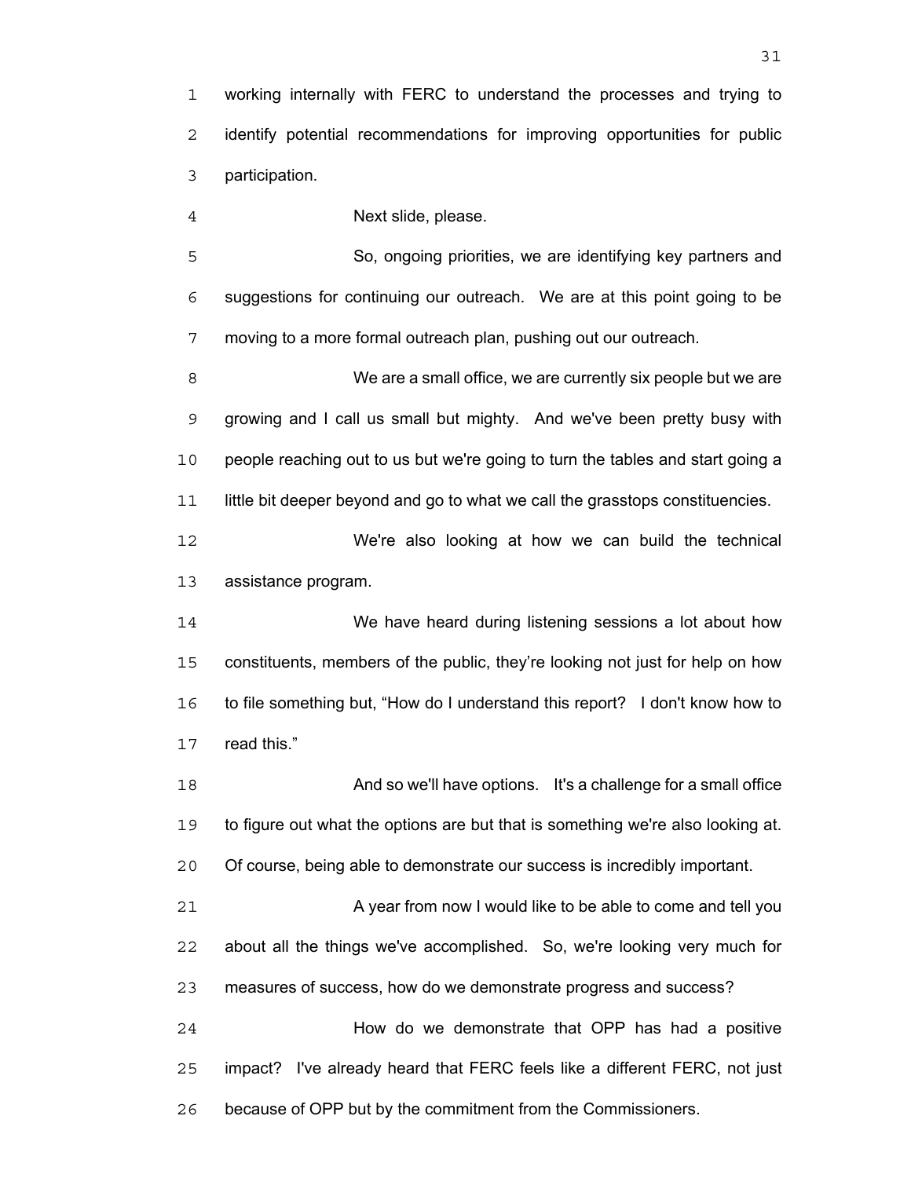working internally with FERC to understand the processes and trying to identify potential recommendations for improving opportunities for public participation.

Next slide, please.

So, ongoing priorities, we are identifying key partners and suggestions for continuing our outreach. We are at this point going to be moving to a more formal outreach plan, pushing out our outreach.

We are a small office, we are currently six people but we are growing and I call us small but mighty. And we've been pretty busy with people reaching out to us but we're going to turn the tables and start going a little bit deeper beyond and go to what we call the grasstops constituencies.

We're also looking at how we can build the technical assistance program.

We have heard during listening sessions a lot about how constituents, members of the public, they're looking not just for help on how to file something but, "How do I understand this report? I don't know how to read this."

And so we'll have options. It's a challenge for a small office to figure out what the options are but that is something we're also looking at. Of course, being able to demonstrate our success is incredibly important.

A year from now I would like to be able to come and tell you about all the things we've accomplished. So, we're looking very much for measures of success, how do we demonstrate progress and success?

How do we demonstrate that OPP has had a positive impact? I've already heard that FERC feels like a different FERC, not just because of OPP but by the commitment from the Commissioners.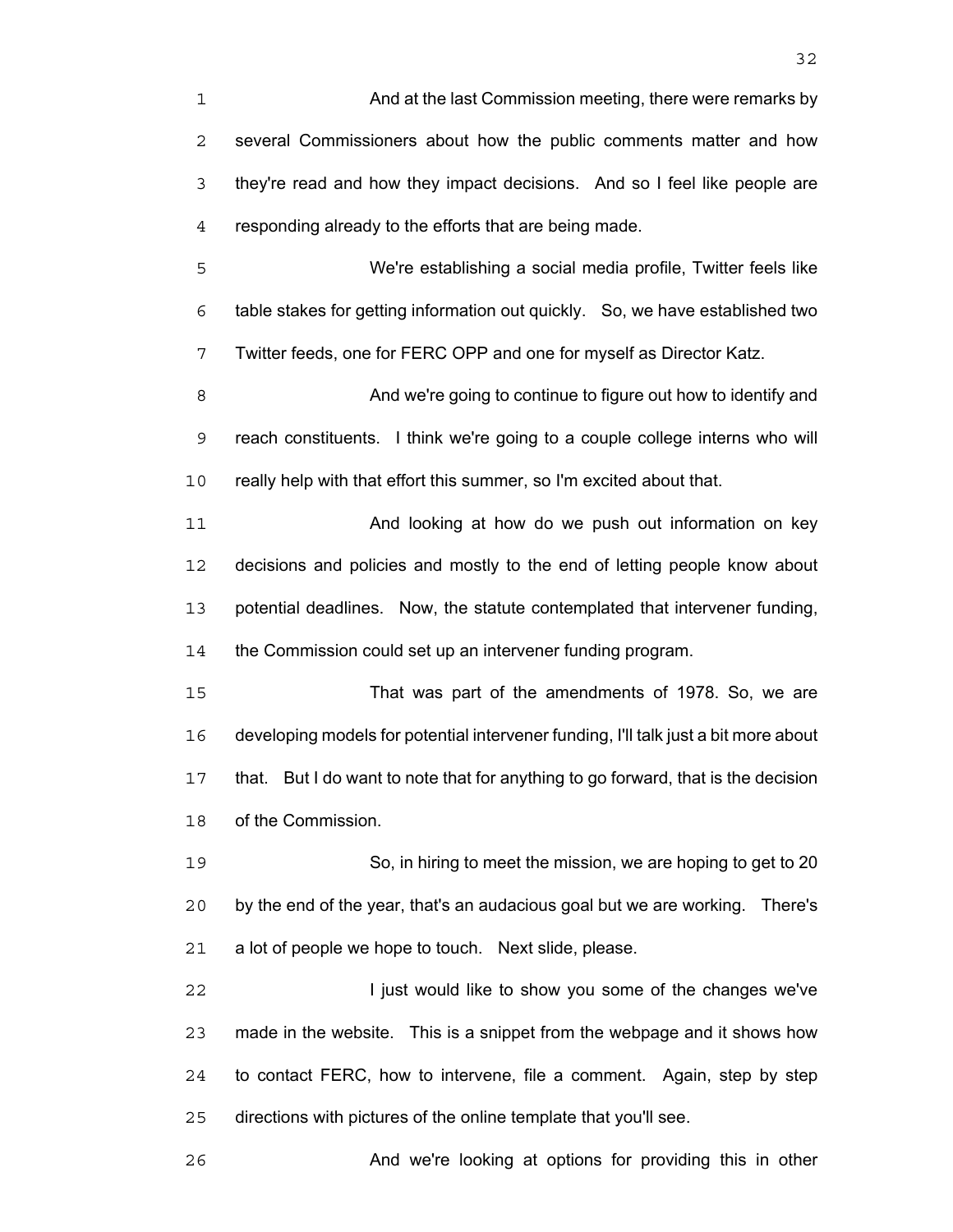And at the last Commission meeting, there were remarks by several Commissioners about how the public comments matter and how they're read and how they impact decisions. And so I feel like people are responding already to the efforts that are being made.

We're establishing a social media profile, Twitter feels like table stakes for getting information out quickly. So, we have established two Twitter feeds, one for FERC OPP and one for myself as Director Katz.

And we're going to continue to figure out how to identify and reach constituents. I think we're going to a couple college interns who will really help with that effort this summer, so I'm excited about that.

And looking at how do we push out information on key decisions and policies and mostly to the end of letting people know about potential deadlines. Now, the statute contemplated that intervener funding, the Commission could set up an intervener funding program.

That was part of the amendments of 1978. So, we are developing models for potential intervener funding, I'll talk just a bit more about that. But I do want to note that for anything to go forward, that is the decision of the Commission.

So, in hiring to meet the mission, we are hoping to get to 20 by the end of the year, that's an audacious goal but we are working. There's a lot of people we hope to touch. Next slide, please.

I just would like to show you some of the changes we've made in the website. This is a snippet from the webpage and it shows how to contact FERC, how to intervene, file a comment. Again, step by step directions with pictures of the online template that you'll see.

And we're looking at options for providing this in other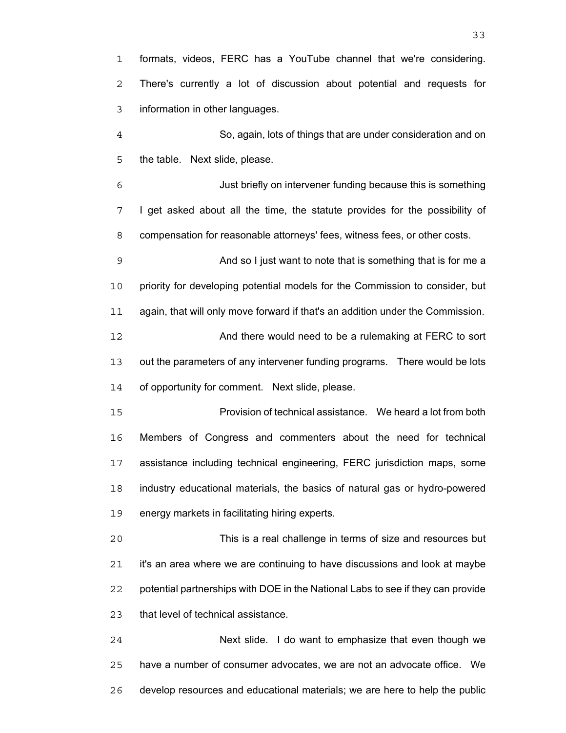formats, videos, FERC has a YouTube channel that we're considering. There's currently a lot of discussion about potential and requests for information in other languages.

So, again, lots of things that are under consideration and on the table. Next slide, please.

Just briefly on intervener funding because this is something I get asked about all the time, the statute provides for the possibility of compensation for reasonable attorneys' fees, witness fees, or other costs.

And so I just want to note that is something that is for me a priority for developing potential models for the Commission to consider, but again, that will only move forward if that's an addition under the Commission.

And there would need to be a rulemaking at FERC to sort out the parameters of any intervener funding programs. There would be lots of opportunity for comment. Next slide, please.

Provision of technical assistance. We heard a lot from both Members of Congress and commenters about the need for technical assistance including technical engineering, FERC jurisdiction maps, some industry educational materials, the basics of natural gas or hydro-powered energy markets in facilitating hiring experts.

This is a real challenge in terms of size and resources but it's an area where we are continuing to have discussions and look at maybe potential partnerships with DOE in the National Labs to see if they can provide that level of technical assistance.

Next slide. I do want to emphasize that even though we have a number of consumer advocates, we are not an advocate office. We develop resources and educational materials; we are here to help the public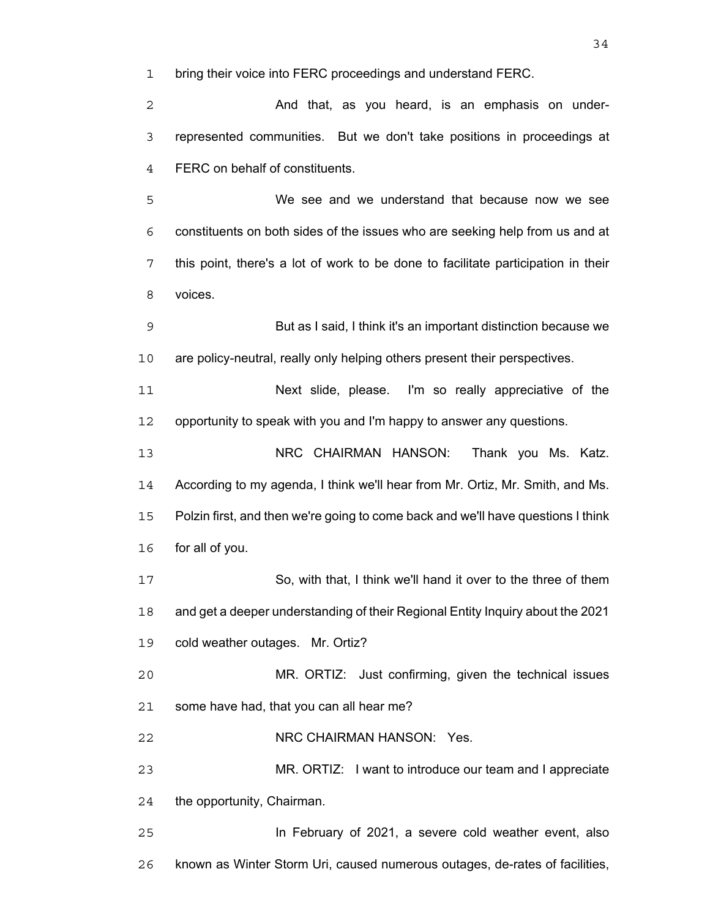bring their voice into FERC proceedings and understand FERC.

And that, as you heard, is an emphasis on under-represented communities. But we don't take positions in proceedings at FERC on behalf of constituents.

We see and we understand that because now we see constituents on both sides of the issues who are seeking help from us and at this point, there's a lot of work to be done to facilitate participation in their voices.

But as I said, I think it's an important distinction because we are policy-neutral, really only helping others present their perspectives.

Next slide, please. I'm so really appreciative of the opportunity to speak with you and I'm happy to answer any questions.

NRC CHAIRMAN HANSON: Thank you Ms. Katz. According to my agenda, I think we'll hear from Mr. Ortiz, Mr. Smith, and Ms. Polzin first, and then we're going to come back and we'll have questions I think for all of you.

So, with that, I think we'll hand it over to the three of them and get a deeper understanding of their Regional Entity Inquiry about the 2021 cold weather outages. Mr. Ortiz?

MR. ORTIZ: Just confirming, given the technical issues some have had, that you can all hear me?

NRC CHAIRMAN HANSON: Yes.

MR. ORTIZ: I want to introduce our team and I appreciate the opportunity, Chairman.

In February of 2021, a severe cold weather event, also known as Winter Storm Uri, caused numerous outages, de-rates of facilities,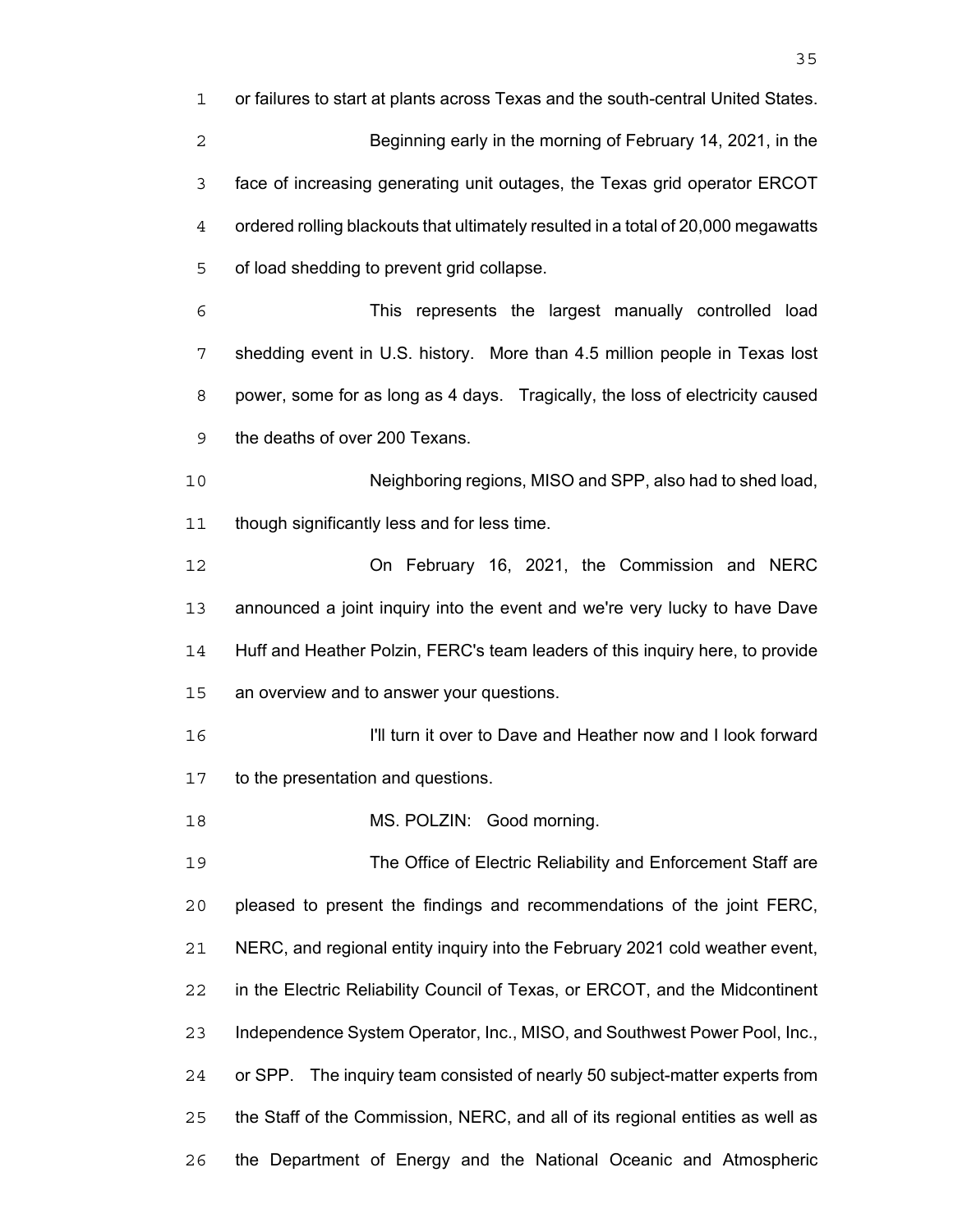or failures to start at plants across Texas and the south-central United States.

Beginning early in the morning of February 14, 2021, in the face of increasing generating unit outages, the Texas grid operator ERCOT ordered rolling blackouts that ultimately resulted in a total of 20,000 megawatts of load shedding to prevent grid collapse.

This represents the largest manually controlled load shedding event in U.S. history. More than 4.5 million people in Texas lost power, some for as long as 4 days. Tragically, the loss of electricity caused the deaths of over 200 Texans.

Neighboring regions, MISO and SPP, also had to shed load, though significantly less and for less time.

On February 16, 2021, the Commission and NERC announced a joint inquiry into the event and we're very lucky to have Dave Huff and Heather Polzin, FERC's team leaders of this inquiry here, to provide an overview and to answer your questions.

I'll turn it over to Dave and Heather now and I look forward to the presentation and questions.

MS. POLZIN: Good morning.

The Office of Electric Reliability and Enforcement Staff are pleased to present the findings and recommendations of the joint FERC, NERC, and regional entity inquiry into the February 2021 cold weather event, in the Electric Reliability Council of Texas, or ERCOT, and the Midcontinent Independence System Operator, Inc., MISO, and Southwest Power Pool, Inc., or SPP. The inquiry team consisted of nearly 50 subject-matter experts from the Staff of the Commission, NERC, and all of its regional entities as well as the Department of Energy and the National Oceanic and Atmospheric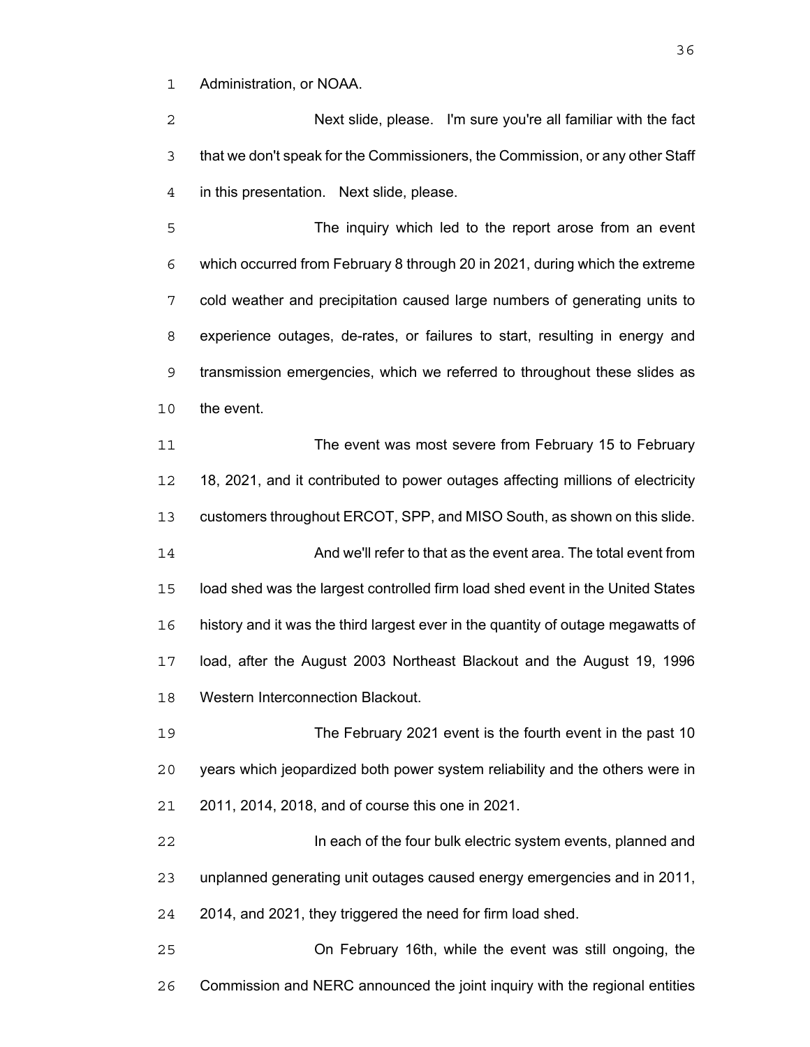Administration, or NOAA.

Next slide, please. I'm sure you're all familiar with the fact that we don't speak for the Commissioners, the Commission, or any other Staff in this presentation. Next slide, please.

The inquiry which led to the report arose from an event which occurred from February 8 through 20 in 2021, during which the extreme cold weather and precipitation caused large numbers of generating units to experience outages, de-rates, or failures to start, resulting in energy and transmission emergencies, which we referred to throughout these slides as the event.

The event was most severe from February 15 to February 18, 2021, and it contributed to power outages affecting millions of electricity customers throughout ERCOT, SPP, and MISO South, as shown on this slide.

And we'll refer to that as the event area. The total event from load shed was the largest controlled firm load shed event in the United States history and it was the third largest ever in the quantity of outage megawatts of load, after the August 2003 Northeast Blackout and the August 19, 1996 Western Interconnection Blackout.

The February 2021 event is the fourth event in the past 10 years which jeopardized both power system reliability and the others were in 2011, 2014, 2018, and of course this one in 2021.

In each of the four bulk electric system events, planned and unplanned generating unit outages caused energy emergencies and in 2011, 2014, and 2021, they triggered the need for firm load shed.

On February 16th, while the event was still ongoing, the Commission and NERC announced the joint inquiry with the regional entities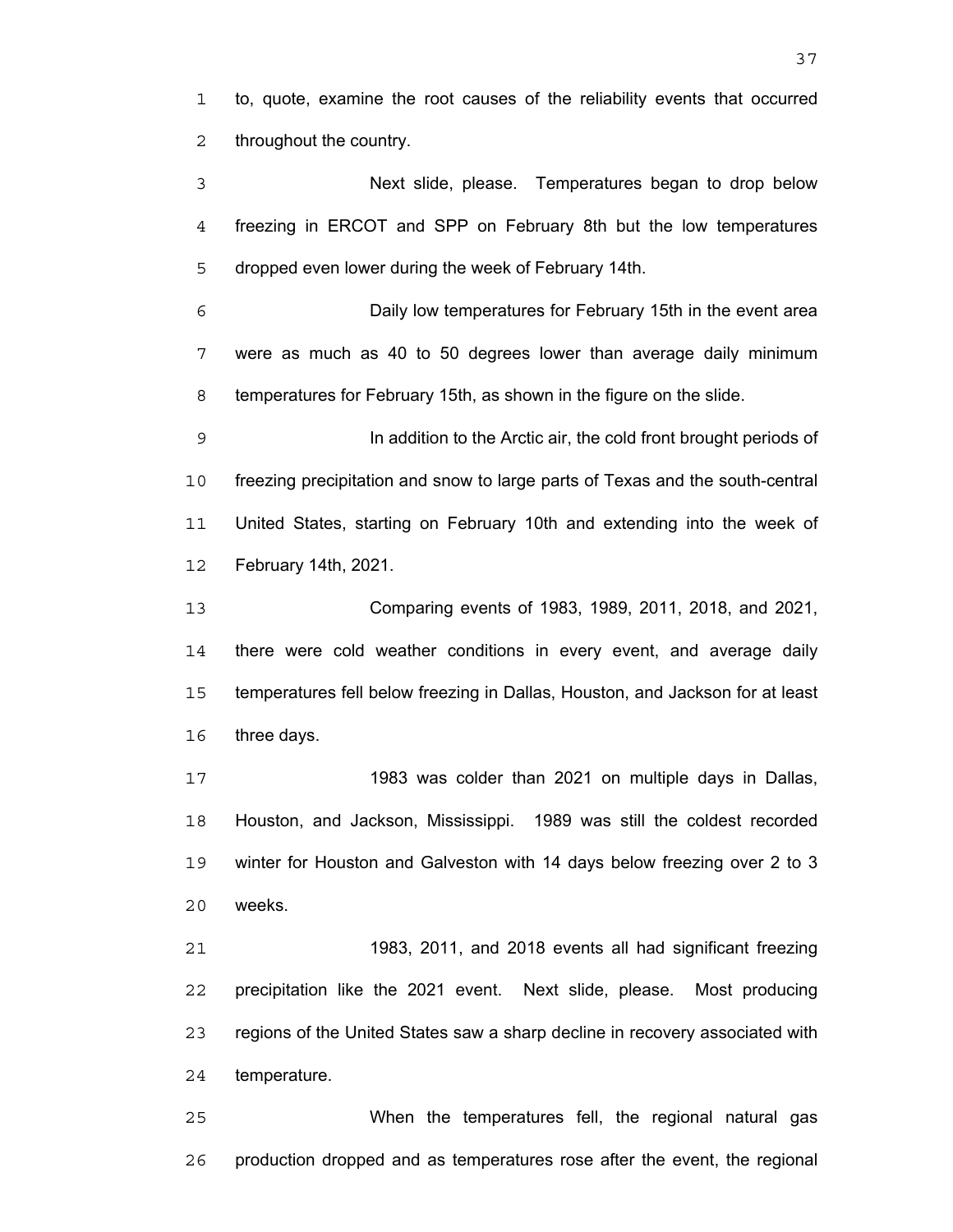to, quote, examine the root causes of the reliability events that occurred throughout the country.

Next slide, please. Temperatures began to drop below freezing in ERCOT and SPP on February 8th but the low temperatures dropped even lower during the week of February 14th.

Daily low temperatures for February 15th in the event area were as much as 40 to 50 degrees lower than average daily minimum temperatures for February 15th, as shown in the figure on the slide.

In addition to the Arctic air, the cold front brought periods of freezing precipitation and snow to large parts of Texas and the south-central United States, starting on February 10th and extending into the week of February 14th, 2021.

Comparing events of 1983, 1989, 2011, 2018, and 2021, there were cold weather conditions in every event, and average daily temperatures fell below freezing in Dallas, Houston, and Jackson for at least three days.

1983 was colder than 2021 on multiple days in Dallas, Houston, and Jackson, Mississippi. 1989 was still the coldest recorded winter for Houston and Galveston with 14 days below freezing over 2 to 3 weeks.

1983, 2011, and 2018 events all had significant freezing precipitation like the 2021 event. Next slide, please. Most producing regions of the United States saw a sharp decline in recovery associated with temperature.

When the temperatures fell, the regional natural gas production dropped and as temperatures rose after the event, the regional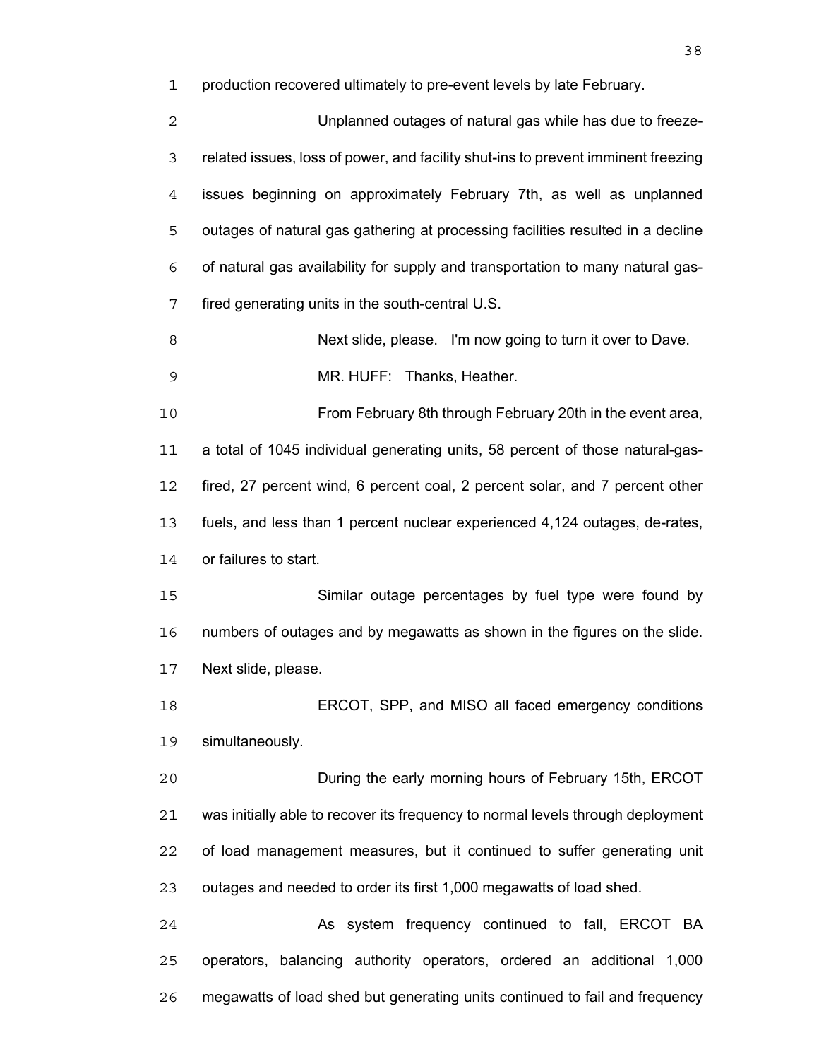production recovered ultimately to pre-event levels by late February.

Unplanned outages of natural gas while has due to freeze-related issues, loss of power, and facility shut-ins to prevent imminent freezing issues beginning on approximately February 7th, as well as unplanned outages of natural gas gathering at processing facilities resulted in a decline of natural gas availability for supply and transportation to many natural gas-fired generating units in the south-central U.S.

Next slide, please. I'm now going to turn it over to Dave.

MR. HUFF: Thanks, Heather.

From February 8th through February 20th in the event area, a total of 1045 individual generating units, 58 percent of those natural-gas-fired, 27 percent wind, 6 percent coal, 2 percent solar, and 7 percent other fuels, and less than 1 percent nuclear experienced 4,124 outages, de-rates, or failures to start.

Similar outage percentages by fuel type were found by numbers of outages and by megawatts as shown in the figures on the slide. Next slide, please.

ERCOT, SPP, and MISO all faced emergency conditions simultaneously.

During the early morning hours of February 15th, ERCOT was initially able to recover its frequency to normal levels through deployment of load management measures, but it continued to suffer generating unit outages and needed to order its first 1,000 megawatts of load shed.

As system frequency continued to fall, ERCOT BA operators, balancing authority operators, ordered an additional 1,000 megawatts of load shed but generating units continued to fail and frequency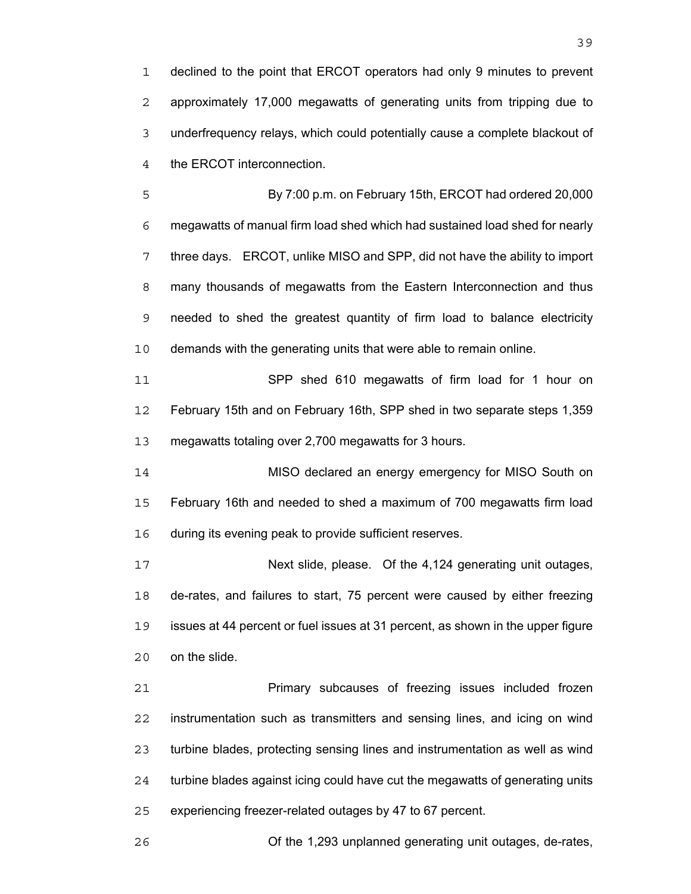declined to the point that ERCOT operators had only 9 minutes to prevent approximately 17,000 megawatts of generating units from tripping due to underfrequency relays, which could potentially cause a complete blackout of the ERCOT interconnection.

By 7:00 p.m. on February 15th, ERCOT had ordered 20,000 megawatts of manual firm load shed which had sustained load shed for nearly three days. ERCOT, unlike MISO and SPP, did not have the ability to import many thousands of megawatts from the Eastern Interconnection and thus needed to shed the greatest quantity of firm load to balance electricity demands with the generating units that were able to remain online.

SPP shed 610 megawatts of firm load for 1 hour on February 15th and on February 16th, SPP shed in two separate steps 1,359 megawatts totaling over 2,700 megawatts for 3 hours.

MISO declared an energy emergency for MISO South on February 16th and needed to shed a maximum of 700 megawatts firm load during its evening peak to provide sufficient reserves.

Next slide, please. Of the 4,124 generating unit outages, de-rates, and failures to start, 75 percent were caused by either freezing issues at 44 percent or fuel issues at 31 percent, as shown in the upper figure on the slide.

Primary subcauses of freezing issues included frozen instrumentation such as transmitters and sensing lines, and icing on wind turbine blades, protecting sensing lines and instrumentation as well as wind turbine blades against icing could have cut the megawatts of generating units experiencing freezer-related outages by 47 to 67 percent.

Of the 1,293 unplanned generating unit outages, de-rates,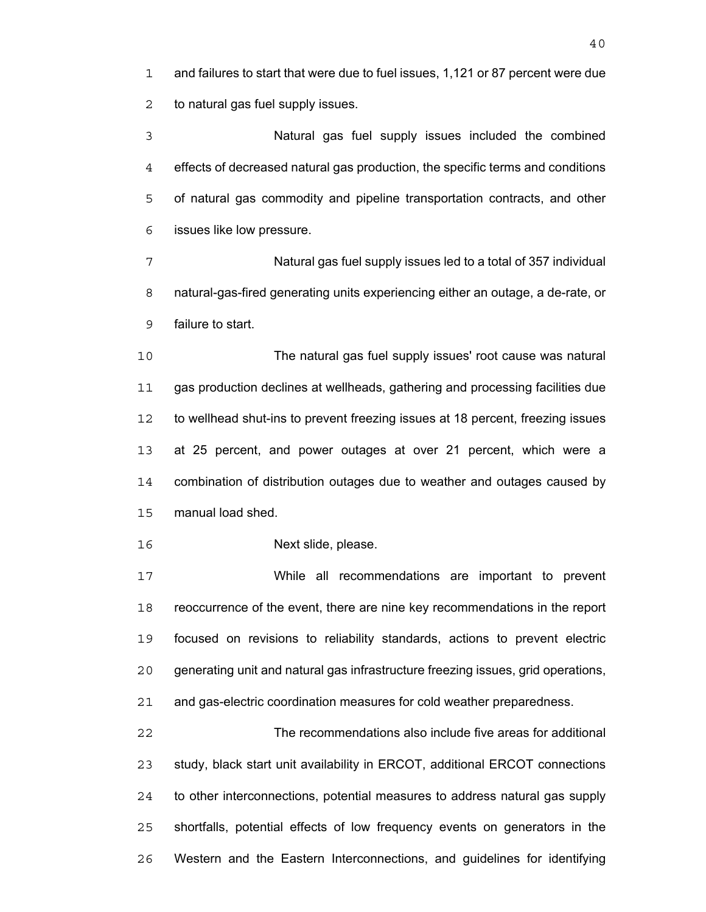and failures to start that were due to fuel issues, 1,121 or 87 percent were due to natural gas fuel supply issues.

Natural gas fuel supply issues included the combined effects of decreased natural gas production, the specific terms and conditions of natural gas commodity and pipeline transportation contracts, and other issues like low pressure.

Natural gas fuel supply issues led to a total of 357 individual natural-gas-fired generating units experiencing either an outage, a de-rate, or failure to start.

The natural gas fuel supply issues' root cause was natural gas production declines at wellheads, gathering and processing facilities due to wellhead shut-ins to prevent freezing issues at 18 percent, freezing issues at 25 percent, and power outages at over 21 percent, which were a combination of distribution outages due to weather and outages caused by manual load shed.

Next slide, please.

While all recommendations are important to prevent reoccurrence of the event, there are nine key recommendations in the report focused on revisions to reliability standards, actions to prevent electric generating unit and natural gas infrastructure freezing issues, grid operations, and gas-electric coordination measures for cold weather preparedness.

The recommendations also include five areas for additional study, black start unit availability in ERCOT, additional ERCOT connections to other interconnections, potential measures to address natural gas supply shortfalls, potential effects of low frequency events on generators in the Western and the Eastern Interconnections, and guidelines for identifying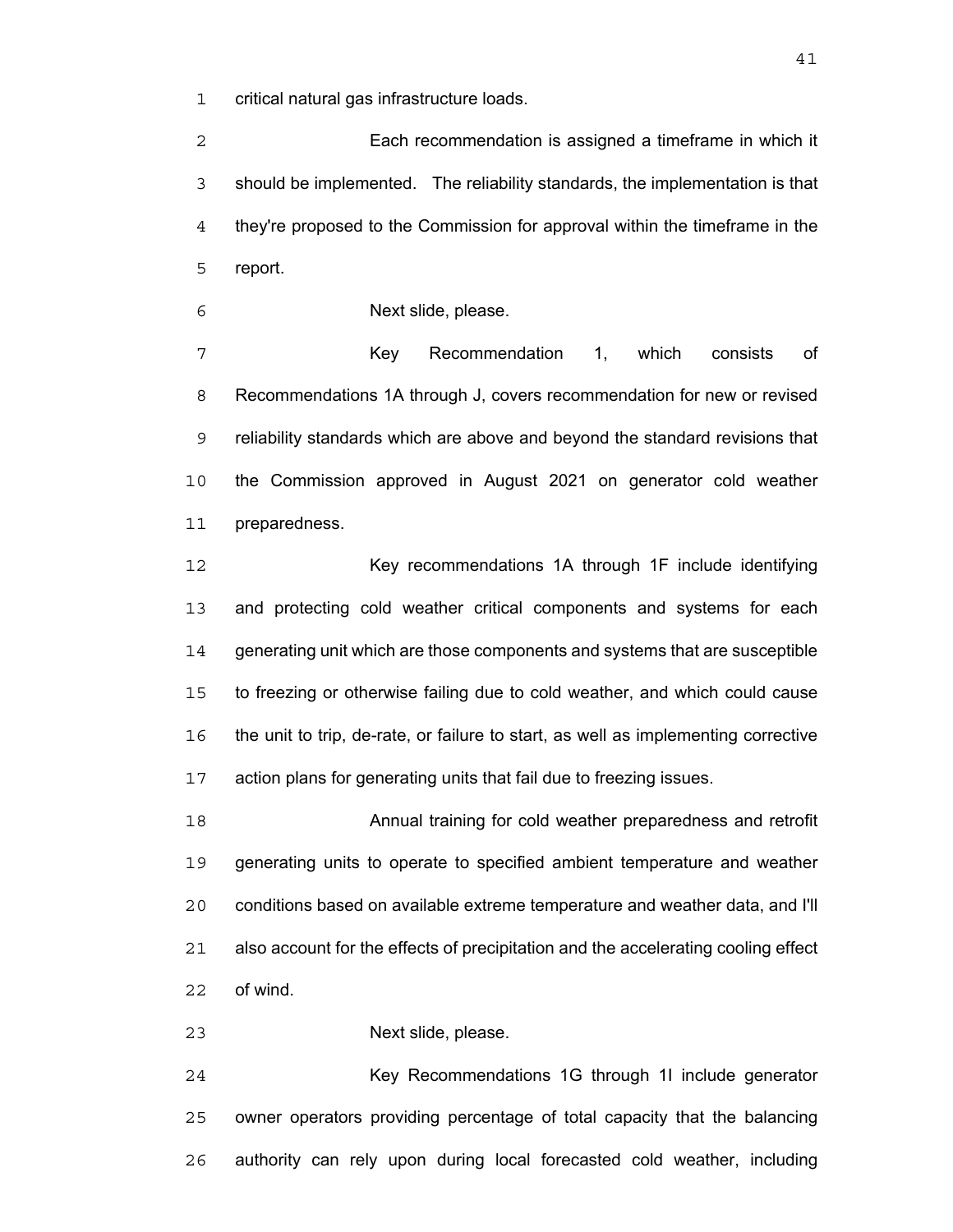critical natural gas infrastructure loads.

Each recommendation is assigned a timeframe in which it should be implemented. The reliability standards, the implementation is that they're proposed to the Commission for approval within the timeframe in the report.

Next slide, please.

Key Recommendation 1, which consists of Recommendations 1A through J, covers recommendation for new or revised reliability standards which are above and beyond the standard revisions that the Commission approved in August 2021 on generator cold weather preparedness.

Key recommendations 1A through 1F include identifying and protecting cold weather critical components and systems for each generating unit which are those components and systems that are susceptible to freezing or otherwise failing due to cold weather, and which could cause the unit to trip, de-rate, or failure to start, as well as implementing corrective action plans for generating units that fail due to freezing issues.

Annual training for cold weather preparedness and retrofit generating units to operate to specified ambient temperature and weather conditions based on available extreme temperature and weather data, and I'll also account for the effects of precipitation and the accelerating cooling effect of wind.

Next slide, please.

Key Recommendations 1G through 1I include generator owner operators providing percentage of total capacity that the balancing authority can rely upon during local forecasted cold weather, including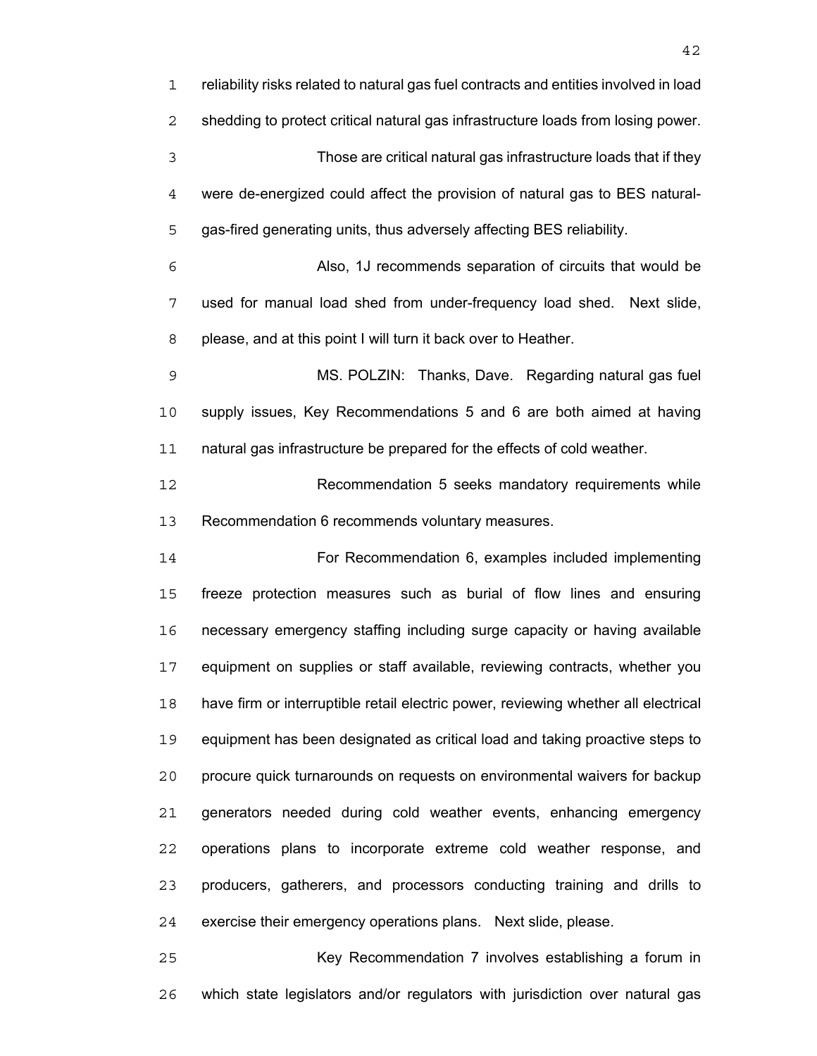reliability risks related to natural gas fuel contracts and entities involved in load shedding to protect critical natural gas infrastructure loads from losing power.

Those are critical natural gas infrastructure loads that if they were de-energized could affect the provision of natural gas to BES natural-gas-fired generating units, thus adversely affecting BES reliability.

Also, 1J recommends separation of circuits that would be used for manual load shed from under-frequency load shed. Next slide, please, and at this point I will turn it back over to Heather.

MS. POLZIN: Thanks, Dave. Regarding natural gas fuel supply issues, Key Recommendations 5 and 6 are both aimed at having natural gas infrastructure be prepared for the effects of cold weather.

Recommendation 5 seeks mandatory requirements while Recommendation 6 recommends voluntary measures.

For Recommendation 6, examples included implementing freeze protection measures such as burial of flow lines and ensuring necessary emergency staffing including surge capacity or having available equipment on supplies or staff available, reviewing contracts, whether you have firm or interruptible retail electric power, reviewing whether all electrical equipment has been designated as critical load and taking proactive steps to procure quick turnarounds on requests on environmental waivers for backup generators needed during cold weather events, enhancing emergency operations plans to incorporate extreme cold weather response, and producers, gatherers, and processors conducting training and drills to exercise their emergency operations plans. Next slide, please.

Key Recommendation 7 involves establishing a forum in which state legislators and/or regulators with jurisdiction over natural gas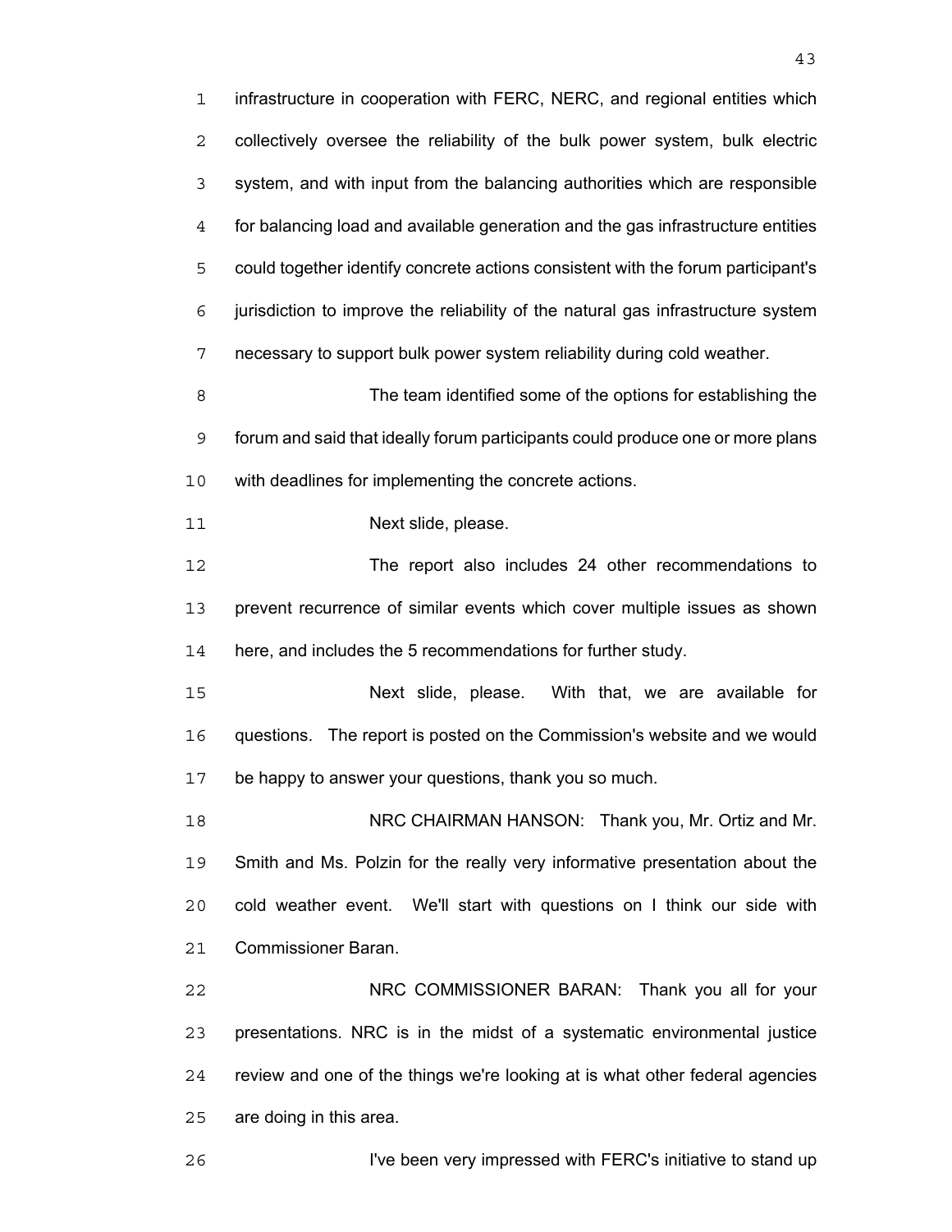infrastructure in cooperation with FERC, NERC, and regional entities which collectively oversee the reliability of the bulk power system, bulk electric system, and with input from the balancing authorities which are responsible for balancing load and available generation and the gas infrastructure entities could together identify concrete actions consistent with the forum participant's jurisdiction to improve the reliability of the natural gas infrastructure system necessary to support bulk power system reliability during cold weather.

The team identified some of the options for establishing the forum and said that ideally forum participants could produce one or more plans with deadlines for implementing the concrete actions.

Next slide, please.

The report also includes 24 other recommendations to prevent recurrence of similar events which cover multiple issues as shown here, and includes the 5 recommendations for further study.

Next slide, please. With that, we are available for questions. The report is posted on the Commission's website and we would be happy to answer your questions, thank you so much.

NRC CHAIRMAN HANSON: Thank you, Mr. Ortiz and Mr. Smith and Ms. Polzin for the really very informative presentation about the cold weather event. We'll start with questions on I think our side with Commissioner Baran.

NRC COMMISSIONER BARAN: Thank you all for your presentations. NRC is in the midst of a systematic environmental justice review and one of the things we're looking at is what other federal agencies are doing in this area.

I've been very impressed with FERC's initiative to stand up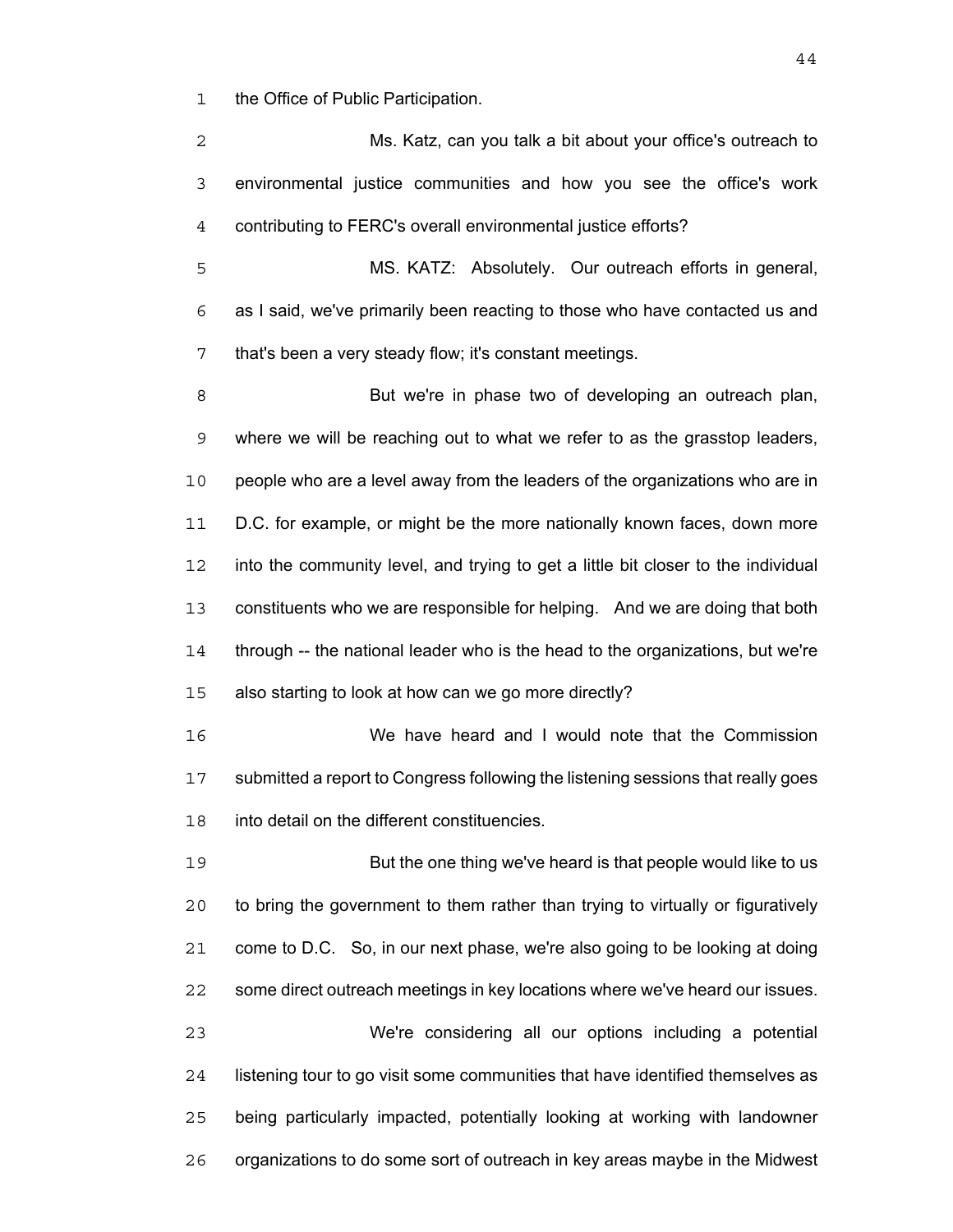the Office of Public Participation.

Ms. Katz, can you talk a bit about your office's outreach to environmental justice communities and how you see the office's work contributing to FERC's overall environmental justice efforts?

MS. KATZ: Absolutely. Our outreach efforts in general, as I said, we've primarily been reacting to those who have contacted us and that's been a very steady flow; it's constant meetings.

But we're in phase two of developing an outreach plan, where we will be reaching out to what we refer to as the grasstop leaders, people who are a level away from the leaders of the organizations who are in D.C. for example, or might be the more nationally known faces, down more into the community level, and trying to get a little bit closer to the individual constituents who we are responsible for helping. And we are doing that both through -- the national leader who is the head to the organizations, but we're also starting to look at how can we go more directly?

We have heard and I would note that the Commission submitted a report to Congress following the listening sessions that really goes into detail on the different constituencies.

But the one thing we've heard is that people would like to us to bring the government to them rather than trying to virtually or figuratively come to D.C. So, in our next phase, we're also going to be looking at doing some direct outreach meetings in key locations where we've heard our issues.

We're considering all our options including a potential listening tour to go visit some communities that have identified themselves as being particularly impacted, potentially looking at working with landowner organizations to do some sort of outreach in key areas maybe in the Midwest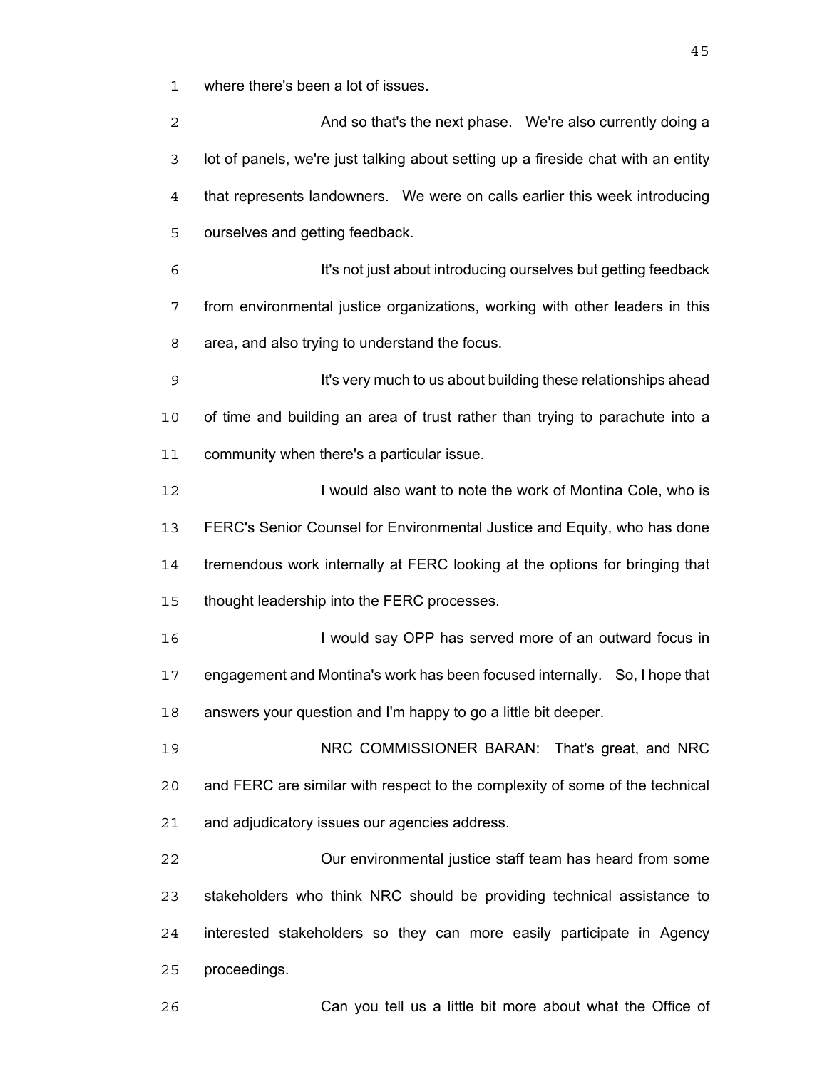where there's been a lot of issues.

And so that's the next phase. We're also currently doing a lot of panels, we're just talking about setting up a fireside chat with an entity that represents landowners. We were on calls earlier this week introducing ourselves and getting feedback.

It's not just about introducing ourselves but getting feedback from environmental justice organizations, working with other leaders in this area, and also trying to understand the focus.

It's very much to us about building these relationships ahead of time and building an area of trust rather than trying to parachute into a community when there's a particular issue.

I would also want to note the work of Montina Cole, who is FERC's Senior Counsel for Environmental Justice and Equity, who has done tremendous work internally at FERC looking at the options for bringing that thought leadership into the FERC processes.

I would say OPP has served more of an outward focus in engagement and Montina's work has been focused internally. So, I hope that answers your question and I'm happy to go a little bit deeper.

NRC COMMISSIONER BARAN: That's great, and NRC and FERC are similar with respect to the complexity of some of the technical and adjudicatory issues our agencies address.

Our environmental justice staff team has heard from some stakeholders who think NRC should be providing technical assistance to interested stakeholders so they can more easily participate in Agency proceedings.

Can you tell us a little bit more about what the Office of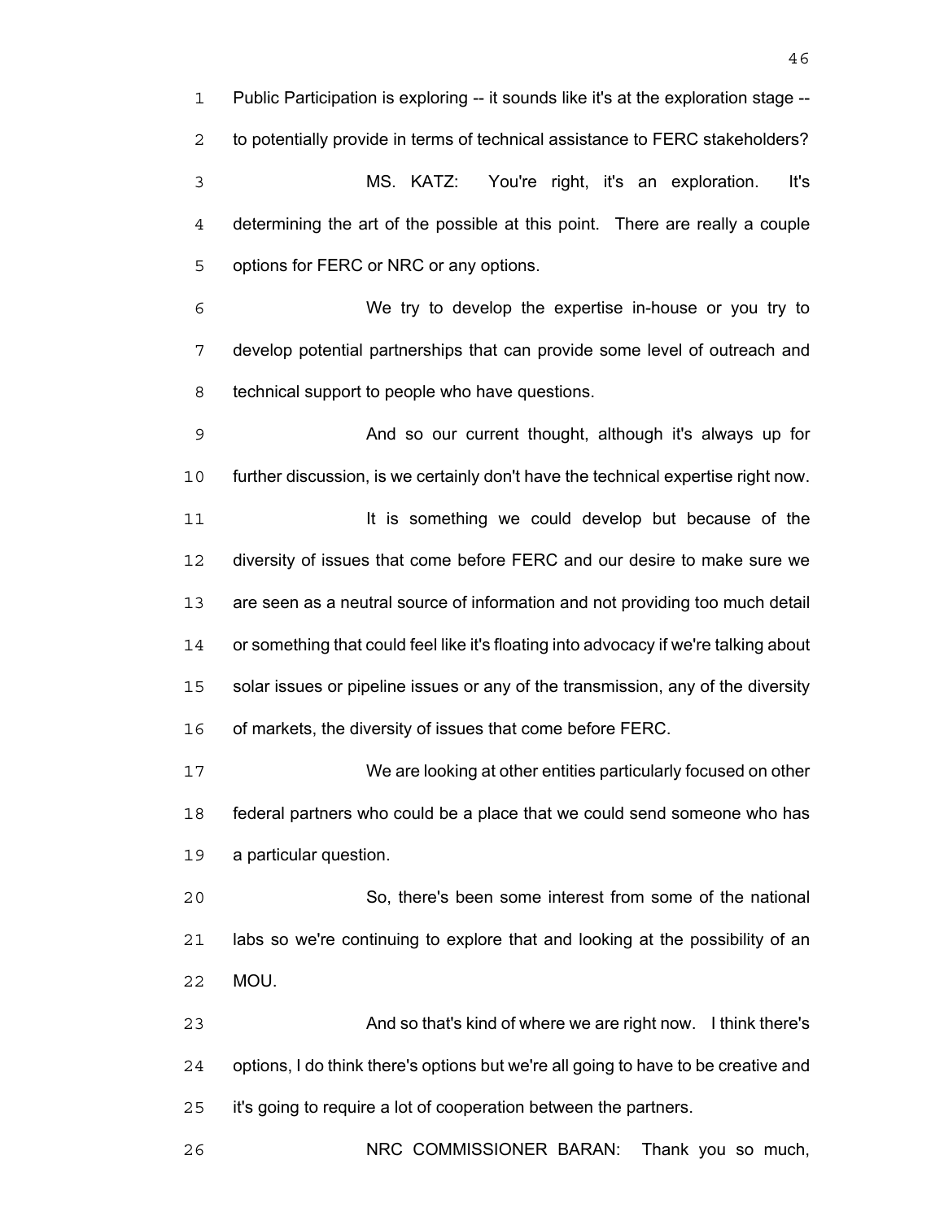Public Participation is exploring -- it sounds like it's at the exploration stage -- to potentially provide in terms of technical assistance to FERC stakeholders?

MS. KATZ: You're right, it's an exploration. It's determining the art of the possible at this point. There are really a couple options for FERC or NRC or any options.

We try to develop the expertise in-house or you try to develop potential partnerships that can provide some level of outreach and technical support to people who have questions.

And so our current thought, although it's always up for further discussion, is we certainly don't have the technical expertise right now.

It is something we could develop but because of the diversity of issues that come before FERC and our desire to make sure we are seen as a neutral source of information and not providing too much detail or something that could feel like it's floating into advocacy if we're talking about solar issues or pipeline issues or any of the transmission, any of the diversity of markets, the diversity of issues that come before FERC.

We are looking at other entities particularly focused on other federal partners who could be a place that we could send someone who has a particular question.

So, there's been some interest from some of the national labs so we're continuing to explore that and looking at the possibility of an MOU.

And so that's kind of where we are right now. I think there's options, I do think there's options but we're all going to have to be creative and it's going to require a lot of cooperation between the partners.

NRC COMMISSIONER BARAN: Thank you so much,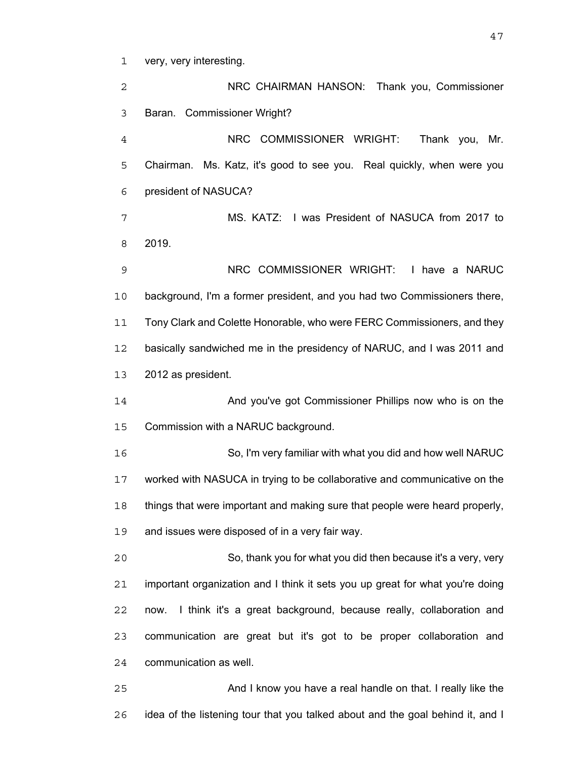very, very interesting.

NRC CHAIRMAN HANSON: Thank you, Commissioner Baran. Commissioner Wright?

NRC COMMISSIONER WRIGHT: Thank you, Mr. Chairman. Ms. Katz, it's good to see you. Real quickly, when were you president of NASUCA?

MS. KATZ: I was President of NASUCA from 2017 to 2019.

NRC COMMISSIONER WRIGHT: I have a NARUC background, I'm a former president, and you had two Commissioners there, Tony Clark and Colette Honorable, who were FERC Commissioners, and they basically sandwiched me in the presidency of NARUC, and I was 2011 and 2012 as president.

And you've got Commissioner Phillips now who is on the Commission with a NARUC background.

So, I'm very familiar with what you did and how well NARUC worked with NASUCA in trying to be collaborative and communicative on the things that were important and making sure that people were heard properly, and issues were disposed of in a very fair way.

So, thank you for what you did then because it's a very, very important organization and I think it sets you up great for what you're doing now. I think it's a great background, because really, collaboration and communication are great but it's got to be proper collaboration and communication as well.

And I know you have a real handle on that. I really like the idea of the listening tour that you talked about and the goal behind it, and I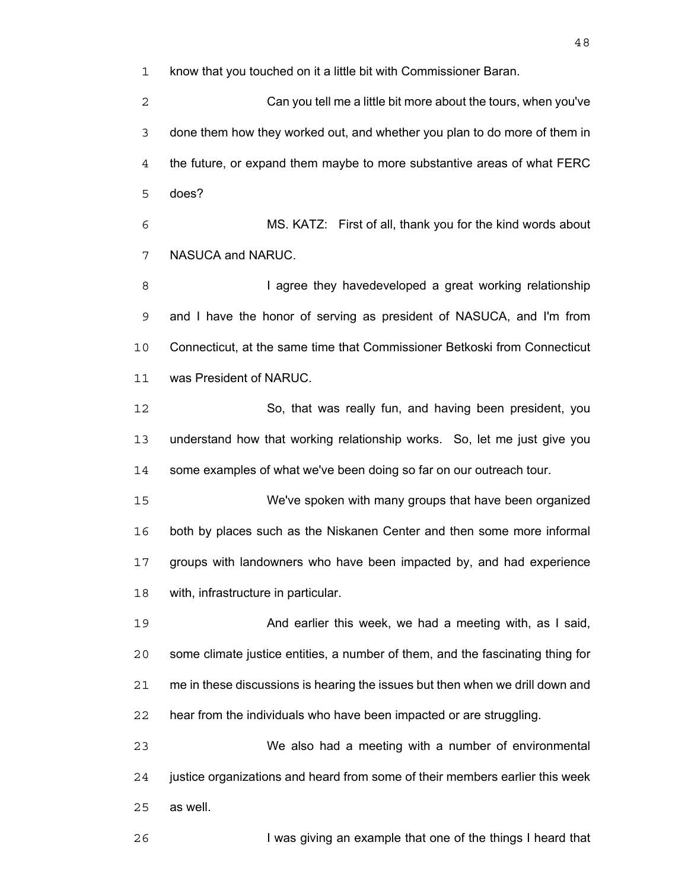know that you touched on it a little bit with Commissioner Baran.

Can you tell me a little bit more about the tours, when you've done them how they worked out, and whether you plan to do more of them in the future, or expand them maybe to more substantive areas of what FERC does?

MS. KATZ: First of all, thank you for the kind words about NASUCA and NARUC.

I agree they havedeveloped a great working relationship and I have the honor of serving as president of NASUCA, and I'm from Connecticut, at the same time that Commissioner Betkoski from Connecticut was President of NARUC.

So, that was really fun, and having been president, you understand how that working relationship works. So, let me just give you some examples of what we've been doing so far on our outreach tour.

We've spoken with many groups that have been organized both by places such as the Niskanen Center and then some more informal groups with landowners who have been impacted by, and had experience with, infrastructure in particular.

And earlier this week, we had a meeting with, as I said, some climate justice entities, a number of them, and the fascinating thing for me in these discussions is hearing the issues but then when we drill down and hear from the individuals who have been impacted or are struggling.

We also had a meeting with a number of environmental justice organizations and heard from some of their members earlier this week as well.

I was giving an example that one of the things I heard that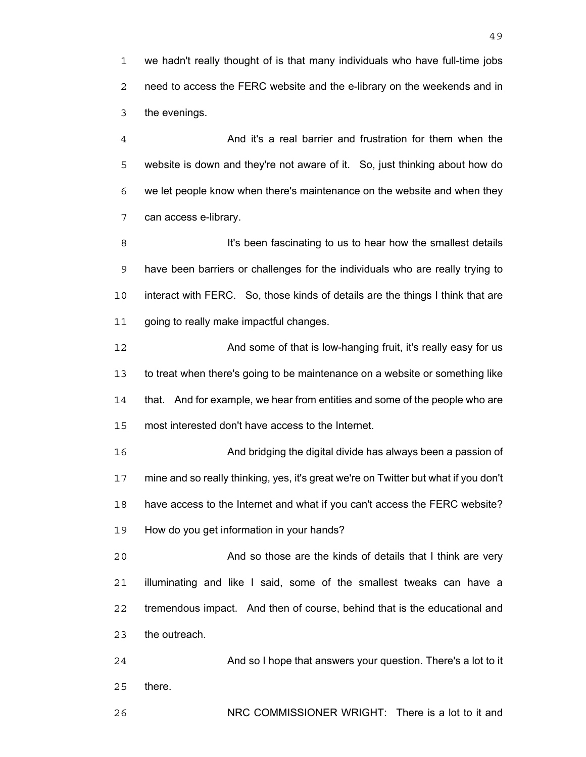we hadn't really thought of is that many individuals who have full-time jobs need to access the FERC website and the e-library on the weekends and in the evenings.

And it's a real barrier and frustration for them when the website is down and they're not aware of it. So, just thinking about how do we let people know when there's maintenance on the website and when they can access e-library.

It's been fascinating to us to hear how the smallest details have been barriers or challenges for the individuals who are really trying to interact with FERC. So, those kinds of details are the things I think that are going to really make impactful changes.

And some of that is low-hanging fruit, it's really easy for us to treat when there's going to be maintenance on a website or something like that. And for example, we hear from entities and some of the people who are most interested don't have access to the Internet.

And bridging the digital divide has always been a passion of mine and so really thinking, yes, it's great we're on Twitter but what if you don't have access to the Internet and what if you can't access the FERC website? How do you get information in your hands?

And so those are the kinds of details that I think are very illuminating and like I said, some of the smallest tweaks can have a tremendous impact. And then of course, behind that is the educational and the outreach.

And so I hope that answers your question. There's a lot to it there.

NRC COMMISSIONER WRIGHT: There is a lot to it and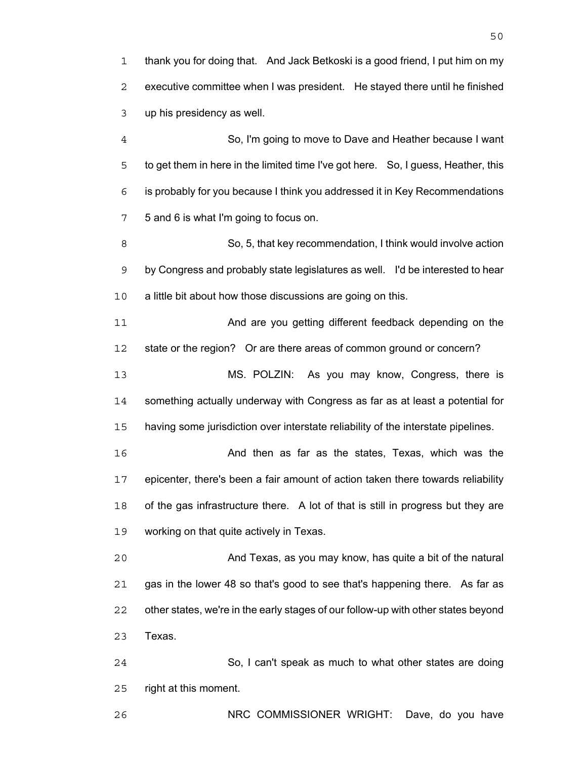thank you for doing that. And Jack Betkoski is a good friend, I put him on my executive committee when I was president. He stayed there until he finished up his presidency as well.

So, I'm going to move to Dave and Heather because I want to get them in here in the limited time I've got here. So, I guess, Heather, this is probably for you because I think you addressed it in Key Recommendations 5 and 6 is what I'm going to focus on.

So, 5, that key recommendation, I think would involve action by Congress and probably state legislatures as well. I'd be interested to hear a little bit about how those discussions are going on this.

And are you getting different feedback depending on the state or the region? Or are there areas of common ground or concern?

MS. POLZIN: As you may know, Congress, there is something actually underway with Congress as far as at least a potential for having some jurisdiction over interstate reliability of the interstate pipelines.

And then as far as the states, Texas, which was the epicenter, there's been a fair amount of action taken there towards reliability of the gas infrastructure there. A lot of that is still in progress but they are working on that quite actively in Texas.

And Texas, as you may know, has quite a bit of the natural gas in the lower 48 so that's good to see that's happening there. As far as other states, we're in the early stages of our follow-up with other states beyond Texas.

So, I can't speak as much to what other states are doing right at this moment.

NRC COMMISSIONER WRIGHT: Dave, do you have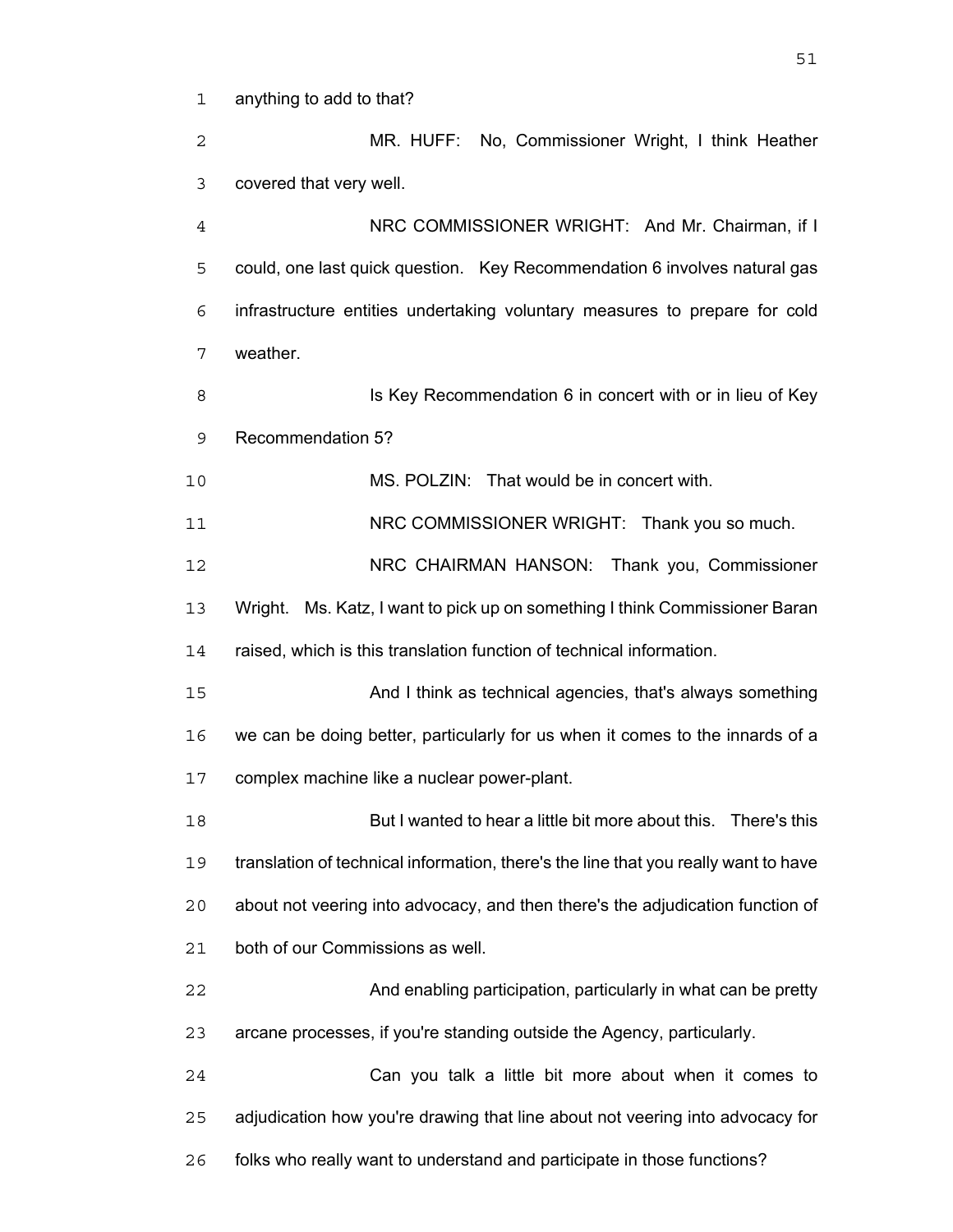anything to add to that?

MR. HUFF: No, Commissioner Wright, I think Heather covered that very well.

NRC COMMISSIONER WRIGHT: And Mr. Chairman, if I could, one last quick question. Key Recommendation 6 involves natural gas infrastructure entities undertaking voluntary measures to prepare for cold weather.

Is Key Recommendation 6 in concert with or in lieu of Key Recommendation 5?

MS. POLZIN: That would be in concert with.

NRC COMMISSIONER WRIGHT: Thank you so much.

NRC CHAIRMAN HANSON: Thank you, Commissioner Wright. Ms. Katz, I want to pick up on something I think Commissioner Baran raised, which is this translation function of technical information.

And I think as technical agencies, that's always something we can be doing better, particularly for us when it comes to the innards of a complex machine like a nuclear power-plant.

But I wanted to hear a little bit more about this. There's this translation of technical information, there's the line that you really want to have about not veering into advocacy, and then there's the adjudication function of both of our Commissions as well.

And enabling participation, particularly in what can be pretty arcane processes, if you're standing outside the Agency, particularly.

Can you talk a little bit more about when it comes to adjudication how you're drawing that line about not veering into advocacy for folks who really want to understand and participate in those functions?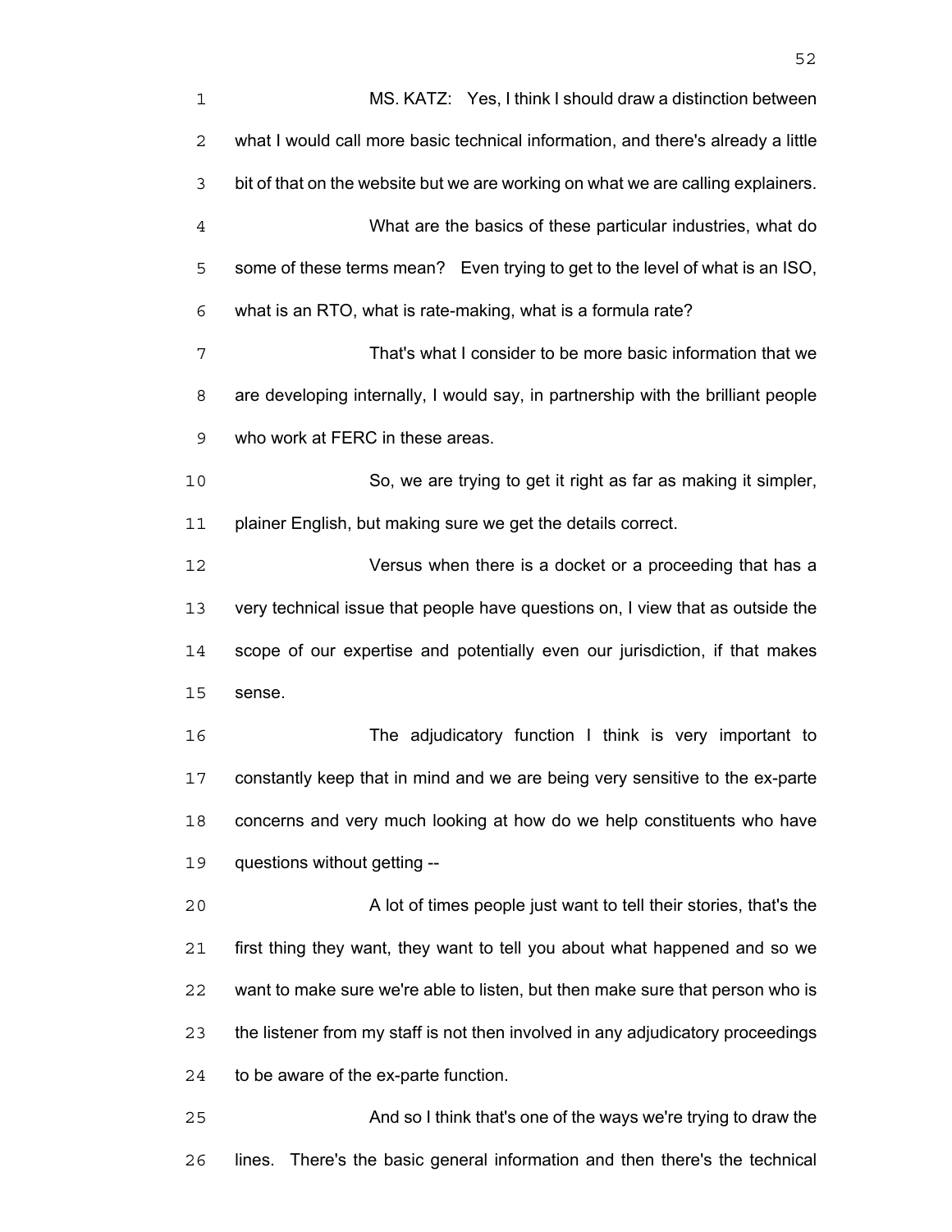MS. KATZ: Yes, I think I should draw a distinction between what I would call more basic technical information, and there's already a little bit of that on the website but we are working on what we are calling explainers.

What are the basics of these particular industries, what do some of these terms mean? Even trying to get to the level of what is an ISO, what is an RTO, what is rate-making, what is a formula rate?

That's what I consider to be more basic information that we are developing internally, I would say, in partnership with the brilliant people who work at FERC in these areas.

So, we are trying to get it right as far as making it simpler, plainer English, but making sure we get the details correct.

Versus when there is a docket or a proceeding that has a very technical issue that people have questions on, I view that as outside the scope of our expertise and potentially even our jurisdiction, if that makes sense.

The adjudicatory function I think is very important to constantly keep that in mind and we are being very sensitive to the ex-parte concerns and very much looking at how do we help constituents who have questions without getting --

A lot of times people just want to tell their stories, that's the first thing they want, they want to tell you about what happened and so we want to make sure we're able to listen, but then make sure that person who is the listener from my staff is not then involved in any adjudicatory proceedings to be aware of the ex-parte function.

And so I think that's one of the ways we're trying to draw the lines. There's the basic general information and then there's the technical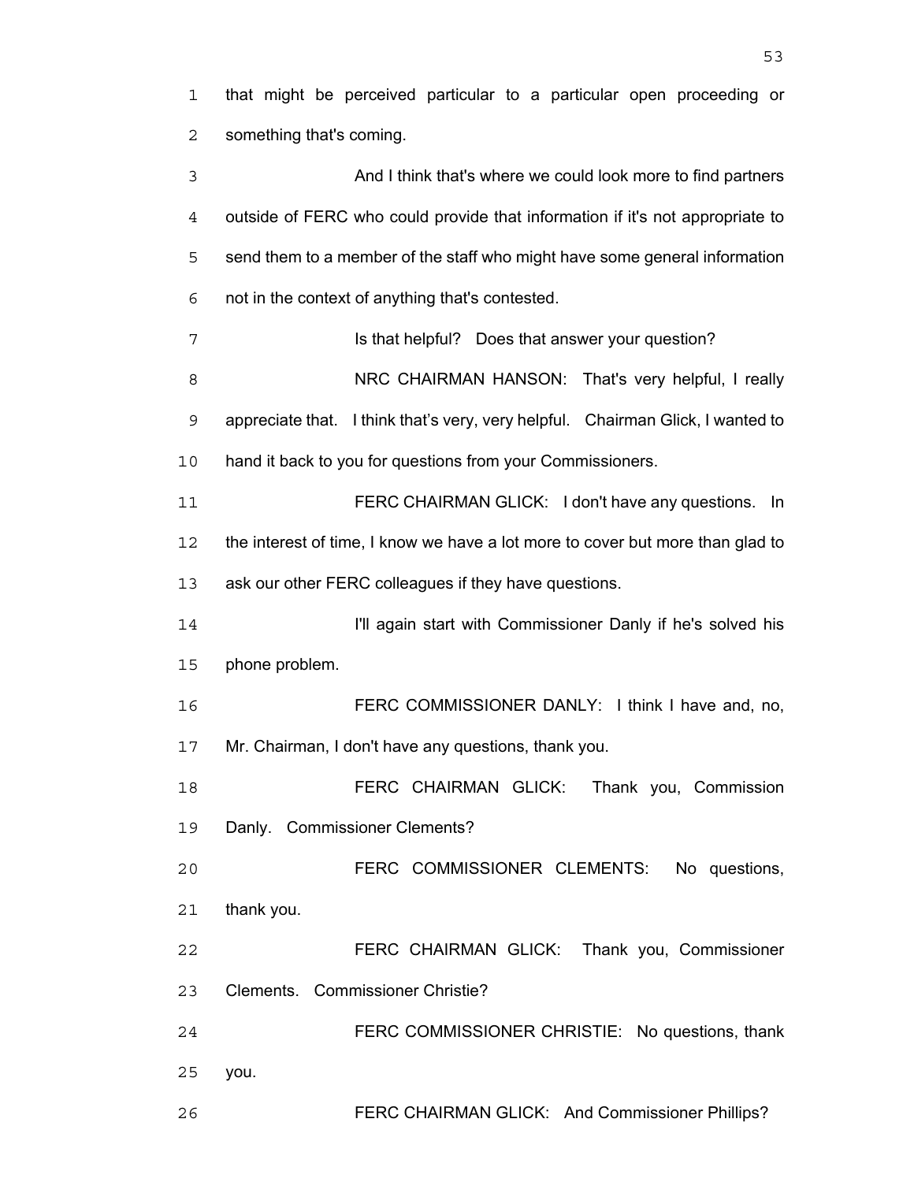that might be perceived particular to a particular open proceeding or something that's coming.

And I think that's where we could look more to find partners outside of FERC who could provide that information if it's not appropriate to send them to a member of the staff who might have some general information not in the context of anything that's contested.

Is that helpful? Does that answer your question?

NRC CHAIRMAN HANSON: That's very helpful, I really appreciate that. I think that's very, very helpful. Chairman Glick, I wanted to hand it back to you for questions from your Commissioners.

FERC CHAIRMAN GLICK: I don't have any questions. In the interest of time, I know we have a lot more to cover but more than glad to ask our other FERC colleagues if they have questions.

I'll again start with Commissioner Danly if he's solved his phone problem.

FERC COMMISSIONER DANLY: I think I have and, no, Mr. Chairman, I don't have any questions, thank you.

FERC CHAIRMAN GLICK: Thank you, Commission Danly. Commissioner Clements?

FERC COMMISSIONER CLEMENTS: No questions, thank you.

FERC CHAIRMAN GLICK: Thank you, Commissioner Clements. Commissioner Christie?

FERC COMMISSIONER CHRISTIE: No questions, thank you.

FERC CHAIRMAN GLICK: And Commissioner Phillips?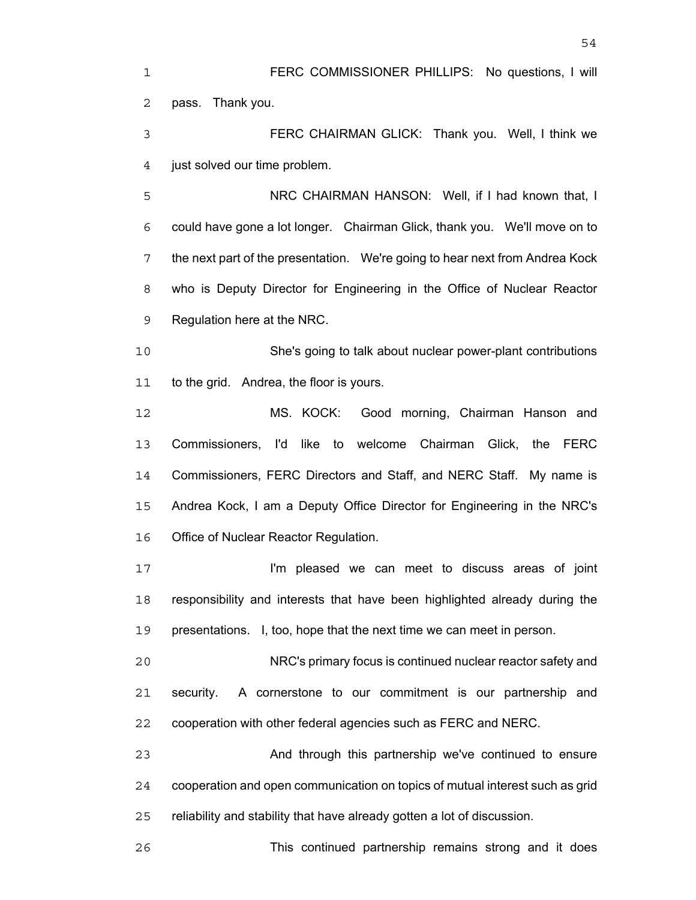FERC COMMISSIONER PHILLIPS: No questions, I will pass. Thank you.

FERC CHAIRMAN GLICK: Thank you. Well, I think we just solved our time problem.

NRC CHAIRMAN HANSON: Well, if I had known that, I could have gone a lot longer. Chairman Glick, thank you. We'll move on to the next part of the presentation. We're going to hear next from Andrea Kock who is Deputy Director for Engineering in the Office of Nuclear Reactor Regulation here at the NRC.

She's going to talk about nuclear power-plant contributions to the grid. Andrea, the floor is yours.

MS. KOCK: Good morning, Chairman Hanson and Commissioners, I'd like to welcome Chairman Glick, the FERC Commissioners, FERC Directors and Staff, and NERC Staff. My name is Andrea Kock, I am a Deputy Office Director for Engineering in the NRC's Office of Nuclear Reactor Regulation.

I'm pleased we can meet to discuss areas of joint responsibility and interests that have been highlighted already during the presentations. I, too, hope that the next time we can meet in person.

NRC's primary focus is continued nuclear reactor safety and security. A cornerstone to our commitment is our partnership and cooperation with other federal agencies such as FERC and NERC.

And through this partnership we've continued to ensure cooperation and open communication on topics of mutual interest such as grid reliability and stability that have already gotten a lot of discussion.

This continued partnership remains strong and it does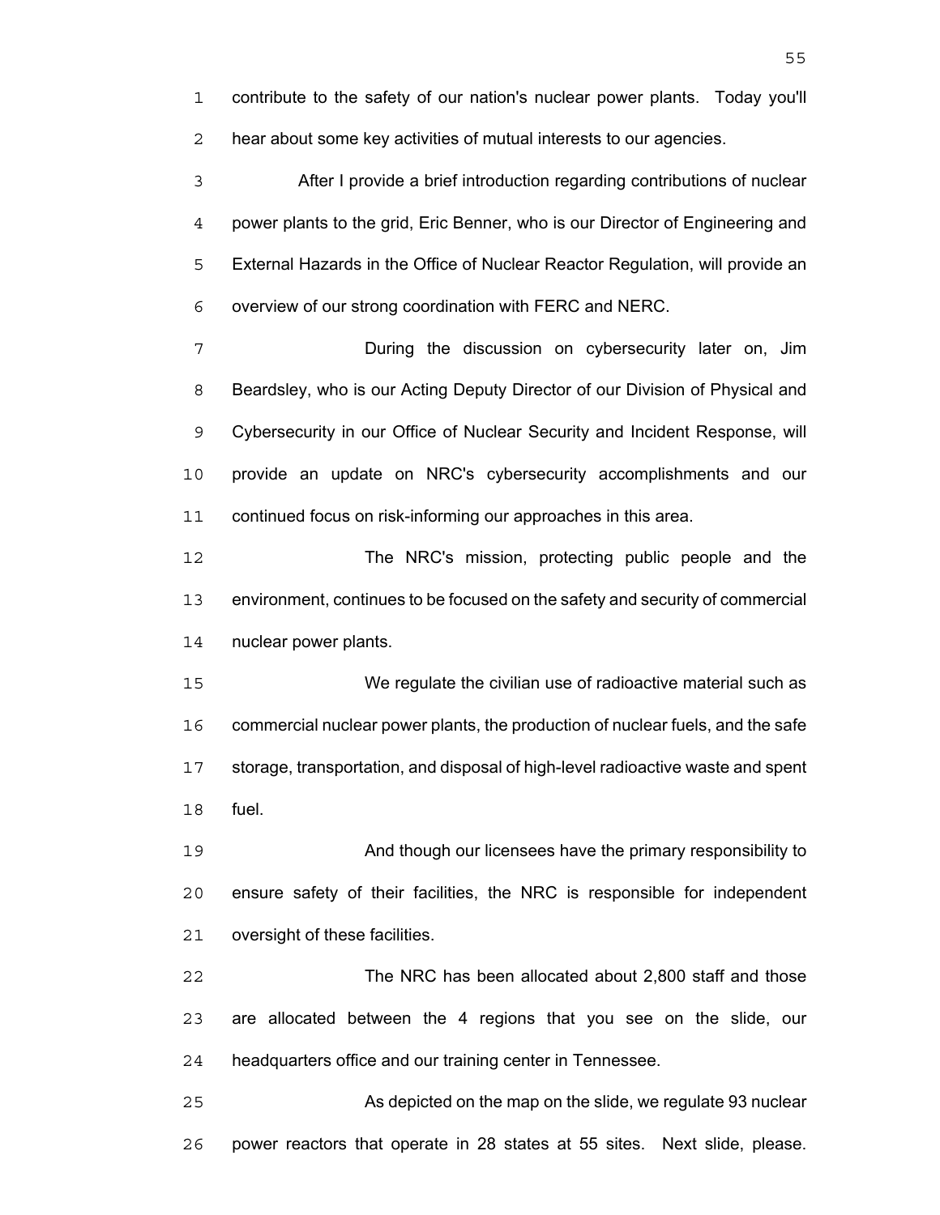contribute to the safety of our nation's nuclear power plants. Today you'll hear about some key activities of mutual interests to our agencies.

After I provide a brief introduction regarding contributions of nuclear power plants to the grid, Eric Benner, who is our Director of Engineering and External Hazards in the Office of Nuclear Reactor Regulation, will provide an overview of our strong coordination with FERC and NERC.

During the discussion on cybersecurity later on, Jim Beardsley, who is our Acting Deputy Director of our Division of Physical and Cybersecurity in our Office of Nuclear Security and Incident Response, will provide an update on NRC's cybersecurity accomplishments and our continued focus on risk-informing our approaches in this area.

The NRC's mission, protecting public people and the environment, continues to be focused on the safety and security of commercial nuclear power plants.

We regulate the civilian use of radioactive material such as commercial nuclear power plants, the production of nuclear fuels, and the safe storage, transportation, and disposal of high-level radioactive waste and spent fuel.

And though our licensees have the primary responsibility to ensure safety of their facilities, the NRC is responsible for independent oversight of these facilities.

The NRC has been allocated about 2,800 staff and those are allocated between the 4 regions that you see on the slide, our headquarters office and our training center in Tennessee.

As depicted on the map on the slide, we regulate 93 nuclear power reactors that operate in 28 states at 55 sites. Next slide, please.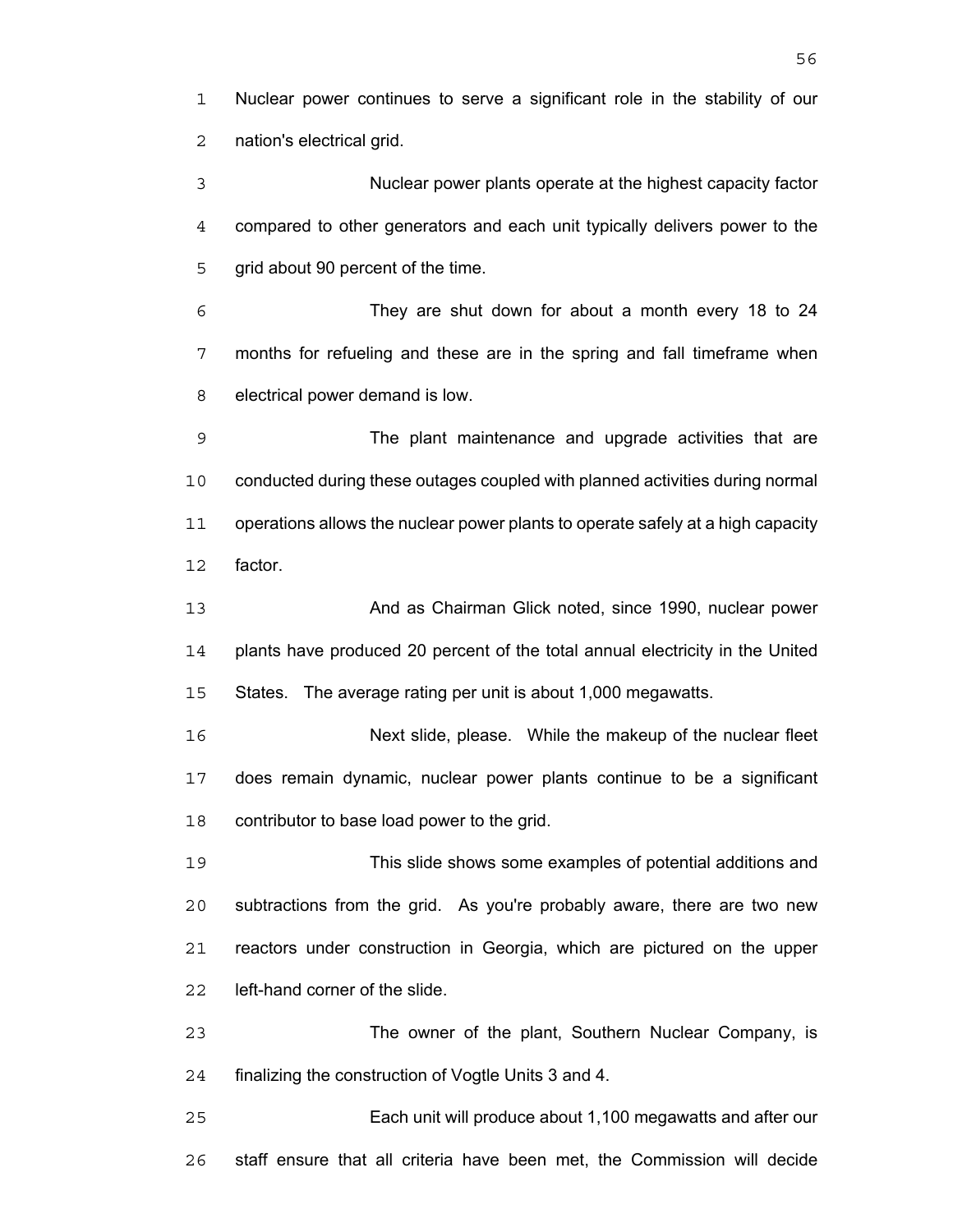Nuclear power continues to serve a significant role in the stability of our nation's electrical grid.

Nuclear power plants operate at the highest capacity factor compared to other generators and each unit typically delivers power to the grid about 90 percent of the time.

They are shut down for about a month every 18 to 24 months for refueling and these are in the spring and fall timeframe when electrical power demand is low.

The plant maintenance and upgrade activities that are conducted during these outages coupled with planned activities during normal operations allows the nuclear power plants to operate safely at a high capacity factor.

And as Chairman Glick noted, since 1990, nuclear power plants have produced 20 percent of the total annual electricity in the United States. The average rating per unit is about 1,000 megawatts.

Next slide, please. While the makeup of the nuclear fleet does remain dynamic, nuclear power plants continue to be a significant contributor to base load power to the grid.

This slide shows some examples of potential additions and subtractions from the grid. As you're probably aware, there are two new reactors under construction in Georgia, which are pictured on the upper left-hand corner of the slide.

The owner of the plant, Southern Nuclear Company, is finalizing the construction of Vogtle Units 3 and 4.

Each unit will produce about 1,100 megawatts and after our staff ensure that all criteria have been met, the Commission will decide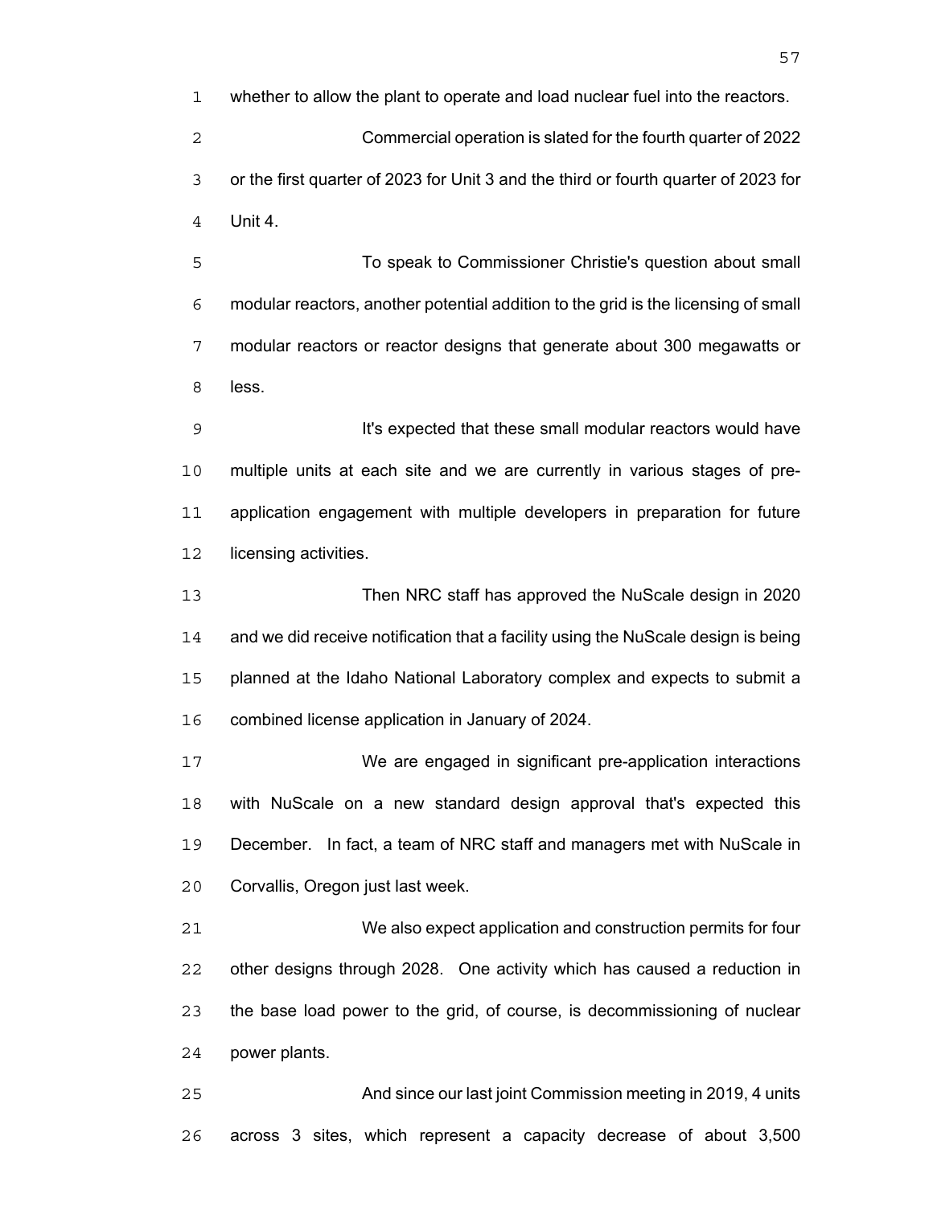whether to allow the plant to operate and load nuclear fuel into the reactors.

Commercial operation is slated for the fourth quarter of 2022 or the first quarter of 2023 for Unit 3 and the third or fourth quarter of 2023 for Unit 4.

To speak to Commissioner Christie's question about small modular reactors, another potential addition to the grid is the licensing of small modular reactors or reactor designs that generate about 300 megawatts or less.

It's expected that these small modular reactors would have multiple units at each site and we are currently in various stages of pre-application engagement with multiple developers in preparation for future licensing activities.

Then NRC staff has approved the NuScale design in 2020 and we did receive notification that a facility using the NuScale design is being planned at the Idaho National Laboratory complex and expects to submit a combined license application in January of 2024.

We are engaged in significant pre-application interactions with NuScale on a new standard design approval that's expected this December. In fact, a team of NRC staff and managers met with NuScale in Corvallis, Oregon just last week.

We also expect application and construction permits for four other designs through 2028. One activity which has caused a reduction in the base load power to the grid, of course, is decommissioning of nuclear power plants.

And since our last joint Commission meeting in 2019, 4 units across 3 sites, which represent a capacity decrease of about 3,500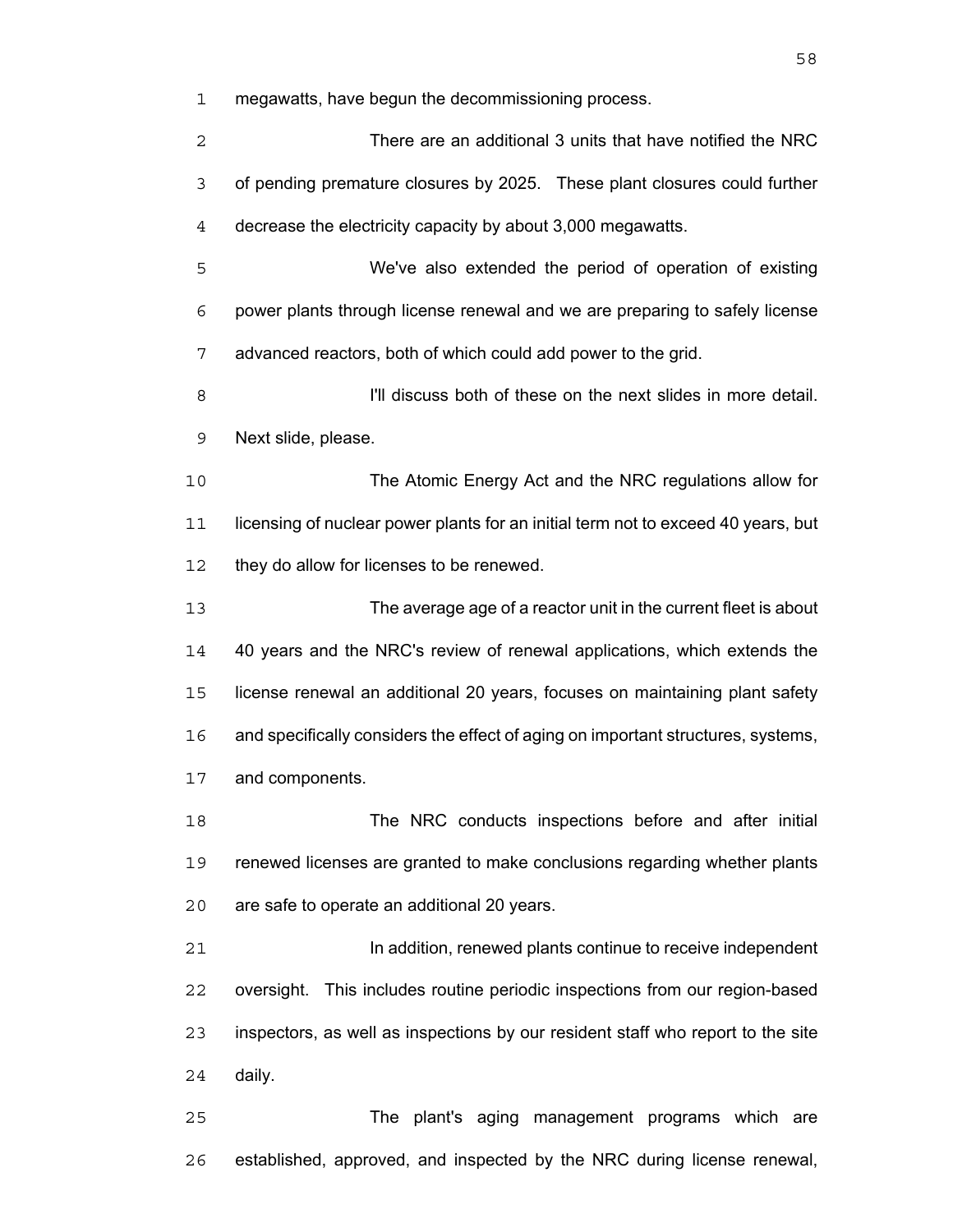megawatts, have begun the decommissioning process.

There are an additional 3 units that have notified the NRC of pending premature closures by 2025. These plant closures could further decrease the electricity capacity by about 3,000 megawatts.

We've also extended the period of operation of existing power plants through license renewal and we are preparing to safely license advanced reactors, both of which could add power to the grid.

I'll discuss both of these on the next slides in more detail. Next slide, please.

The Atomic Energy Act and the NRC regulations allow for licensing of nuclear power plants for an initial term not to exceed 40 years, but they do allow for licenses to be renewed.

The average age of a reactor unit in the current fleet is about 40 years and the NRC's review of renewal applications, which extends the license renewal an additional 20 years, focuses on maintaining plant safety and specifically considers the effect of aging on important structures, systems, and components.

The NRC conducts inspections before and after initial renewed licenses are granted to make conclusions regarding whether plants are safe to operate an additional 20 years.

In addition, renewed plants continue to receive independent oversight. This includes routine periodic inspections from our region-based inspectors, as well as inspections by our resident staff who report to the site daily.

The plant's aging management programs which are established, approved, and inspected by the NRC during license renewal,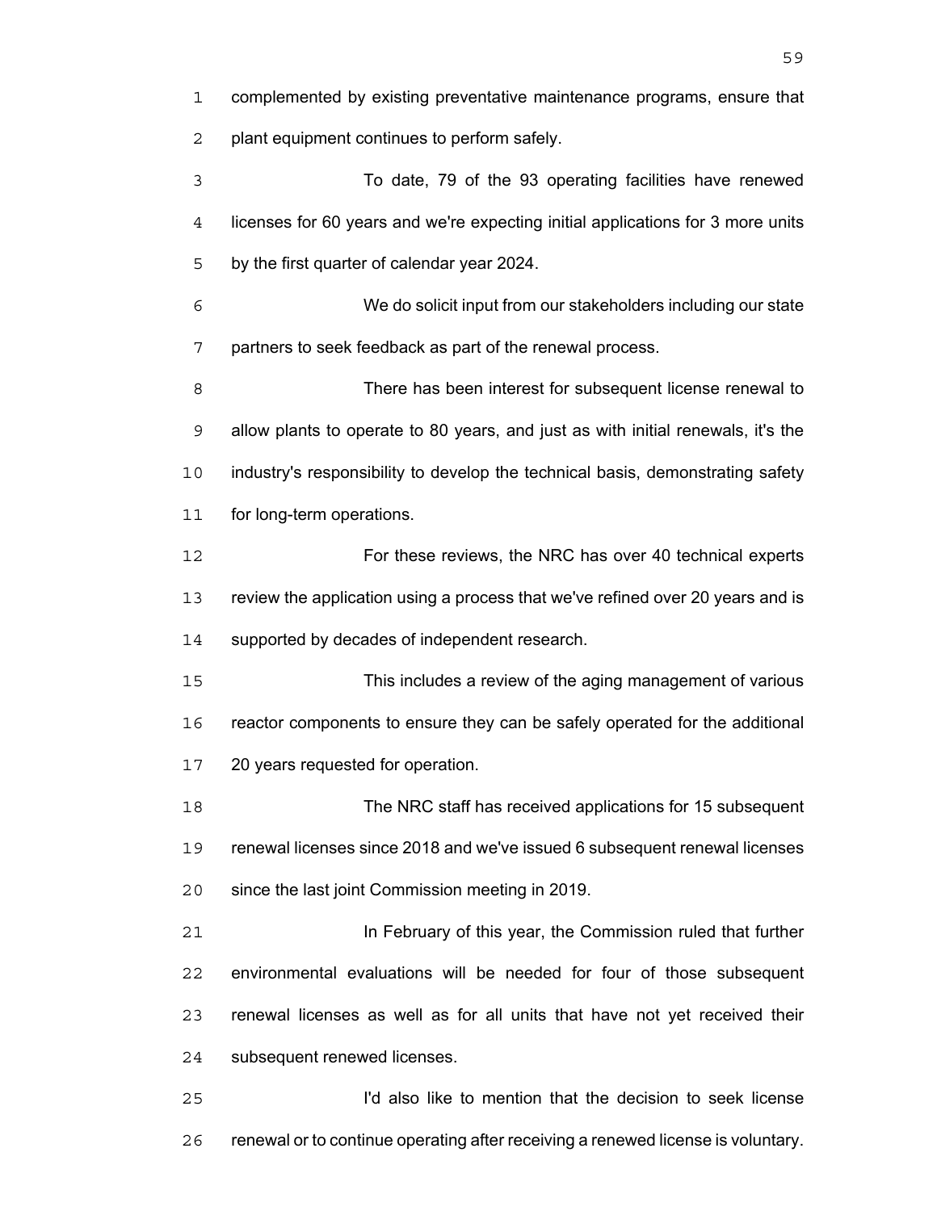complemented by existing preventative maintenance programs, ensure that plant equipment continues to perform safely.

To date, 79 of the 93 operating facilities have renewed licenses for 60 years and we're expecting initial applications for 3 more units by the first quarter of calendar year 2024.

We do solicit input from our stakeholders including our state partners to seek feedback as part of the renewal process.

There has been interest for subsequent license renewal to allow plants to operate to 80 years, and just as with initial renewals, it's the industry's responsibility to develop the technical basis, demonstrating safety for long-term operations.

For these reviews, the NRC has over 40 technical experts review the application using a process that we've refined over 20 years and is supported by decades of independent research.

This includes a review of the aging management of various reactor components to ensure they can be safely operated for the additional 20 years requested for operation.

The NRC staff has received applications for 15 subsequent renewal licenses since 2018 and we've issued 6 subsequent renewal licenses since the last joint Commission meeting in 2019.

In February of this year, the Commission ruled that further environmental evaluations will be needed for four of those subsequent renewal licenses as well as for all units that have not yet received their subsequent renewed licenses.

I'd also like to mention that the decision to seek license renewal or to continue operating after receiving a renewed license is voluntary.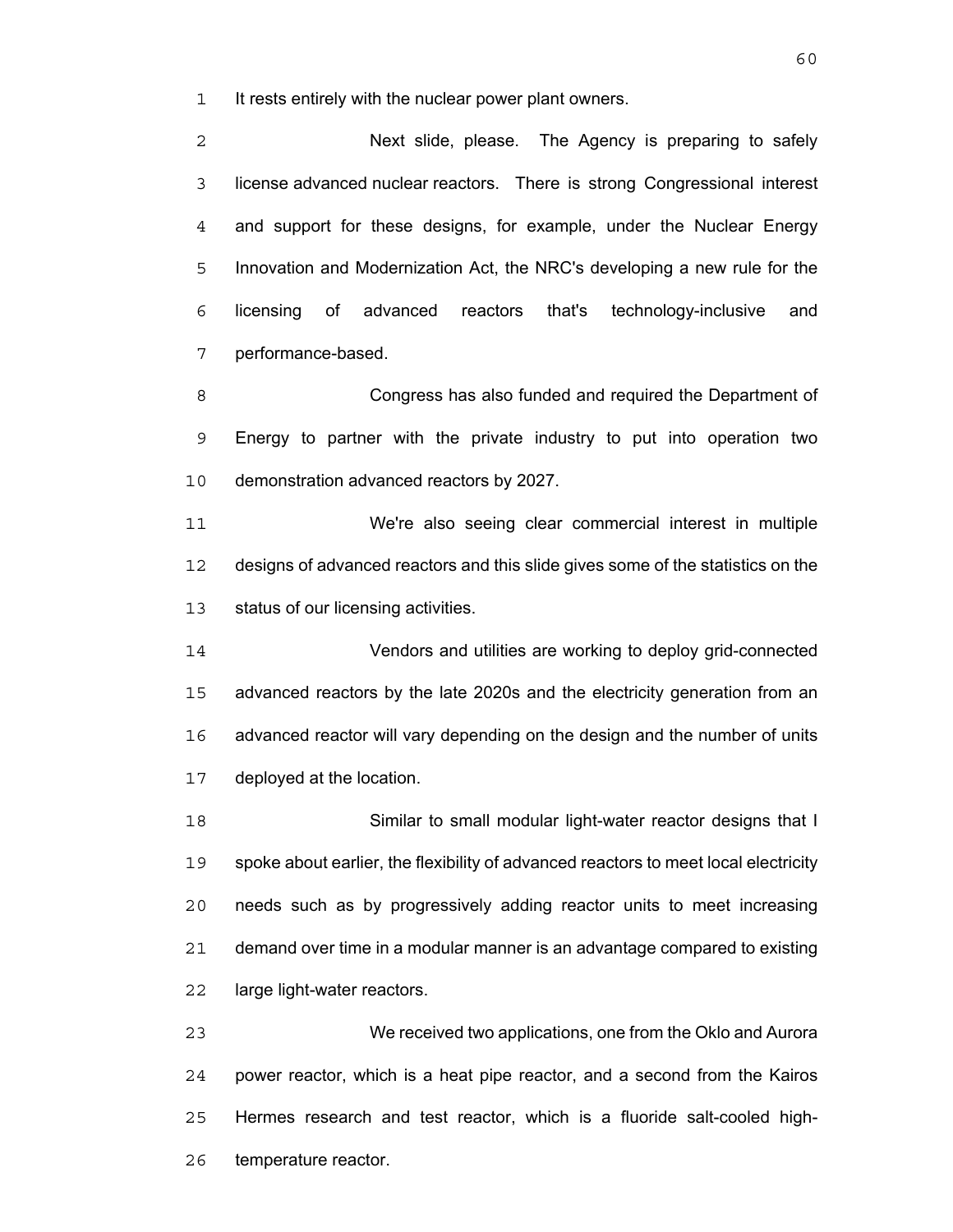It rests entirely with the nuclear power plant owners.

Next slide, please. The Agency is preparing to safely license advanced nuclear reactors. There is strong Congressional interest and support for these designs, for example, under the Nuclear Energy Innovation and Modernization Act, the NRC's developing a new rule for the licensing of advanced reactors that's technology-inclusive and performance-based.

Congress has also funded and required the Department of Energy to partner with the private industry to put into operation two demonstration advanced reactors by 2027.

We're also seeing clear commercial interest in multiple designs of advanced reactors and this slide gives some of the statistics on the status of our licensing activities.

Vendors and utilities are working to deploy grid-connected advanced reactors by the late 2020s and the electricity generation from an advanced reactor will vary depending on the design and the number of units deployed at the location.

Similar to small modular light-water reactor designs that I spoke about earlier, the flexibility of advanced reactors to meet local electricity needs such as by progressively adding reactor units to meet increasing demand over time in a modular manner is an advantage compared to existing large light-water reactors.

We received two applications, one from the Oklo and Aurora power reactor, which is a heat pipe reactor, and a second from the Kairos Hermes research and test reactor, which is a fluoride salt-cooled high-temperature reactor.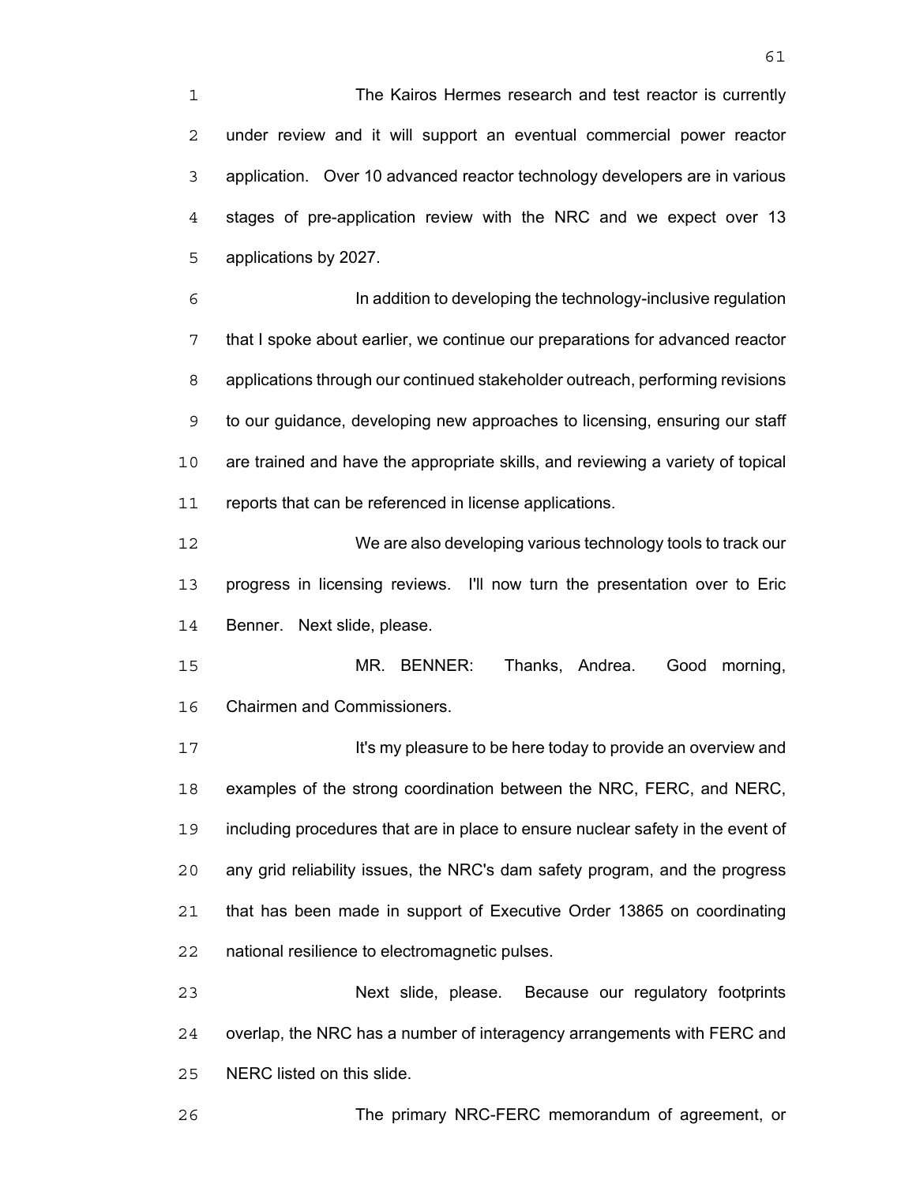The Kairos Hermes research and test reactor is currently under review and it will support an eventual commercial power reactor application. Over 10 advanced reactor technology developers are in various stages of pre-application review with the NRC and we expect over 13 applications by 2027.

In addition to developing the technology-inclusive regulation that I spoke about earlier, we continue our preparations for advanced reactor applications through our continued stakeholder outreach, performing revisions to our guidance, developing new approaches to licensing, ensuring our staff are trained and have the appropriate skills, and reviewing a variety of topical reports that can be referenced in license applications.

We are also developing various technology tools to track our progress in licensing reviews. I'll now turn the presentation over to Eric Benner. Next slide, please.

MR. BENNER: Thanks, Andrea. Good morning, Chairmen and Commissioners.

It's my pleasure to be here today to provide an overview and examples of the strong coordination between the NRC, FERC, and NERC, including procedures that are in place to ensure nuclear safety in the event of any grid reliability issues, the NRC's dam safety program, and the progress that has been made in support of Executive Order 13865 on coordinating national resilience to electromagnetic pulses.

Next slide, please. Because our regulatory footprints overlap, the NRC has a number of interagency arrangements with FERC and NERC listed on this slide.

The primary NRC-FERC memorandum of agreement, or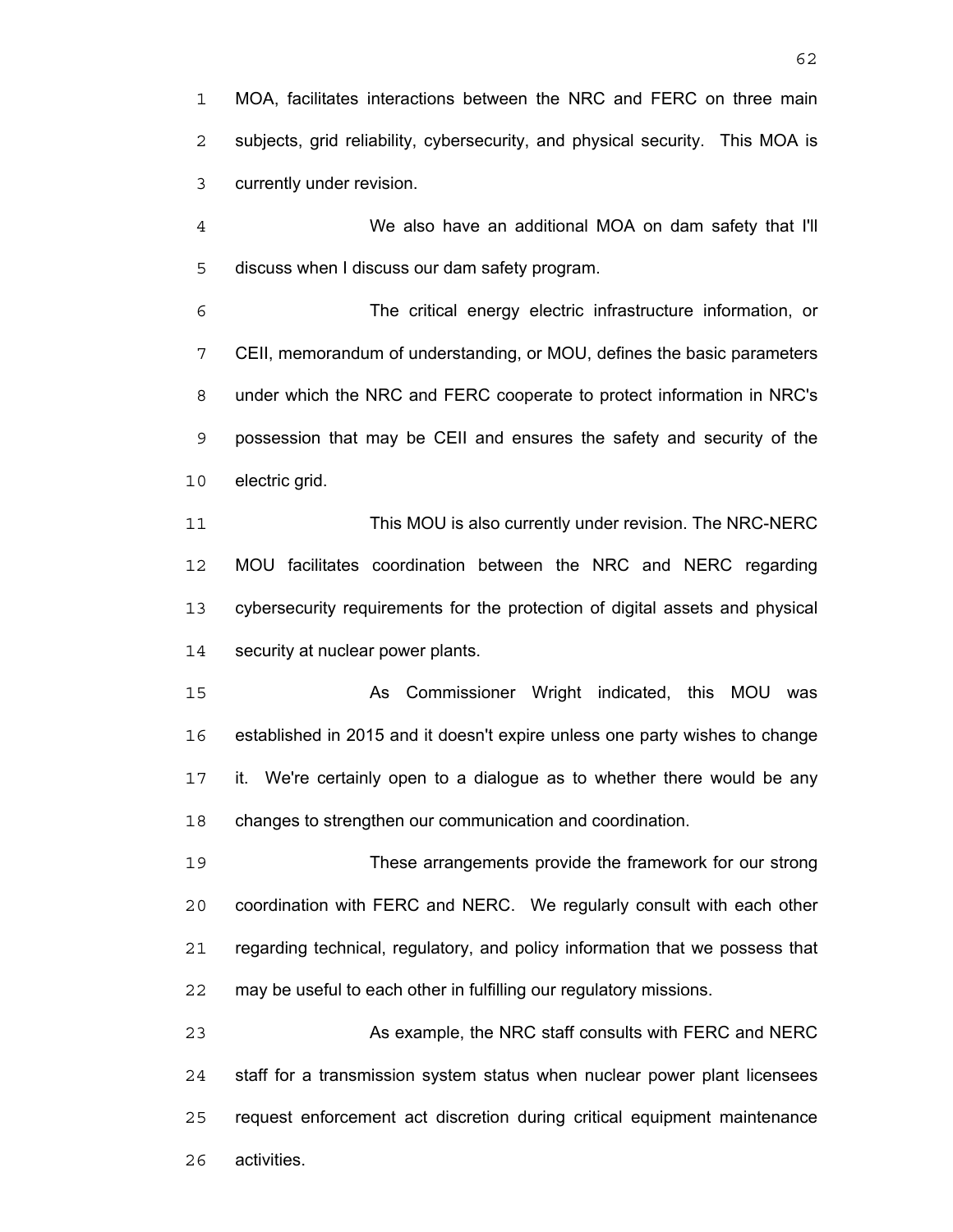MOA, facilitates interactions between the NRC and FERC on three main subjects, grid reliability, cybersecurity, and physical security. This MOA is currently under revision.

We also have an additional MOA on dam safety that I'll discuss when I discuss our dam safety program.

The critical energy electric infrastructure information, or CEII, memorandum of understanding, or MOU, defines the basic parameters under which the NRC and FERC cooperate to protect information in NRC's possession that may be CEII and ensures the safety and security of the electric grid.

This MOU is also currently under revision. The NRC-NERC MOU facilitates coordination between the NRC and NERC regarding cybersecurity requirements for the protection of digital assets and physical security at nuclear power plants.

As Commissioner Wright indicated, this MOU was established in 2015 and it doesn't expire unless one party wishes to change it. We're certainly open to a dialogue as to whether there would be any changes to strengthen our communication and coordination.

These arrangements provide the framework for our strong coordination with FERC and NERC. We regularly consult with each other regarding technical, regulatory, and policy information that we possess that may be useful to each other in fulfilling our regulatory missions.

As example, the NRC staff consults with FERC and NERC staff for a transmission system status when nuclear power plant licensees request enforcement act discretion during critical equipment maintenance activities.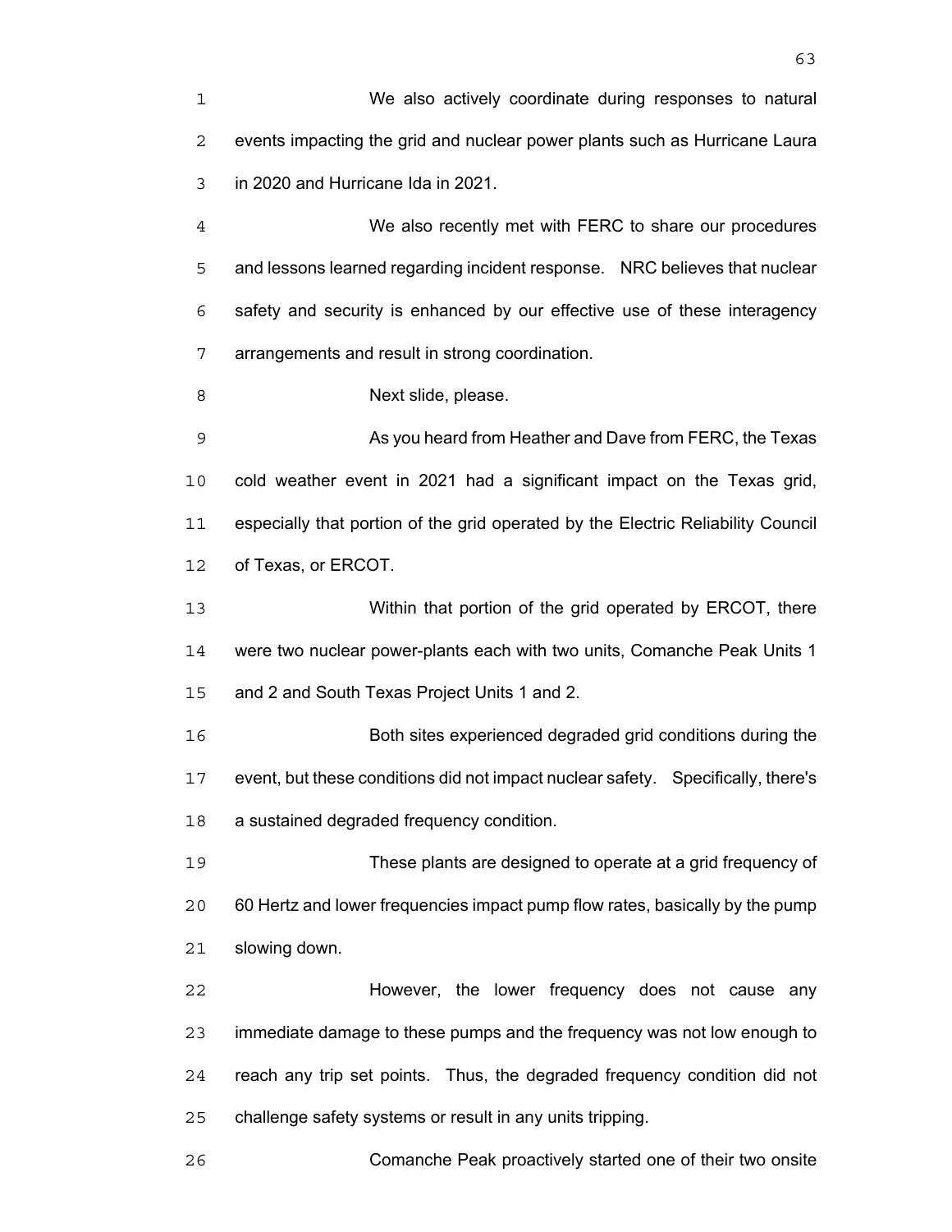We also actively coordinate during responses to natural events impacting the grid and nuclear power plants such as Hurricane Laura in 2020 and Hurricane Ida in 2021.

We also recently met with FERC to share our procedures and lessons learned regarding incident response. NRC believes that nuclear safety and security is enhanced by our effective use of these interagency arrangements and result in strong coordination.

Next slide, please.

As you heard from Heather and Dave from FERC, the Texas cold weather event in 2021 had a significant impact on the Texas grid, especially that portion of the grid operated by the Electric Reliability Council of Texas, or ERCOT.

Within that portion of the grid operated by ERCOT, there were two nuclear power-plants each with two units, Comanche Peak Units 1 and 2 and South Texas Project Units 1 and 2.

Both sites experienced degraded grid conditions during the event, but these conditions did not impact nuclear safety. Specifically, there's a sustained degraded frequency condition.

These plants are designed to operate at a grid frequency of 60 Hertz and lower frequencies impact pump flow rates, basically by the pump slowing down.

However, the lower frequency does not cause any immediate damage to these pumps and the frequency was not low enough to reach any trip set points. Thus, the degraded frequency condition did not challenge safety systems or result in any units tripping.

Comanche Peak proactively started one of their two onsite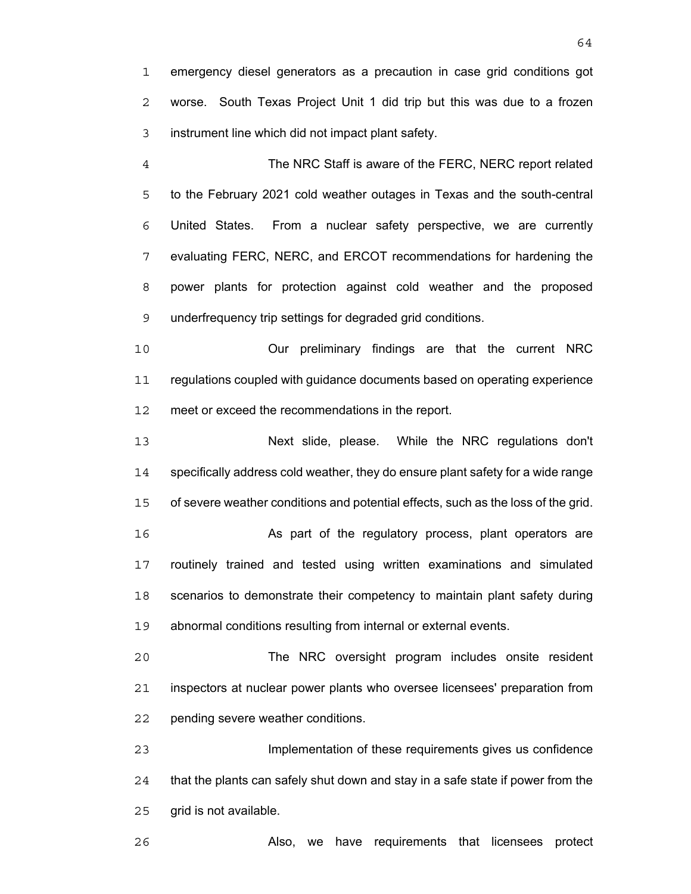emergency diesel generators as a precaution in case grid conditions got worse. South Texas Project Unit 1 did trip but this was due to a frozen instrument line which did not impact plant safety.

The NRC Staff is aware of the FERC, NERC report related to the February 2021 cold weather outages in Texas and the south-central United States. From a nuclear safety perspective, we are currently evaluating FERC, NERC, and ERCOT recommendations for hardening the power plants for protection against cold weather and the proposed underfrequency trip settings for degraded grid conditions.

Our preliminary findings are that the current NRC regulations coupled with guidance documents based on operating experience meet or exceed the recommendations in the report.

Next slide, please. While the NRC regulations don't specifically address cold weather, they do ensure plant safety for a wide range of severe weather conditions and potential effects, such as the loss of the grid.

As part of the regulatory process, plant operators are routinely trained and tested using written examinations and simulated scenarios to demonstrate their competency to maintain plant safety during abnormal conditions resulting from internal or external events.

The NRC oversight program includes onsite resident inspectors at nuclear power plants who oversee licensees' preparation from pending severe weather conditions.

Implementation of these requirements gives us confidence that the plants can safely shut down and stay in a safe state if power from the grid is not available.

Also, we have requirements that licensees protect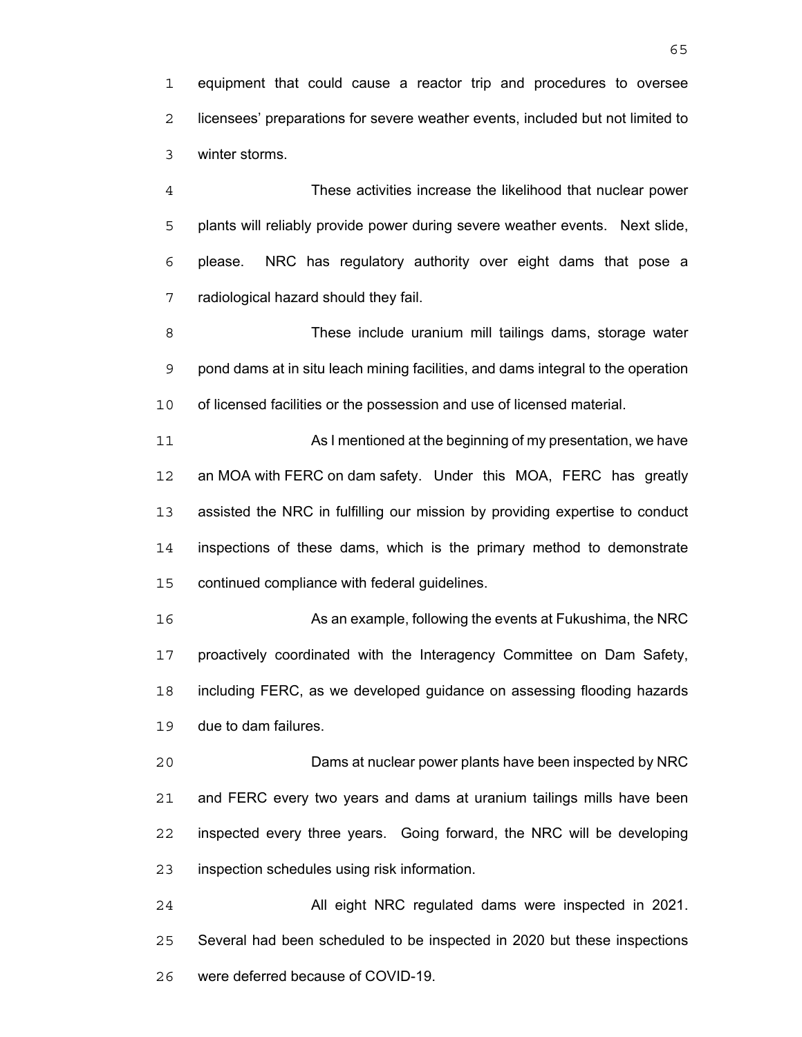equipment that could cause a reactor trip and procedures to oversee licensees' preparations for severe weather events, included but not limited to winter storms.

These activities increase the likelihood that nuclear power plants will reliably provide power during severe weather events. Next slide, please. NRC has regulatory authority over eight dams that pose a radiological hazard should they fail.

These include uranium mill tailings dams, storage water pond dams at in situ leach mining facilities, and dams integral to the operation of licensed facilities or the possession and use of licensed material.

As I mentioned at the beginning of my presentation, we have an MOA with FERC on dam safety. Under this MOA, FERC has greatly assisted the NRC in fulfilling our mission by providing expertise to conduct inspections of these dams, which is the primary method to demonstrate continued compliance with federal guidelines.

As an example, following the events at Fukushima, the NRC proactively coordinated with the Interagency Committee on Dam Safety, including FERC, as we developed guidance on assessing flooding hazards due to dam failures.

Dams at nuclear power plants have been inspected by NRC and FERC every two years and dams at uranium tailings mills have been inspected every three years. Going forward, the NRC will be developing inspection schedules using risk information.

All eight NRC regulated dams were inspected in 2021. Several had been scheduled to be inspected in 2020 but these inspections were deferred because of COVID-19.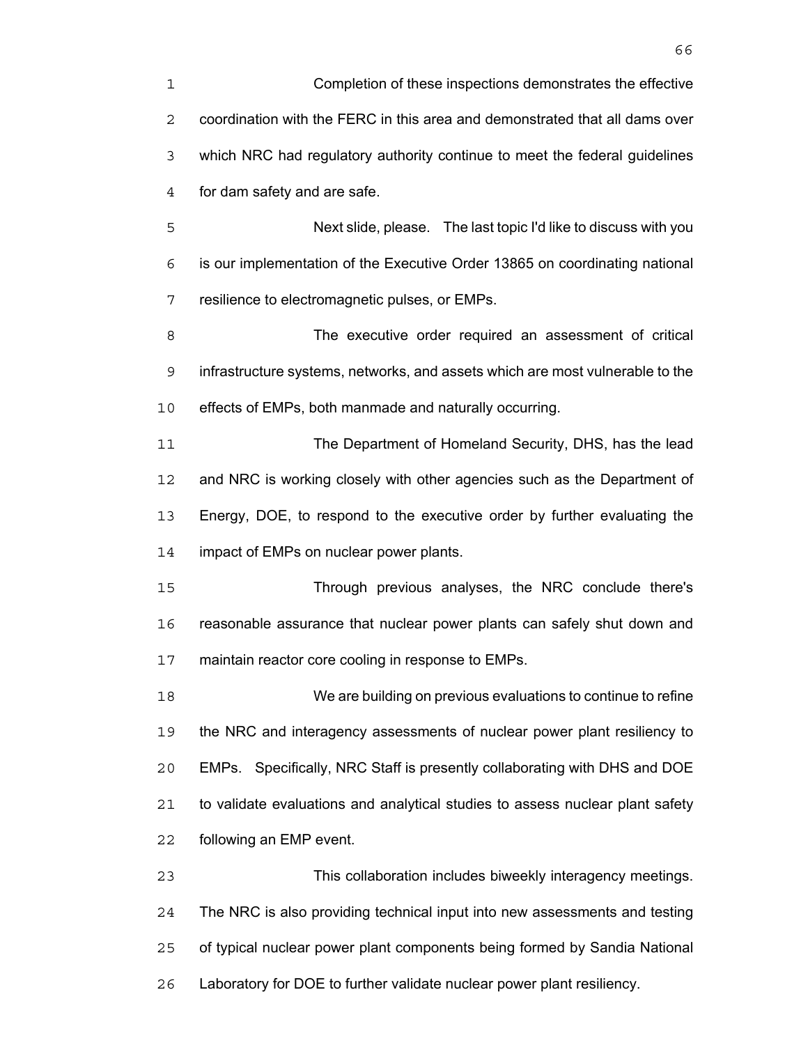Completion of these inspections demonstrates the effective coordination with the FERC in this area and demonstrated that all dams over which NRC had regulatory authority continue to meet the federal guidelines for dam safety and are safe.

Next slide, please. The last topic I'd like to discuss with you is our implementation of the Executive Order 13865 on coordinating national resilience to electromagnetic pulses, or EMPs.

The executive order required an assessment of critical infrastructure systems, networks, and assets which are most vulnerable to the effects of EMPs, both manmade and naturally occurring.

The Department of Homeland Security, DHS, has the lead and NRC is working closely with other agencies such as the Department of Energy, DOE, to respond to the executive order by further evaluating the impact of EMPs on nuclear power plants.

Through previous analyses, the NRC conclude there's reasonable assurance that nuclear power plants can safely shut down and maintain reactor core cooling in response to EMPs.

We are building on previous evaluations to continue to refine the NRC and interagency assessments of nuclear power plant resiliency to EMPs. Specifically, NRC Staff is presently collaborating with DHS and DOE to validate evaluations and analytical studies to assess nuclear plant safety following an EMP event.

This collaboration includes biweekly interagency meetings. The NRC is also providing technical input into new assessments and testing of typical nuclear power plant components being formed by Sandia National Laboratory for DOE to further validate nuclear power plant resiliency.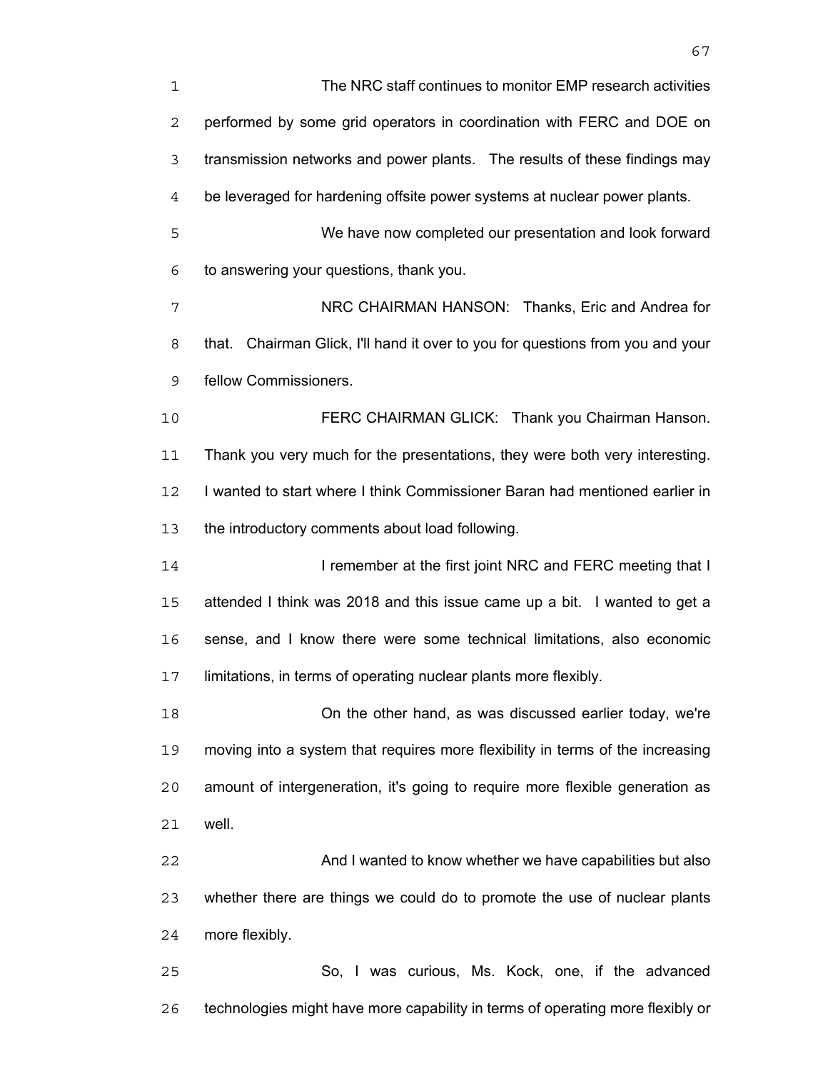The NRC staff continues to monitor EMP research activities performed by some grid operators in coordination with FERC and DOE on transmission networks and power plants. The results of these findings may be leveraged for hardening offsite power systems at nuclear power plants.

We have now completed our presentation and look forward to answering your questions, thank you.

NRC CHAIRMAN HANSON: Thanks, Eric and Andrea for that. Chairman Glick, I'll hand it over to you for questions from you and your fellow Commissioners.

FERC CHAIRMAN GLICK: Thank you Chairman Hanson. Thank you very much for the presentations, they were both very interesting. I wanted to start where I think Commissioner Baran had mentioned earlier in the introductory comments about load following.

I remember at the first joint NRC and FERC meeting that I attended I think was 2018 and this issue came up a bit. I wanted to get a sense, and I know there were some technical limitations, also economic limitations, in terms of operating nuclear plants more flexibly.

On the other hand, as was discussed earlier today, we're moving into a system that requires more flexibility in terms of the increasing amount of intergeneration, it's going to require more flexible generation as well.

And I wanted to know whether we have capabilities but also whether there are things we could do to promote the use of nuclear plants more flexibly.

So, I was curious, Ms. Kock, one, if the advanced technologies might have more capability in terms of operating more flexibly or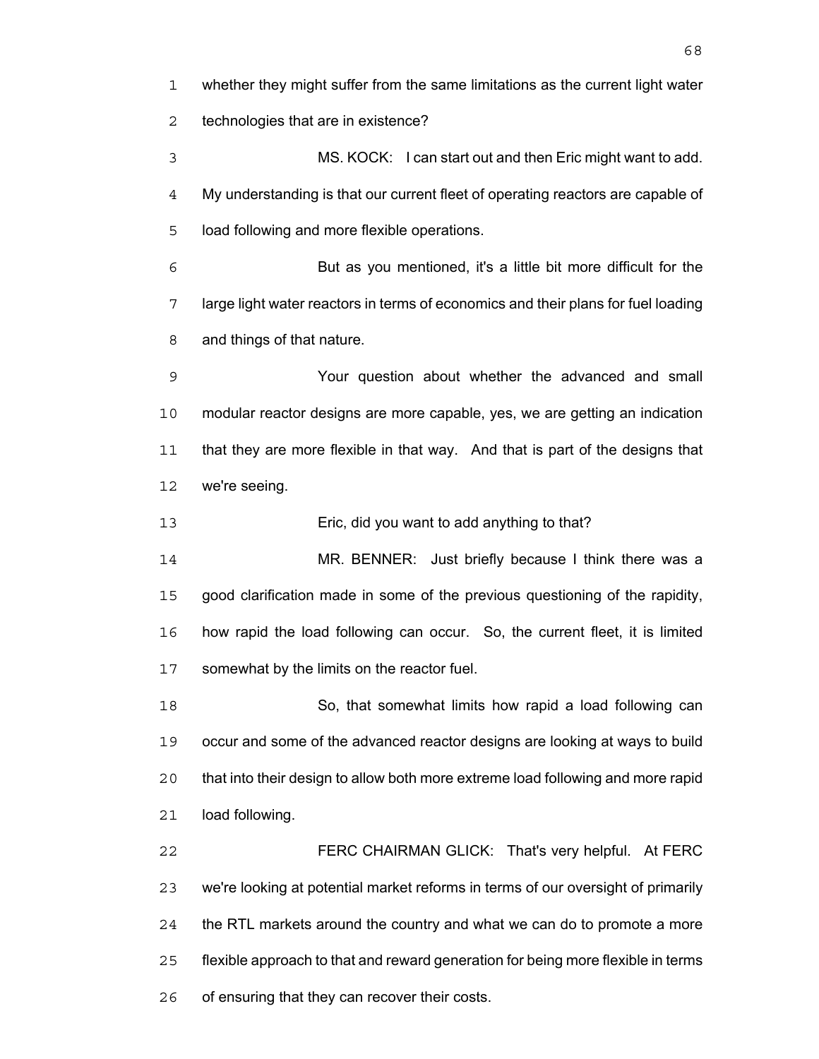whether they might suffer from the same limitations as the current light water technologies that are in existence?

MS. KOCK: I can start out and then Eric might want to add. My understanding is that our current fleet of operating reactors are capable of load following and more flexible operations.

But as you mentioned, it's a little bit more difficult for the large light water reactors in terms of economics and their plans for fuel loading and things of that nature.

Your question about whether the advanced and small modular reactor designs are more capable, yes, we are getting an indication that they are more flexible in that way. And that is part of the designs that we're seeing.

Eric, did you want to add anything to that?

MR. BENNER: Just briefly because I think there was a good clarification made in some of the previous questioning of the rapidity, how rapid the load following can occur. So, the current fleet, it is limited somewhat by the limits on the reactor fuel.

So, that somewhat limits how rapid a load following can occur and some of the advanced reactor designs are looking at ways to build that into their design to allow both more extreme load following and more rapid load following.

FERC CHAIRMAN GLICK: That's very helpful. At FERC we're looking at potential market reforms in terms of our oversight of primarily the RTL markets around the country and what we can do to promote a more flexible approach to that and reward generation for being more flexible in terms of ensuring that they can recover their costs.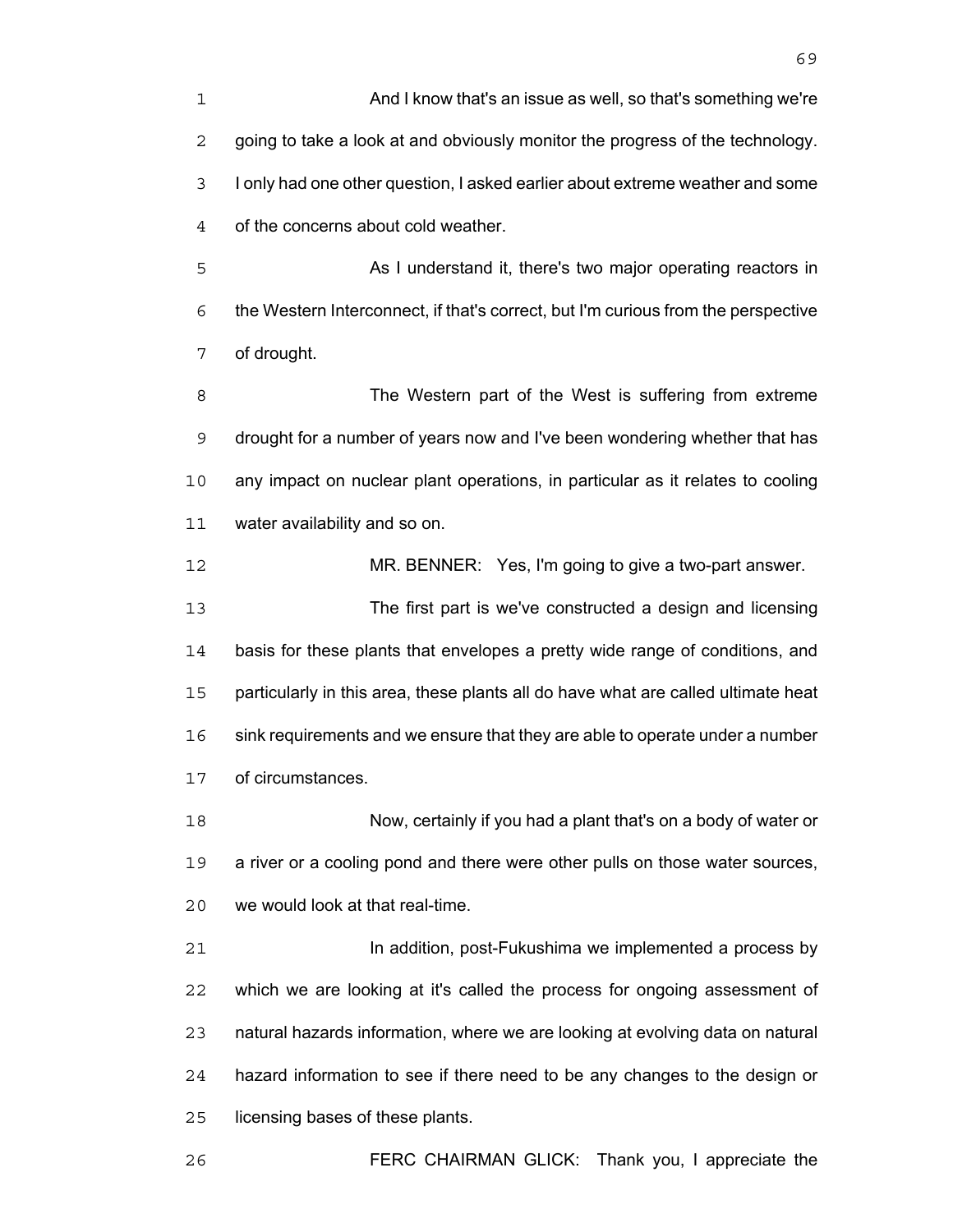And I know that's an issue as well, so that's something we're going to take a look at and obviously monitor the progress of the technology. I only had one other question, I asked earlier about extreme weather and some of the concerns about cold weather.

As I understand it, there's two major operating reactors in the Western Interconnect, if that's correct, but I'm curious from the perspective of drought.

The Western part of the West is suffering from extreme drought for a number of years now and I've been wondering whether that has any impact on nuclear plant operations, in particular as it relates to cooling water availability and so on.

MR. BENNER: Yes, I'm going to give a two-part answer.

The first part is we've constructed a design and licensing basis for these plants that envelopes a pretty wide range of conditions, and particularly in this area, these plants all do have what are called ultimate heat sink requirements and we ensure that they are able to operate under a number of circumstances.

Now, certainly if you had a plant that's on a body of water or a river or a cooling pond and there were other pulls on those water sources, we would look at that real-time.

In addition, post-Fukushima we implemented a process by which we are looking at it's called the process for ongoing assessment of natural hazards information, where we are looking at evolving data on natural hazard information to see if there need to be any changes to the design or licensing bases of these plants.

FERC CHAIRMAN GLICK: Thank you, I appreciate the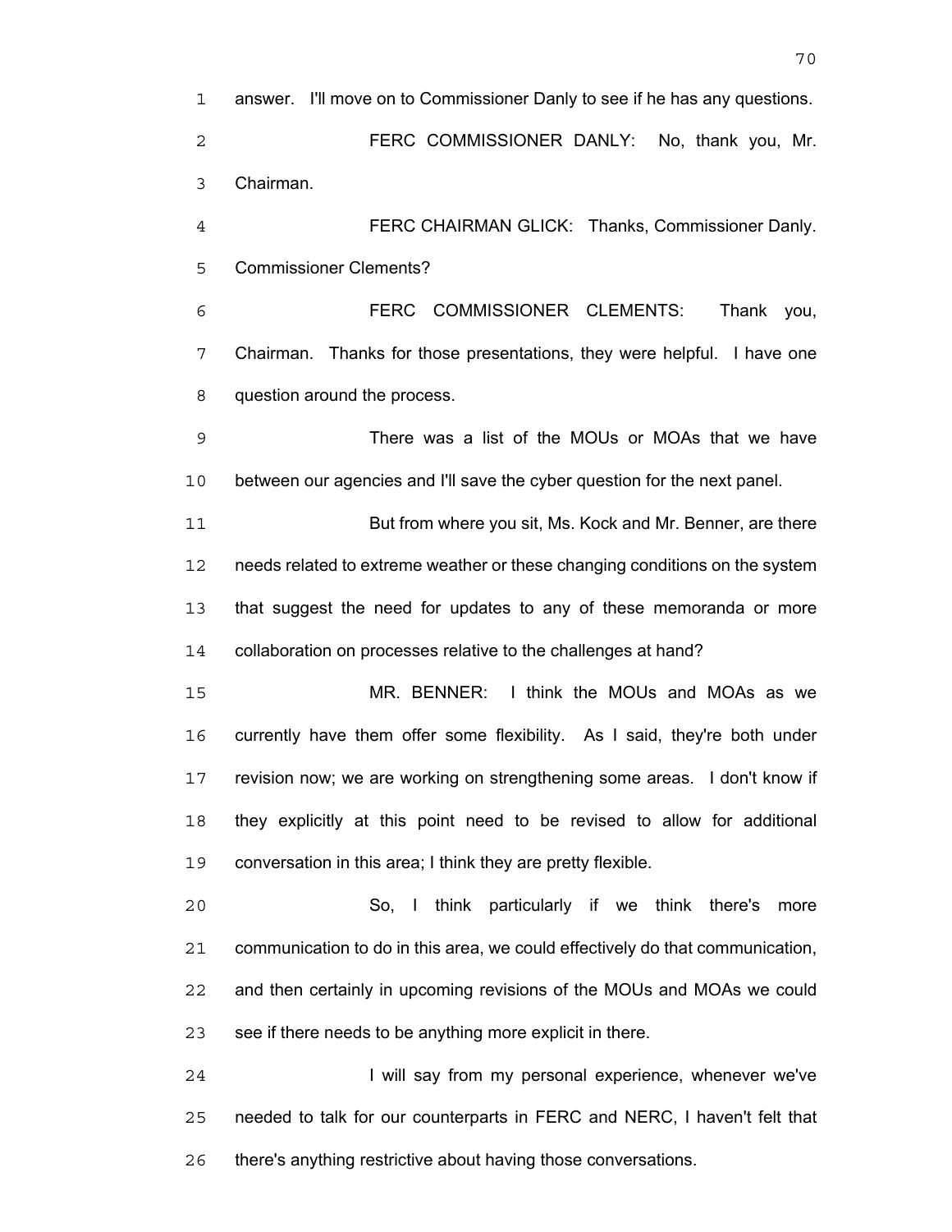answer. I'll move on to Commissioner Danly to see if he has any questions.

FERC COMMISSIONER DANLY: No, thank you, Mr. Chairman.

FERC CHAIRMAN GLICK: Thanks, Commissioner Danly. Commissioner Clements?

FERC COMMISSIONER CLEMENTS: Thank you, Chairman. Thanks for those presentations, they were helpful. I have one question around the process.

There was a list of the MOUs or MOAs that we have between our agencies and I'll save the cyber question for the next panel.

But from where you sit, Ms. Kock and Mr. Benner, are there needs related to extreme weather or these changing conditions on the system that suggest the need for updates to any of these memoranda or more collaboration on processes relative to the challenges at hand?

MR. BENNER: I think the MOUs and MOAs as we currently have them offer some flexibility. As I said, they're both under revision now; we are working on strengthening some areas. I don't know if they explicitly at this point need to be revised to allow for additional conversation in this area; I think they are pretty flexible.

So, I think particularly if we think there's more communication to do in this area, we could effectively do that communication, and then certainly in upcoming revisions of the MOUs and MOAs we could see if there needs to be anything more explicit in there.

I will say from my personal experience, whenever we've needed to talk for our counterparts in FERC and NERC, I haven't felt that there's anything restrictive about having those conversations.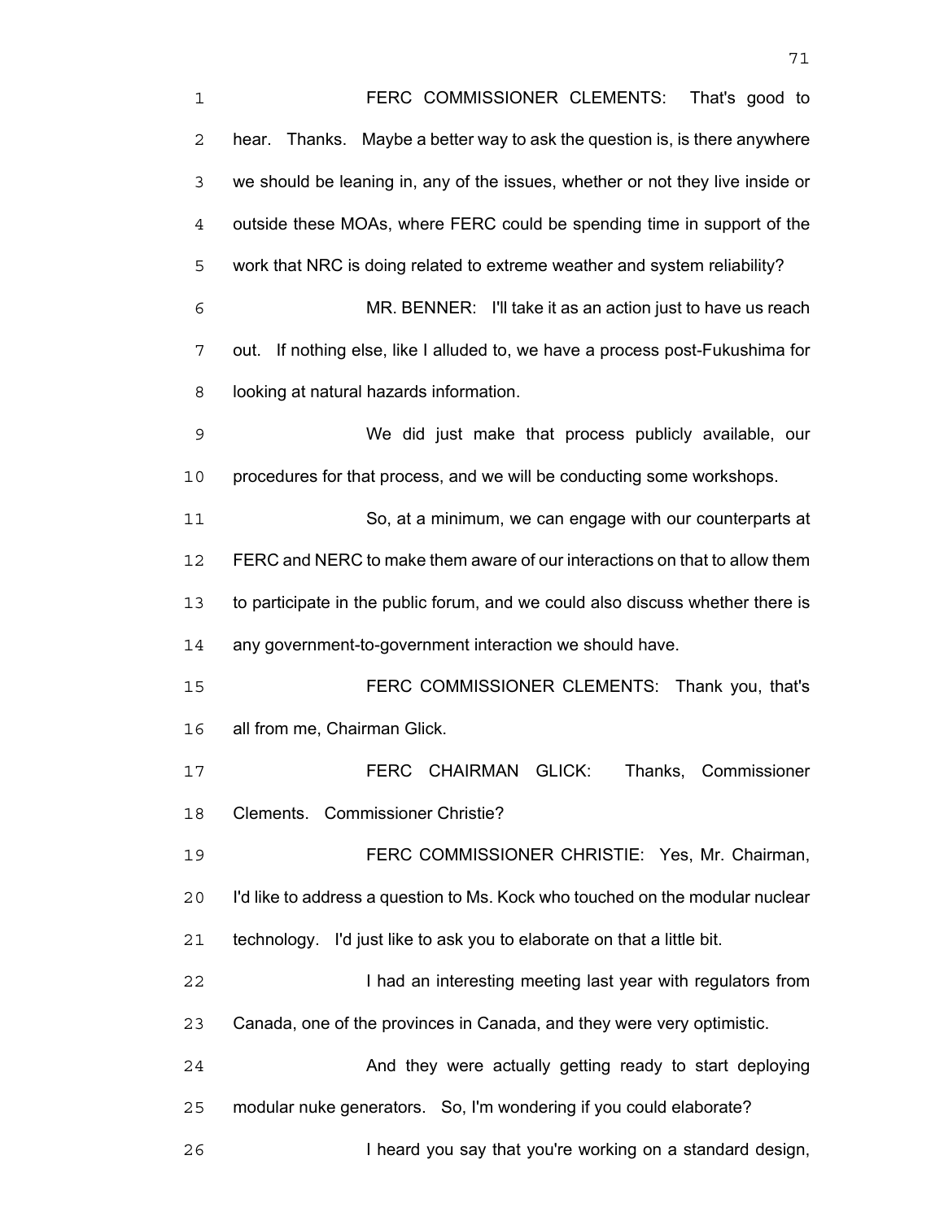FERC COMMISSIONER CLEMENTS: That's good to hear. Thanks. Maybe a better way to ask the question is, is there anywhere we should be leaning in, any of the issues, whether or not they live inside or outside these MOAs, where FERC could be spending time in support of the work that NRC is doing related to extreme weather and system reliability?

MR. BENNER: I'll take it as an action just to have us reach out. If nothing else, like I alluded to, we have a process post-Fukushima for looking at natural hazards information.

We did just make that process publicly available, our procedures for that process, and we will be conducting some workshops.

So, at a minimum, we can engage with our counterparts at FERC and NERC to make them aware of our interactions on that to allow them to participate in the public forum, and we could also discuss whether there is any government-to-government interaction we should have.

FERC COMMISSIONER CLEMENTS: Thank you, that's all from me, Chairman Glick.

FERC CHAIRMAN GLICK: Thanks, Commissioner Clements. Commissioner Christie?

FERC COMMISSIONER CHRISTIE: Yes, Mr. Chairman, I'd like to address a question to Ms. Kock who touched on the modular nuclear technology. I'd just like to ask you to elaborate on that a little bit.

I had an interesting meeting last year with regulators from Canada, one of the provinces in Canada, and they were very optimistic.

And they were actually getting ready to start deploying modular nuke generators. So, I'm wondering if you could elaborate?

I heard you say that you're working on a standard design,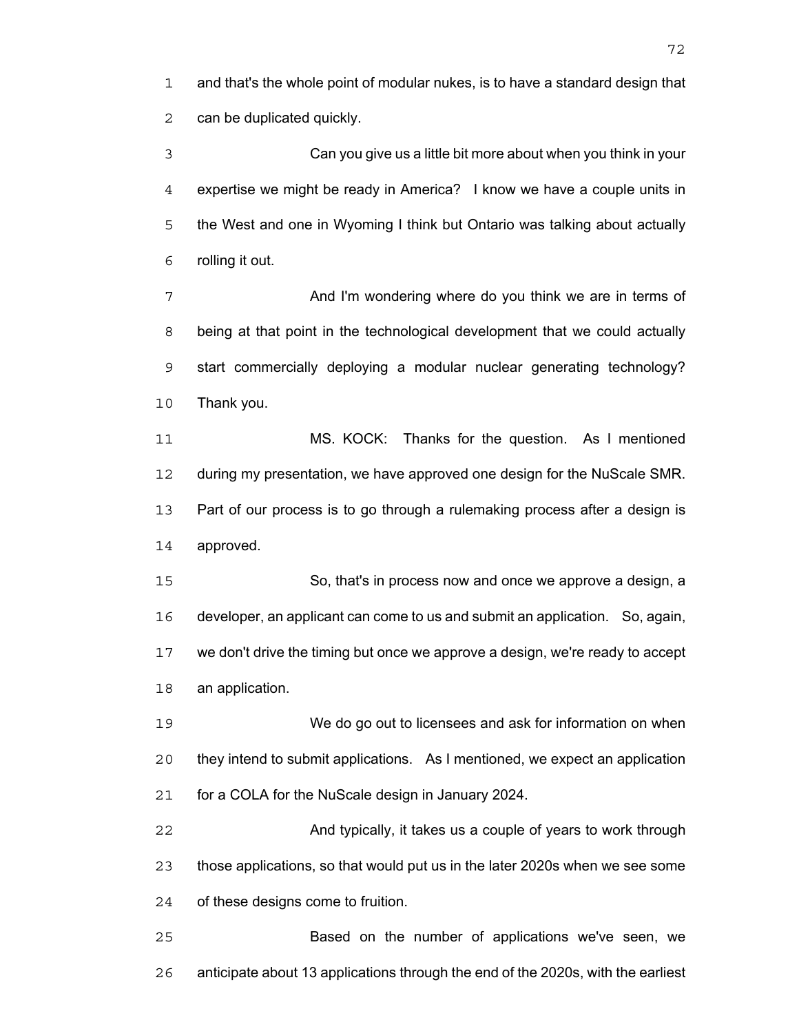and that's the whole point of modular nukes, is to have a standard design that can be duplicated quickly.

Can you give us a little bit more about when you think in your expertise we might be ready in America? I know we have a couple units in the West and one in Wyoming I think but Ontario was talking about actually rolling it out.

And I'm wondering where do you think we are in terms of being at that point in the technological development that we could actually start commercially deploying a modular nuclear generating technology? Thank you.

MS. KOCK: Thanks for the question. As I mentioned during my presentation, we have approved one design for the NuScale SMR. Part of our process is to go through a rulemaking process after a design is approved.

So, that's in process now and once we approve a design, a developer, an applicant can come to us and submit an application. So, again, we don't drive the timing but once we approve a design, we're ready to accept an application.

We do go out to licensees and ask for information on when they intend to submit applications. As I mentioned, we expect an application for a COLA for the NuScale design in January 2024.

And typically, it takes us a couple of years to work through those applications, so that would put us in the later 2020s when we see some of these designs come to fruition.

Based on the number of applications we've seen, we anticipate about 13 applications through the end of the 2020s, with the earliest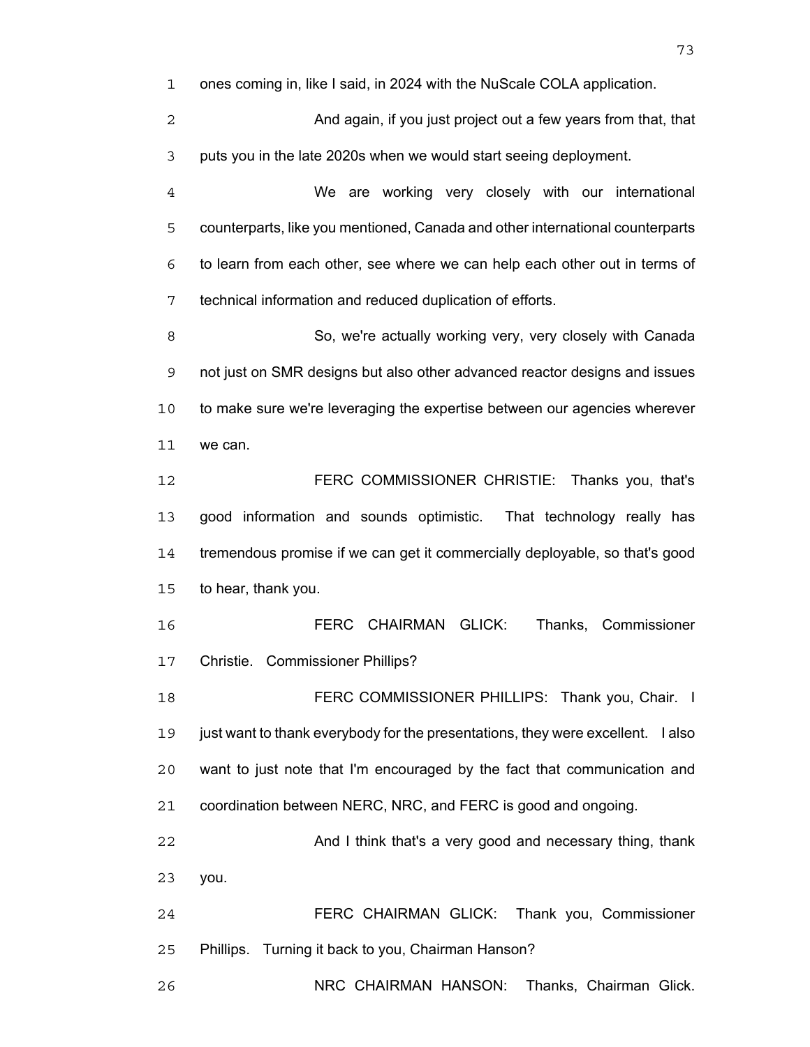ones coming in, like I said, in 2024 with the NuScale COLA application.

And again, if you just project out a few years from that, that puts you in the late 2020s when we would start seeing deployment.

We are working very closely with our international counterparts, like you mentioned, Canada and other international counterparts to learn from each other, see where we can help each other out in terms of technical information and reduced duplication of efforts.

So, we're actually working very, very closely with Canada not just on SMR designs but also other advanced reactor designs and issues to make sure we're leveraging the expertise between our agencies wherever we can.

FERC COMMISSIONER CHRISTIE: Thanks you, that's good information and sounds optimistic. That technology really has tremendous promise if we can get it commercially deployable, so that's good to hear, thank you.

FERC CHAIRMAN GLICK: Thanks, Commissioner Christie. Commissioner Phillips?

FERC COMMISSIONER PHILLIPS: Thank you, Chair. I just want to thank everybody for the presentations, they were excellent. I also want to just note that I'm encouraged by the fact that communication and coordination between NERC, NRC, and FERC is good and ongoing.

And I think that's a very good and necessary thing, thank you.

FERC CHAIRMAN GLICK: Thank you, Commissioner Phillips. Turning it back to you, Chairman Hanson?

NRC CHAIRMAN HANSON: Thanks, Chairman Glick.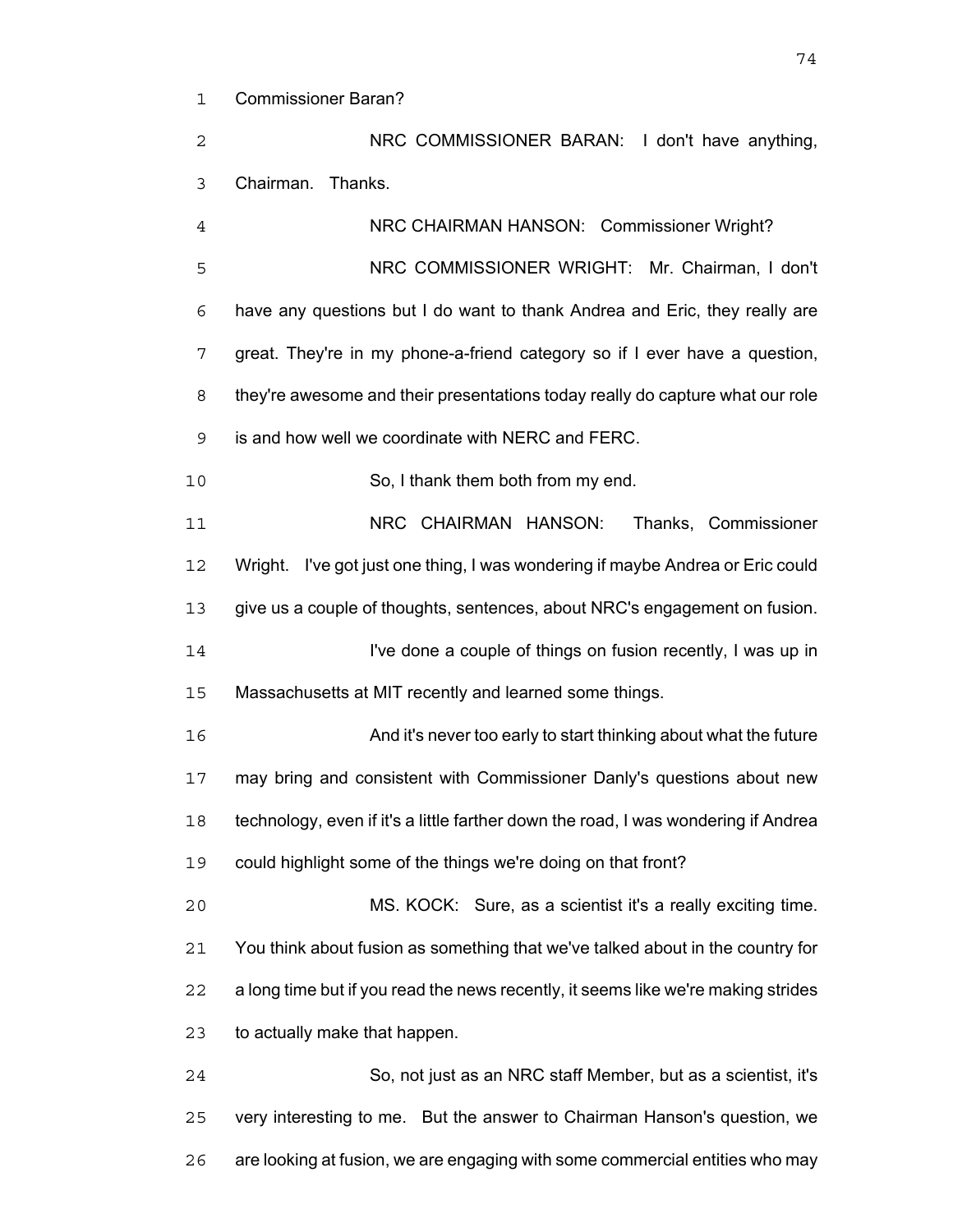Commissioner Baran?

NRC COMMISSIONER BARAN: I don't have anything, Chairman. Thanks.

NRC CHAIRMAN HANSON: Commissioner Wright?

NRC COMMISSIONER WRIGHT: Mr. Chairman, I don't have any questions but I do want to thank Andrea and Eric, they really are great. They're in my phone-a-friend category so if I ever have a question, they're awesome and their presentations today really do capture what our role is and how well we coordinate with NERC and FERC.

So, I thank them both from my end.

NRC CHAIRMAN HANSON: Thanks, Commissioner Wright. I've got just one thing, I was wondering if maybe Andrea or Eric could give us a couple of thoughts, sentences, about NRC's engagement on fusion.

I've done a couple of things on fusion recently, I was up in Massachusetts at MIT recently and learned some things.

And it's never too early to start thinking about what the future may bring and consistent with Commissioner Danly's questions about new technology, even if it's a little farther down the road, I was wondering if Andrea could highlight some of the things we're doing on that front?

MS. KOCK: Sure, as a scientist it's a really exciting time. You think about fusion as something that we've talked about in the country for a long time but if you read the news recently, it seems like we're making strides to actually make that happen.

So, not just as an NRC staff Member, but as a scientist, it's very interesting to me. But the answer to Chairman Hanson's question, we are looking at fusion, we are engaging with some commercial entities who may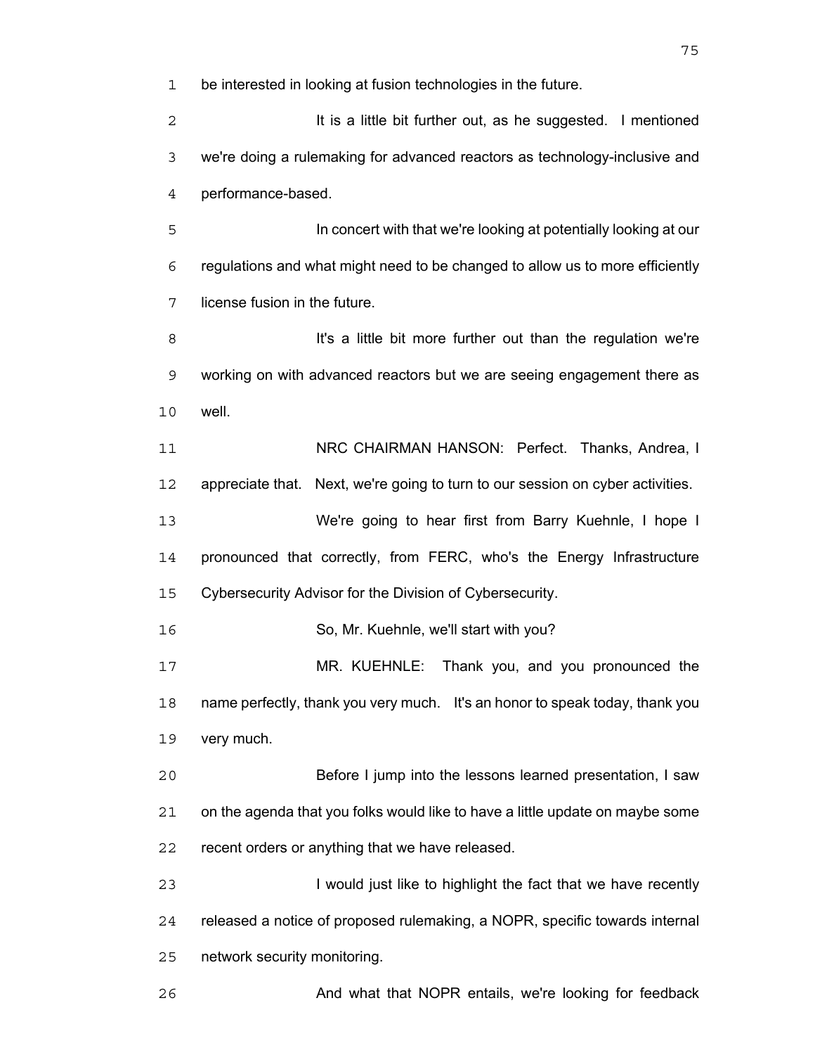be interested in looking at fusion technologies in the future.

It is a little bit further out, as he suggested. I mentioned we're doing a rulemaking for advanced reactors as technology-inclusive and performance-based.

In concert with that we're looking at potentially looking at our regulations and what might need to be changed to allow us to more efficiently license fusion in the future.

It's a little bit more further out than the regulation we're working on with advanced reactors but we are seeing engagement there as well.

NRC CHAIRMAN HANSON: Perfect. Thanks, Andrea, I appreciate that. Next, we're going to turn to our session on cyber activities.

We're going to hear first from Barry Kuehnle, I hope I pronounced that correctly, from FERC, who's the Energy Infrastructure Cybersecurity Advisor for the Division of Cybersecurity.

So, Mr. Kuehnle, we'll start with you?

MR. KUEHNLE: Thank you, and you pronounced the name perfectly, thank you very much. It's an honor to speak today, thank you very much.

Before I jump into the lessons learned presentation, I saw on the agenda that you folks would like to have a little update on maybe some recent orders or anything that we have released.

I would just like to highlight the fact that we have recently released a notice of proposed rulemaking, a NOPR, specific towards internal network security monitoring.

And what that NOPR entails, we're looking for feedback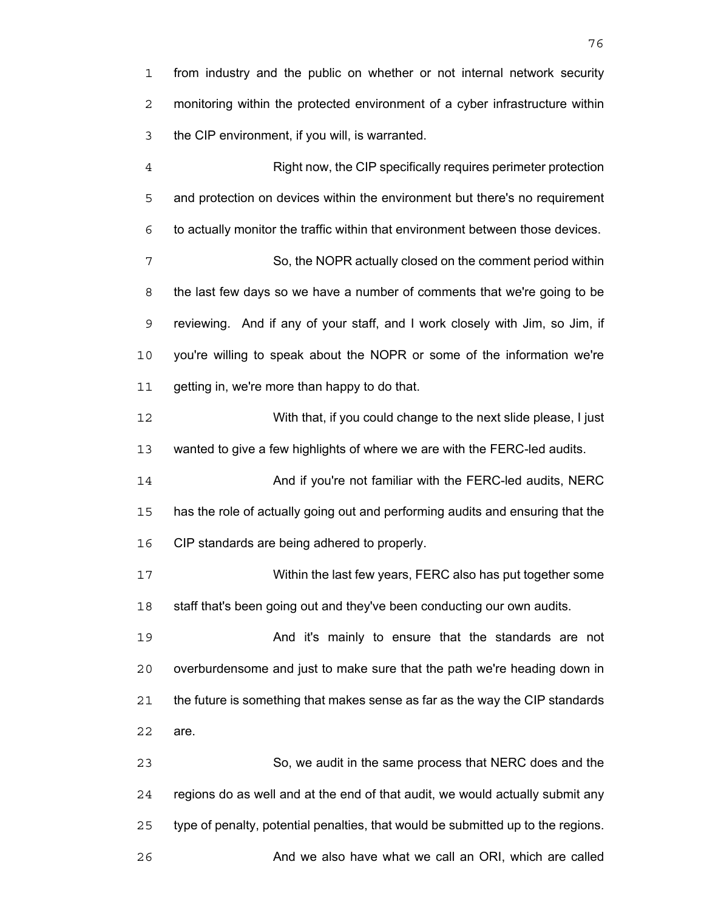from industry and the public on whether or not internal network security monitoring within the protected environment of a cyber infrastructure within the CIP environment, if you will, is warranted.

Right now, the CIP specifically requires perimeter protection and protection on devices within the environment but there's no requirement to actually monitor the traffic within that environment between those devices.

So, the NOPR actually closed on the comment period within the last few days so we have a number of comments that we're going to be reviewing. And if any of your staff, and I work closely with Jim, so Jim, if you're willing to speak about the NOPR or some of the information we're getting in, we're more than happy to do that.

With that, if you could change to the next slide please, I just wanted to give a few highlights of where we are with the FERC-led audits.

And if you're not familiar with the FERC-led audits, NERC has the role of actually going out and performing audits and ensuring that the CIP standards are being adhered to properly.

Within the last few years, FERC also has put together some staff that's been going out and they've been conducting our own audits.

And it's mainly to ensure that the standards are not overburdensome and just to make sure that the path we're heading down in the future is something that makes sense as far as the way the CIP standards are.

So, we audit in the same process that NERC does and the regions do as well and at the end of that audit, we would actually submit any type of penalty, potential penalties, that would be submitted up to the regions.

And we also have what we call an ORI, which are called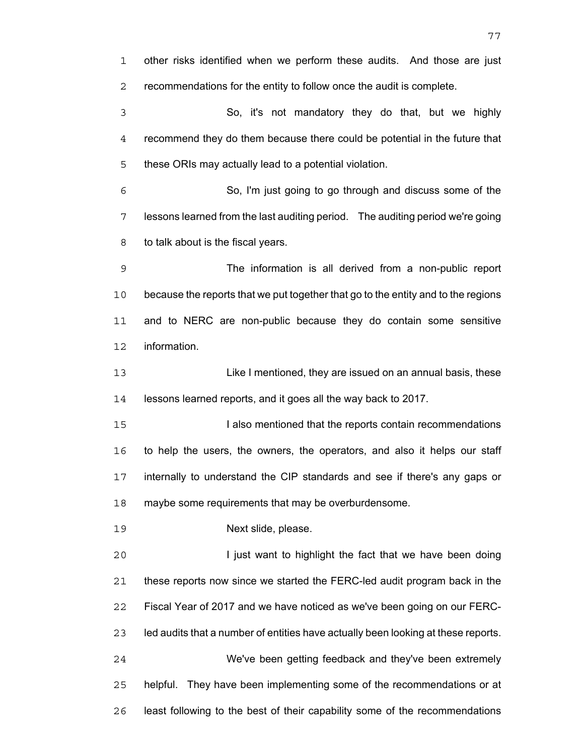other risks identified when we perform these audits. And those are just recommendations for the entity to follow once the audit is complete.

So, it's not mandatory they do that, but we highly recommend they do them because there could be potential in the future that these ORIs may actually lead to a potential violation.

So, I'm just going to go through and discuss some of the lessons learned from the last auditing period. The auditing period we're going to talk about is the fiscal years.

The information is all derived from a non-public report because the reports that we put together that go to the entity and to the regions and to NERC are non-public because they do contain some sensitive information.

Like I mentioned, they are issued on an annual basis, these lessons learned reports, and it goes all the way back to 2017.

I also mentioned that the reports contain recommendations to help the users, the owners, the operators, and also it helps our staff internally to understand the CIP standards and see if there's any gaps or maybe some requirements that may be overburdensome.

Next slide, please.

I just want to highlight the fact that we have been doing these reports now since we started the FERC-led audit program back in the Fiscal Year of 2017 and we have noticed as we've been going on our FERC-led audits that a number of entities have actually been looking at these reports.

We've been getting feedback and they've been extremely helpful. They have been implementing some of the recommendations or at least following to the best of their capability some of the recommendations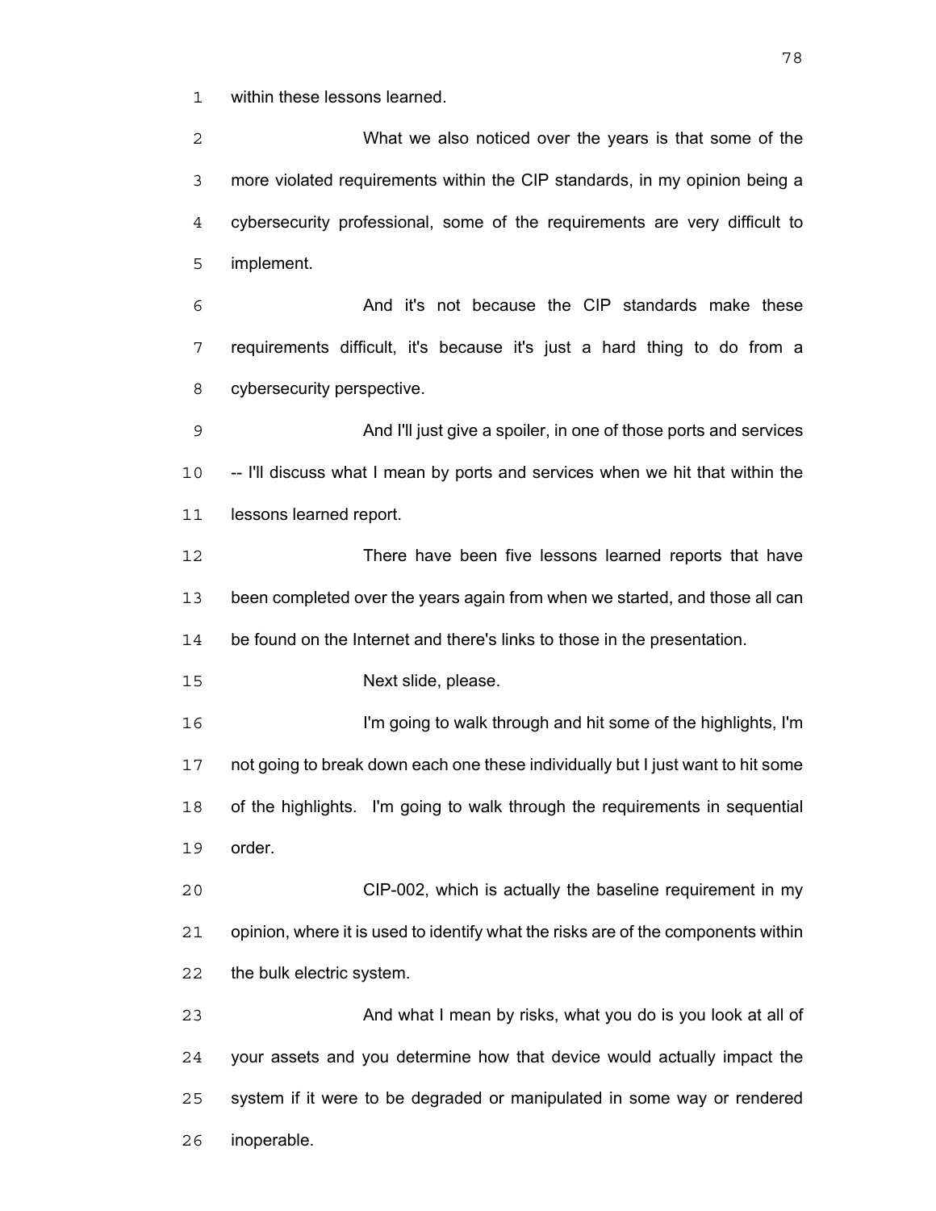within these lessons learned.

What we also noticed over the years is that some of the more violated requirements within the CIP standards, in my opinion being a cybersecurity professional, some of the requirements are very difficult to implement.

And it's not because the CIP standards make these requirements difficult, it's because it's just a hard thing to do from a cybersecurity perspective.

And I'll just give a spoiler, in one of those ports and services -- I'll discuss what I mean by ports and services when we hit that within the lessons learned report.

There have been five lessons learned reports that have been completed over the years again from when we started, and those all can be found on the Internet and there's links to those in the presentation.

Next slide, please.

I'm going to walk through and hit some of the highlights, I'm not going to break down each one these individually but I just want to hit some of the highlights. I'm going to walk through the requirements in sequential order.

CIP-002, which is actually the baseline requirement in my opinion, where it is used to identify what the risks are of the components within the bulk electric system.

And what I mean by risks, what you do is you look at all of your assets and you determine how that device would actually impact the system if it were to be degraded or manipulated in some way or rendered inoperable.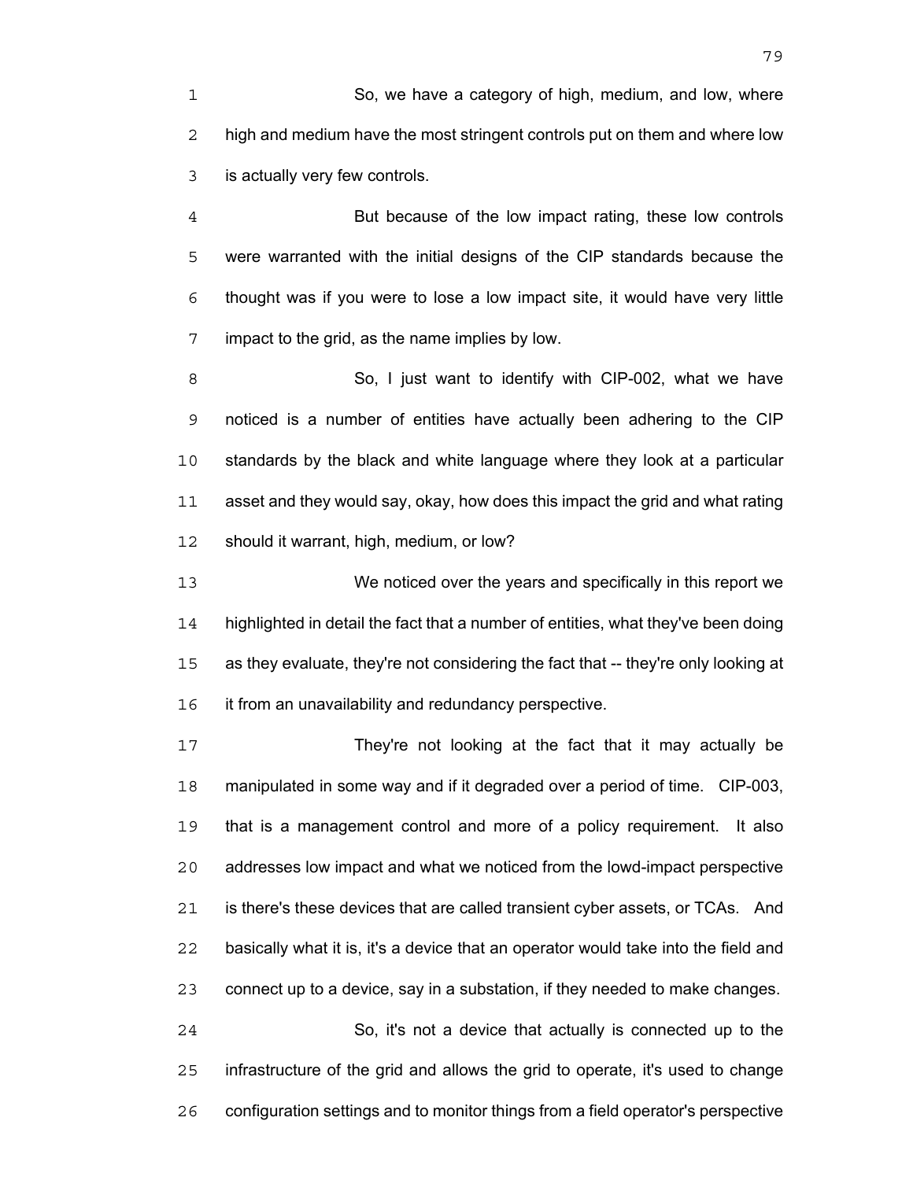So, we have a category of high, medium, and low, where high and medium have the most stringent controls put on them and where low is actually very few controls.

But because of the low impact rating, these low controls were warranted with the initial designs of the CIP standards because the thought was if you were to lose a low impact site, it would have very little impact to the grid, as the name implies by low.

So, I just want to identify with CIP-002, what we have noticed is a number of entities have actually been adhering to the CIP standards by the black and white language where they look at a particular asset and they would say, okay, how does this impact the grid and what rating should it warrant, high, medium, or low?

We noticed over the years and specifically in this report we highlighted in detail the fact that a number of entities, what they've been doing as they evaluate, they're not considering the fact that -- they're only looking at it from an unavailability and redundancy perspective.

They're not looking at the fact that it may actually be manipulated in some way and if it degraded over a period of time. CIP-003, that is a management control and more of a policy requirement. It also addresses low impact and what we noticed from the lowd-impact perspective is there's these devices that are called transient cyber assets, or TCAs. And basically what it is, it's a device that an operator would take into the field and connect up to a device, say in a substation, if they needed to make changes.

So, it's not a device that actually is connected up to the infrastructure of the grid and allows the grid to operate, it's used to change configuration settings and to monitor things from a field operator's perspective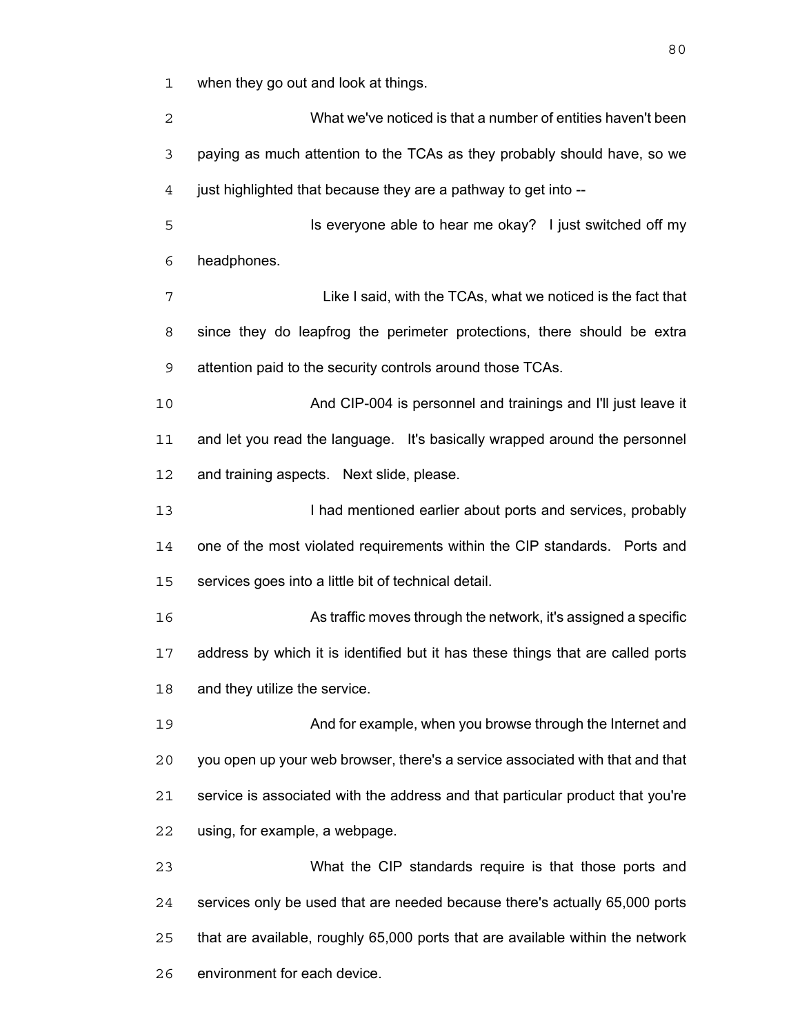when they go out and look at things.

What we've noticed is that a number of entities haven't been paying as much attention to the TCAs as they probably should have, so we just highlighted that because they are a pathway to get into --

Is everyone able to hear me okay? I just switched off my headphones.

Like I said, with the TCAs, what we noticed is the fact that since they do leapfrog the perimeter protections, there should be extra attention paid to the security controls around those TCAs.

And CIP-004 is personnel and trainings and I'll just leave it and let you read the language. It's basically wrapped around the personnel and training aspects. Next slide, please.

I had mentioned earlier about ports and services, probably one of the most violated requirements within the CIP standards. Ports and services goes into a little bit of technical detail.

As traffic moves through the network, it's assigned a specific address by which it is identified but it has these things that are called ports and they utilize the service.

And for example, when you browse through the Internet and you open up your web browser, there's a service associated with that and that service is associated with the address and that particular product that you're using, for example, a webpage.

What the CIP standards require is that those ports and services only be used that are needed because there's actually 65,000 ports that are available, roughly 65,000 ports that are available within the network environment for each device.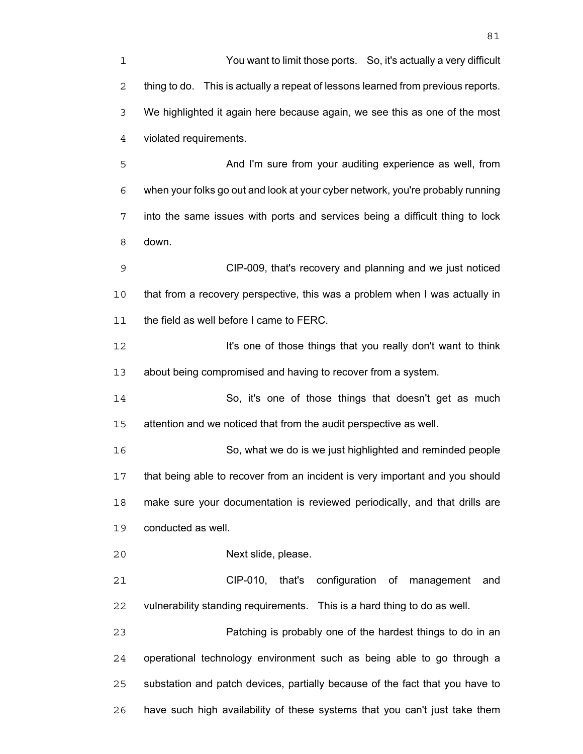You want to limit those ports. So, it's actually a very difficult thing to do. This is actually a repeat of lessons learned from previous reports. We highlighted it again here because again, we see this as one of the most violated requirements.

And I'm sure from your auditing experience as well, from when your folks go out and look at your cyber network, you're probably running into the same issues with ports and services being a difficult thing to lock down.

CIP-009, that's recovery and planning and we just noticed that from a recovery perspective, this was a problem when I was actually in the field as well before I came to FERC.

It's one of those things that you really don't want to think about being compromised and having to recover from a system.

So, it's one of those things that doesn't get as much attention and we noticed that from the audit perspective as well.

So, what we do is we just highlighted and reminded people that being able to recover from an incident is very important and you should make sure your documentation is reviewed periodically, and that drills are conducted as well.

Next slide, please.

CIP-010, that's configuration of management and vulnerability standing requirements. This is a hard thing to do as well.

Patching is probably one of the hardest things to do in an operational technology environment such as being able to go through a substation and patch devices, partially because of the fact that you have to have such high availability of these systems that you can't just take them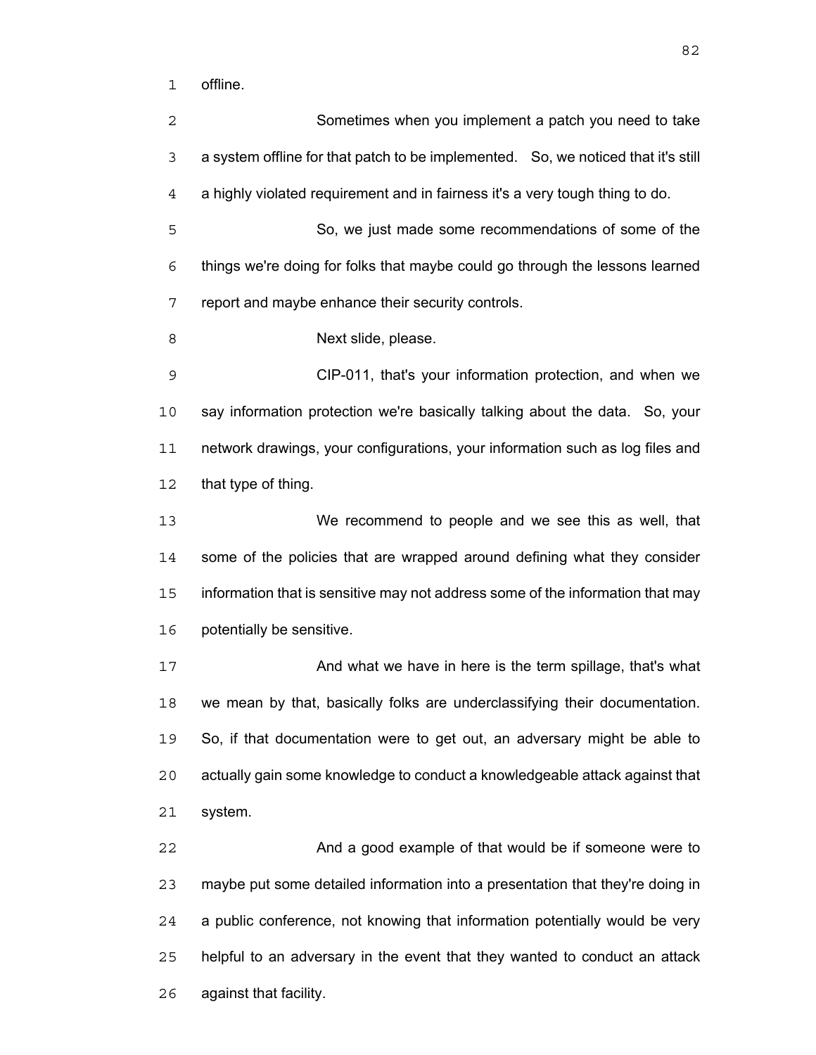offline.

Sometimes when you implement a patch you need to take a system offline for that patch to be implemented. So, we noticed that it's still a highly violated requirement and in fairness it's a very tough thing to do.

So, we just made some recommendations of some of the things we're doing for folks that maybe could go through the lessons learned report and maybe enhance their security controls.

Next slide, please.

CIP-011, that's your information protection, and when we say information protection we're basically talking about the data. So, your network drawings, your configurations, your information such as log files and that type of thing.

We recommend to people and we see this as well, that some of the policies that are wrapped around defining what they consider information that is sensitive may not address some of the information that may potentially be sensitive.

And what we have in here is the term spillage, that's what we mean by that, basically folks are underclassifying their documentation. So, if that documentation were to get out, an adversary might be able to actually gain some knowledge to conduct a knowledgeable attack against that system.

And a good example of that would be if someone were to maybe put some detailed information into a presentation that they're doing in a public conference, not knowing that information potentially would be very helpful to an adversary in the event that they wanted to conduct an attack against that facility.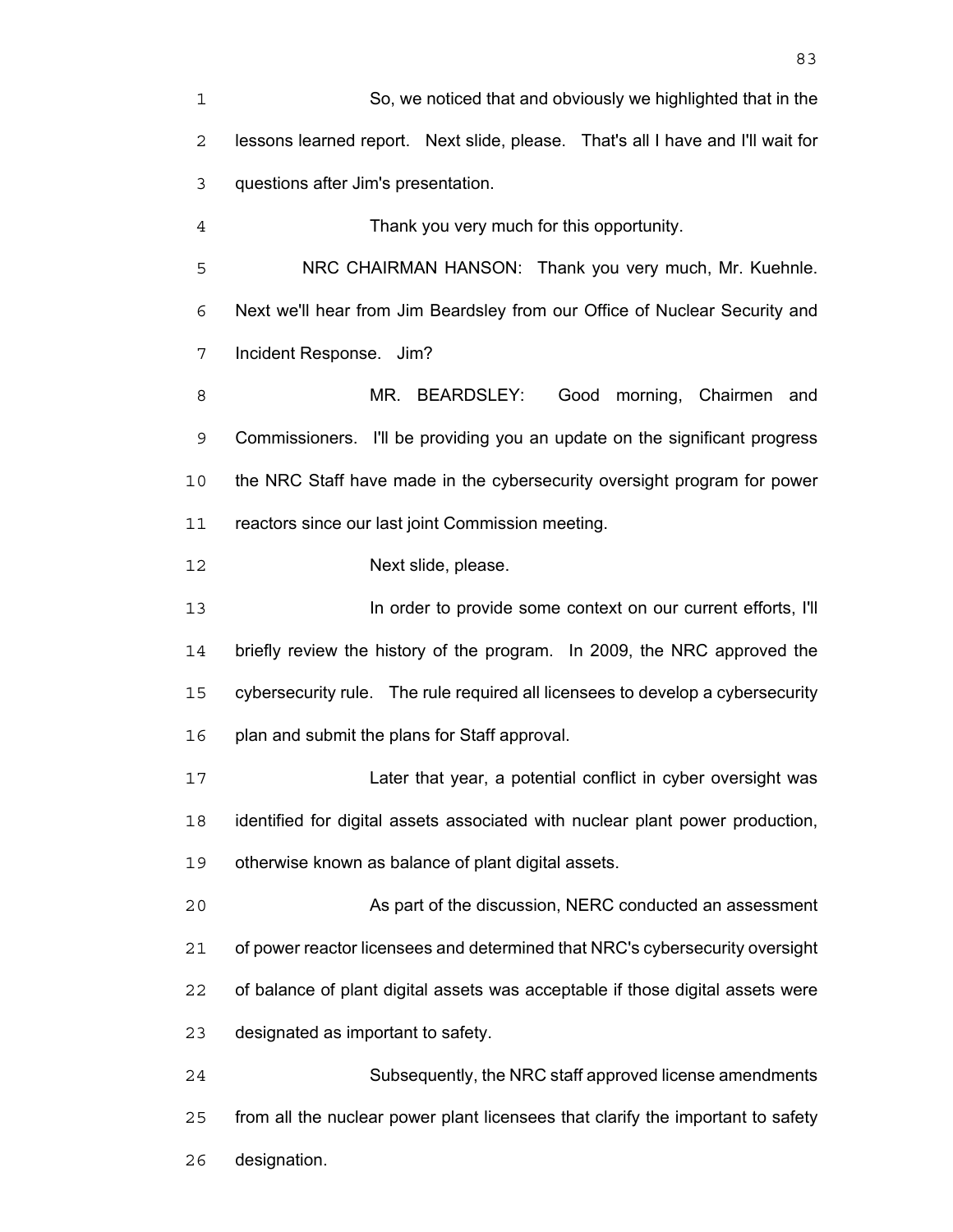So, we noticed that and obviously we highlighted that in the lessons learned report. Next slide, please. That's all I have and I'll wait for questions after Jim's presentation.

Thank you very much for this opportunity.

NRC CHAIRMAN HANSON: Thank you very much, Mr. Kuehnle. Next we'll hear from Jim Beardsley from our Office of Nuclear Security and Incident Response. Jim?

MR. BEARDSLEY: Good morning, Chairmen and Commissioners. I'll be providing you an update on the significant progress the NRC Staff have made in the cybersecurity oversight program for power reactors since our last joint Commission meeting.

Next slide, please.

In order to provide some context on our current efforts, I'll briefly review the history of the program. In 2009, the NRC approved the cybersecurity rule. The rule required all licensees to develop a cybersecurity plan and submit the plans for Staff approval.

Later that year, a potential conflict in cyber oversight was identified for digital assets associated with nuclear plant power production, otherwise known as balance of plant digital assets.

As part of the discussion, NERC conducted an assessment of power reactor licensees and determined that NRC's cybersecurity oversight of balance of plant digital assets was acceptable if those digital assets were designated as important to safety.

Subsequently, the NRC staff approved license amendments from all the nuclear power plant licensees that clarify the important to safety designation.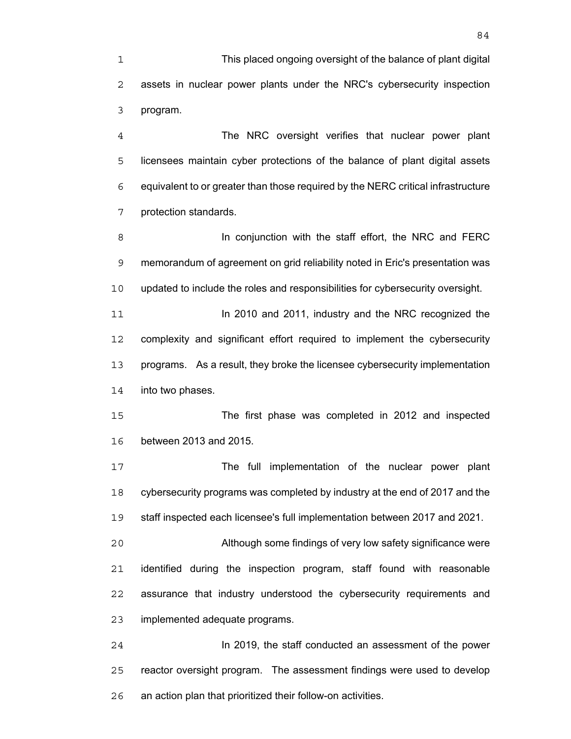This placed ongoing oversight of the balance of plant digital assets in nuclear power plants under the NRC's cybersecurity inspection program.

The NRC oversight verifies that nuclear power plant licensees maintain cyber protections of the balance of plant digital assets equivalent to or greater than those required by the NERC critical infrastructure protection standards.

In conjunction with the staff effort, the NRC and FERC memorandum of agreement on grid reliability noted in Eric's presentation was updated to include the roles and responsibilities for cybersecurity oversight.

In 2010 and 2011, industry and the NRC recognized the complexity and significant effort required to implement the cybersecurity programs. As a result, they broke the licensee cybersecurity implementation into two phases.

The first phase was completed in 2012 and inspected between 2013 and 2015.

The full implementation of the nuclear power plant cybersecurity programs was completed by industry at the end of 2017 and the staff inspected each licensee's full implementation between 2017 and 2021.

Although some findings of very low safety significance were identified during the inspection program, staff found with reasonable assurance that industry understood the cybersecurity requirements and implemented adequate programs.

In 2019, the staff conducted an assessment of the power reactor oversight program. The assessment findings were used to develop an action plan that prioritized their follow-on activities.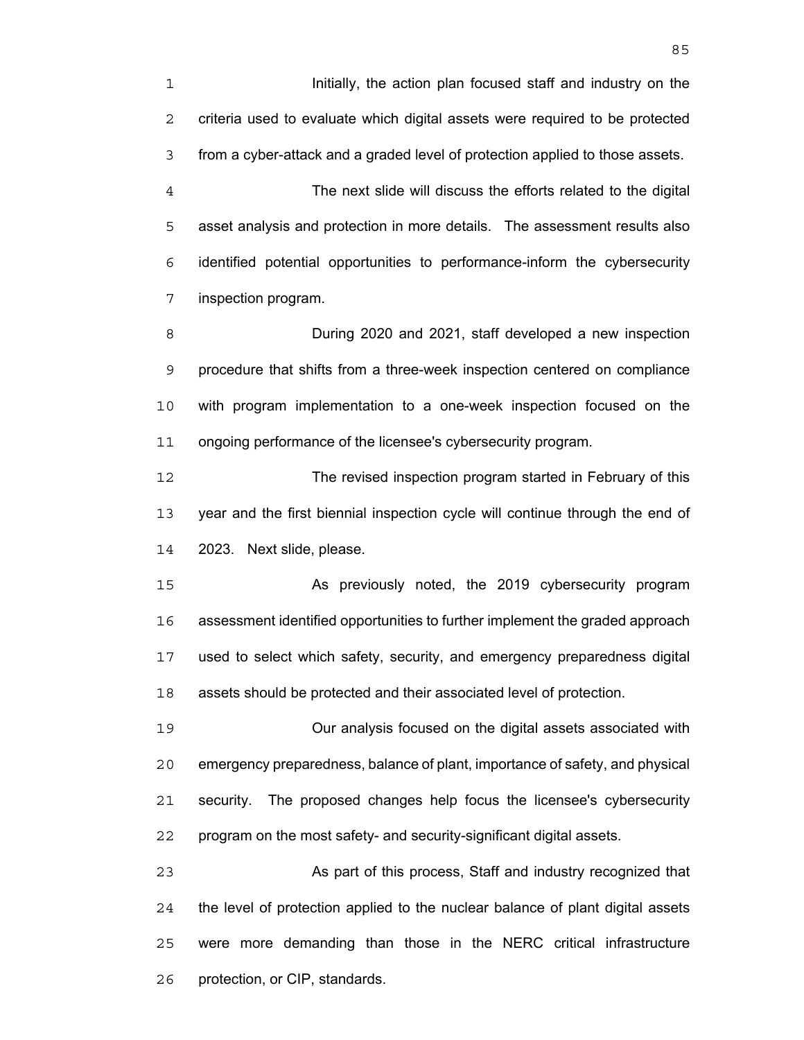Initially, the action plan focused staff and industry on the criteria used to evaluate which digital assets were required to be protected from a cyber-attack and a graded level of protection applied to those assets.

The next slide will discuss the efforts related to the digital asset analysis and protection in more details. The assessment results also identified potential opportunities to performance-inform the cybersecurity inspection program.

During 2020 and 2021, staff developed a new inspection procedure that shifts from a three-week inspection centered on compliance with program implementation to a one-week inspection focused on the ongoing performance of the licensee's cybersecurity program.

The revised inspection program started in February of this year and the first biennial inspection cycle will continue through the end of 2023. Next slide, please.

As previously noted, the 2019 cybersecurity program assessment identified opportunities to further implement the graded approach used to select which safety, security, and emergency preparedness digital assets should be protected and their associated level of protection.

Our analysis focused on the digital assets associated with emergency preparedness, balance of plant, importance of safety, and physical security. The proposed changes help focus the licensee's cybersecurity program on the most safety- and security-significant digital assets.

As part of this process, Staff and industry recognized that the level of protection applied to the nuclear balance of plant digital assets were more demanding than those in the NERC critical infrastructure protection, or CIP, standards.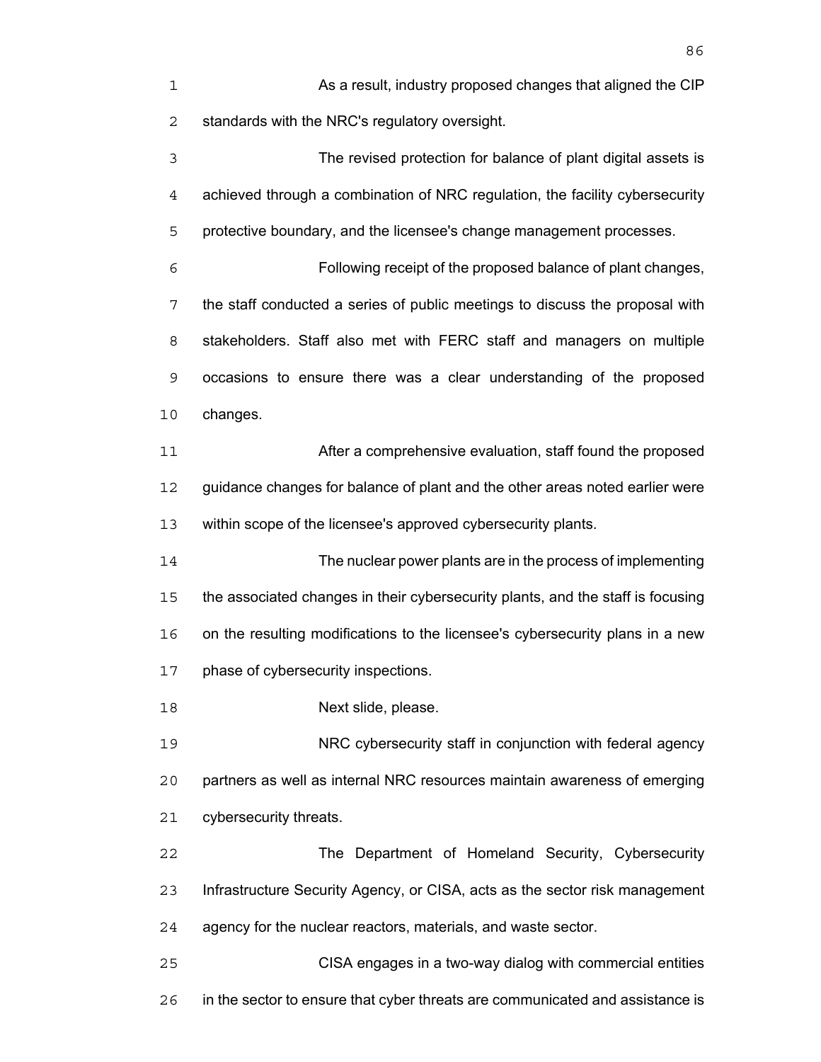As a result, industry proposed changes that aligned the CIP standards with the NRC's regulatory oversight.

The revised protection for balance of plant digital assets is achieved through a combination of NRC regulation, the facility cybersecurity protective boundary, and the licensee's change management processes.

Following receipt of the proposed balance of plant changes, the staff conducted a series of public meetings to discuss the proposal with stakeholders. Staff also met with FERC staff and managers on multiple occasions to ensure there was a clear understanding of the proposed changes.

After a comprehensive evaluation, staff found the proposed guidance changes for balance of plant and the other areas noted earlier were within scope of the licensee's approved cybersecurity plants.

The nuclear power plants are in the process of implementing the associated changes in their cybersecurity plants, and the staff is focusing on the resulting modifications to the licensee's cybersecurity plans in a new phase of cybersecurity inspections.

Next slide, please.

NRC cybersecurity staff in conjunction with federal agency partners as well as internal NRC resources maintain awareness of emerging cybersecurity threats.

The Department of Homeland Security, Cybersecurity Infrastructure Security Agency, or CISA, acts as the sector risk management agency for the nuclear reactors, materials, and waste sector.

CISA engages in a two-way dialog with commercial entities in the sector to ensure that cyber threats are communicated and assistance is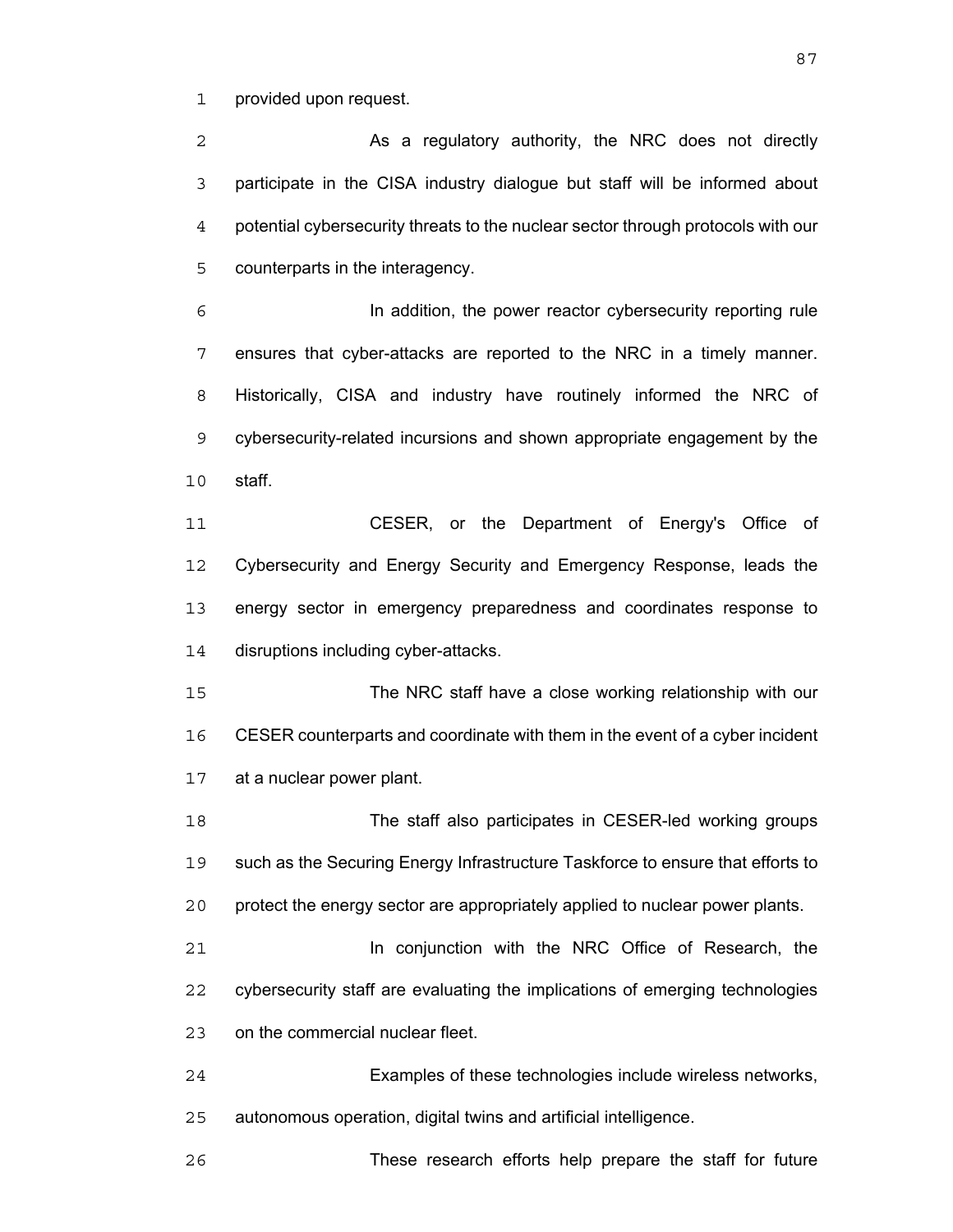provided upon request.

As a regulatory authority, the NRC does not directly participate in the CISA industry dialogue but staff will be informed about potential cybersecurity threats to the nuclear sector through protocols with our counterparts in the interagency.

In addition, the power reactor cybersecurity reporting rule ensures that cyber-attacks are reported to the NRC in a timely manner. Historically, CISA and industry have routinely informed the NRC of cybersecurity-related incursions and shown appropriate engagement by the staff.

CESER, or the Department of Energy's Office of Cybersecurity and Energy Security and Emergency Response, leads the energy sector in emergency preparedness and coordinates response to disruptions including cyber-attacks.

The NRC staff have a close working relationship with our CESER counterparts and coordinate with them in the event of a cyber incident at a nuclear power plant.

The staff also participates in CESER-led working groups such as the Securing Energy Infrastructure Taskforce to ensure that efforts to protect the energy sector are appropriately applied to nuclear power plants.

In conjunction with the NRC Office of Research, the cybersecurity staff are evaluating the implications of emerging technologies on the commercial nuclear fleet.

Examples of these technologies include wireless networks, autonomous operation, digital twins and artificial intelligence.

These research efforts help prepare the staff for future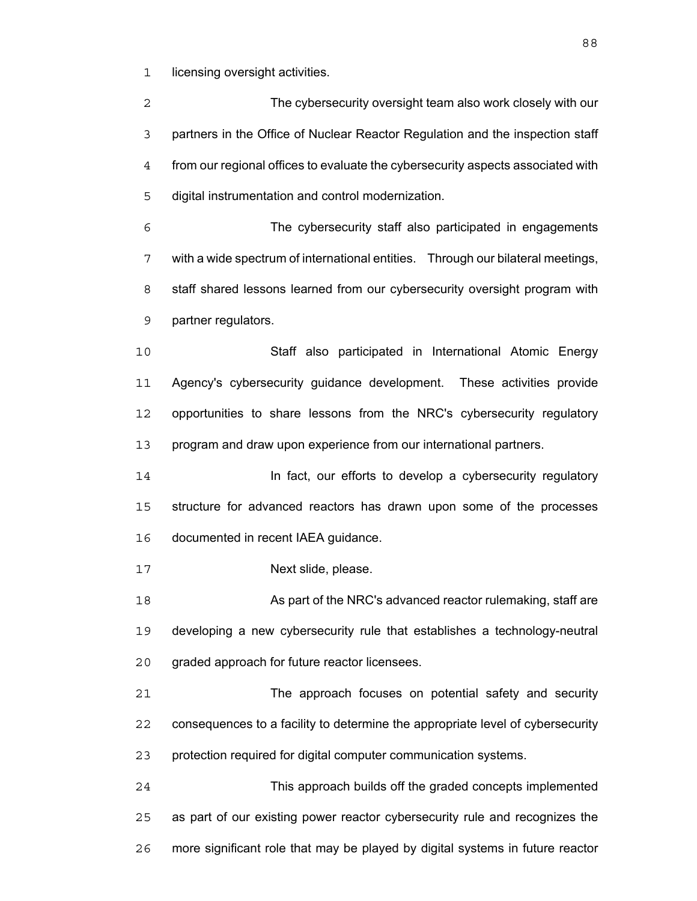licensing oversight activities.

The cybersecurity oversight team also work closely with our partners in the Office of Nuclear Reactor Regulation and the inspection staff from our regional offices to evaluate the cybersecurity aspects associated with digital instrumentation and control modernization.

The cybersecurity staff also participated in engagements with a wide spectrum of international entities. Through our bilateral meetings, staff shared lessons learned from our cybersecurity oversight program with partner regulators.

Staff also participated in International Atomic Energy Agency's cybersecurity guidance development. These activities provide opportunities to share lessons from the NRC's cybersecurity regulatory program and draw upon experience from our international partners.

In fact, our efforts to develop a cybersecurity regulatory structure for advanced reactors has drawn upon some of the processes documented in recent IAEA guidance.

Next slide, please.

As part of the NRC's advanced reactor rulemaking, staff are developing a new cybersecurity rule that establishes a technology-neutral graded approach for future reactor licensees.

The approach focuses on potential safety and security consequences to a facility to determine the appropriate level of cybersecurity protection required for digital computer communication systems.

This approach builds off the graded concepts implemented as part of our existing power reactor cybersecurity rule and recognizes the more significant role that may be played by digital systems in future reactor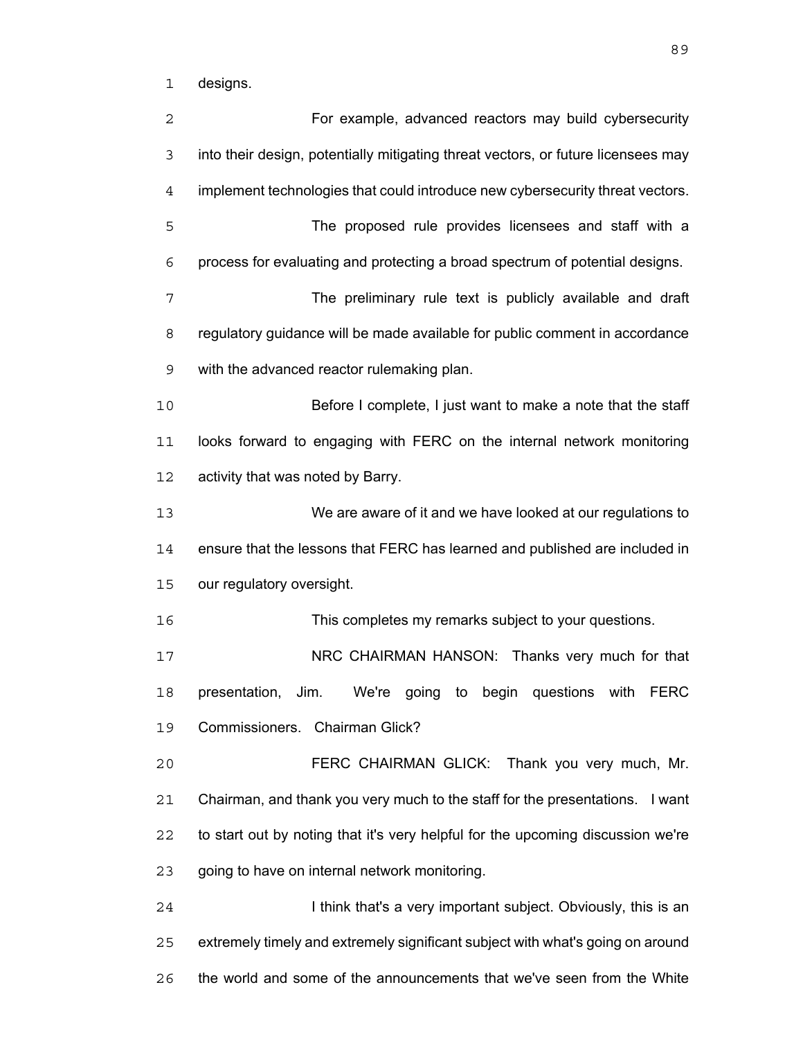designs.

For example, advanced reactors may build cybersecurity into their design, potentially mitigating threat vectors, or future licensees may implement technologies that could introduce new cybersecurity threat vectors.

The proposed rule provides licensees and staff with a process for evaluating and protecting a broad spectrum of potential designs.

The preliminary rule text is publicly available and draft regulatory guidance will be made available for public comment in accordance with the advanced reactor rulemaking plan.

Before I complete, I just want to make a note that the staff looks forward to engaging with FERC on the internal network monitoring activity that was noted by Barry.

We are aware of it and we have looked at our regulations to ensure that the lessons that FERC has learned and published are included in our regulatory oversight.

This completes my remarks subject to your questions.

NRC CHAIRMAN HANSON: Thanks very much for that presentation, Jim. We're going to begin questions with FERC Commissioners. Chairman Glick?

FERC CHAIRMAN GLICK: Thank you very much, Mr. Chairman, and thank you very much to the staff for the presentations. I want to start out by noting that it's very helpful for the upcoming discussion we're going to have on internal network monitoring.

I think that's a very important subject. Obviously, this is an extremely timely and extremely significant subject with what's going on around the world and some of the announcements that we've seen from the White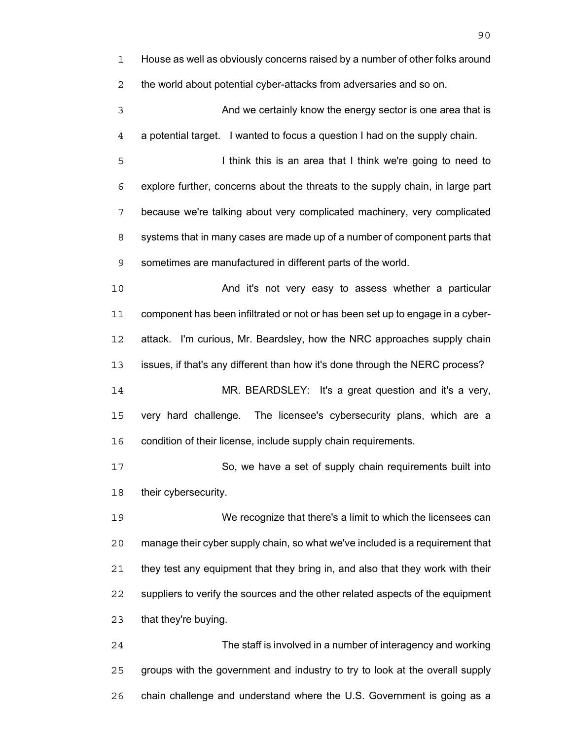House as well as obviously concerns raised by a number of other folks around the world about potential cyber-attacks from adversaries and so on.

And we certainly know the energy sector is one area that is a potential target. I wanted to focus a question I had on the supply chain.

I think this is an area that I think we're going to need to explore further, concerns about the threats to the supply chain, in large part because we're talking about very complicated machinery, very complicated systems that in many cases are made up of a number of component parts that sometimes are manufactured in different parts of the world.

And it's not very easy to assess whether a particular component has been infiltrated or not or has been set up to engage in a cyber-attack. I'm curious, Mr. Beardsley, how the NRC approaches supply chain issues, if that's any different than how it's done through the NERC process?

MR. BEARDSLEY: It's a great question and it's a very, very hard challenge. The licensee's cybersecurity plans, which are a condition of their license, include supply chain requirements.

So, we have a set of supply chain requirements built into their cybersecurity.

We recognize that there's a limit to which the licensees can manage their cyber supply chain, so what we've included is a requirement that they test any equipment that they bring in, and also that they work with their suppliers to verify the sources and the other related aspects of the equipment that they're buying.

The staff is involved in a number of interagency and working groups with the government and industry to try to look at the overall supply chain challenge and understand where the U.S. Government is going as a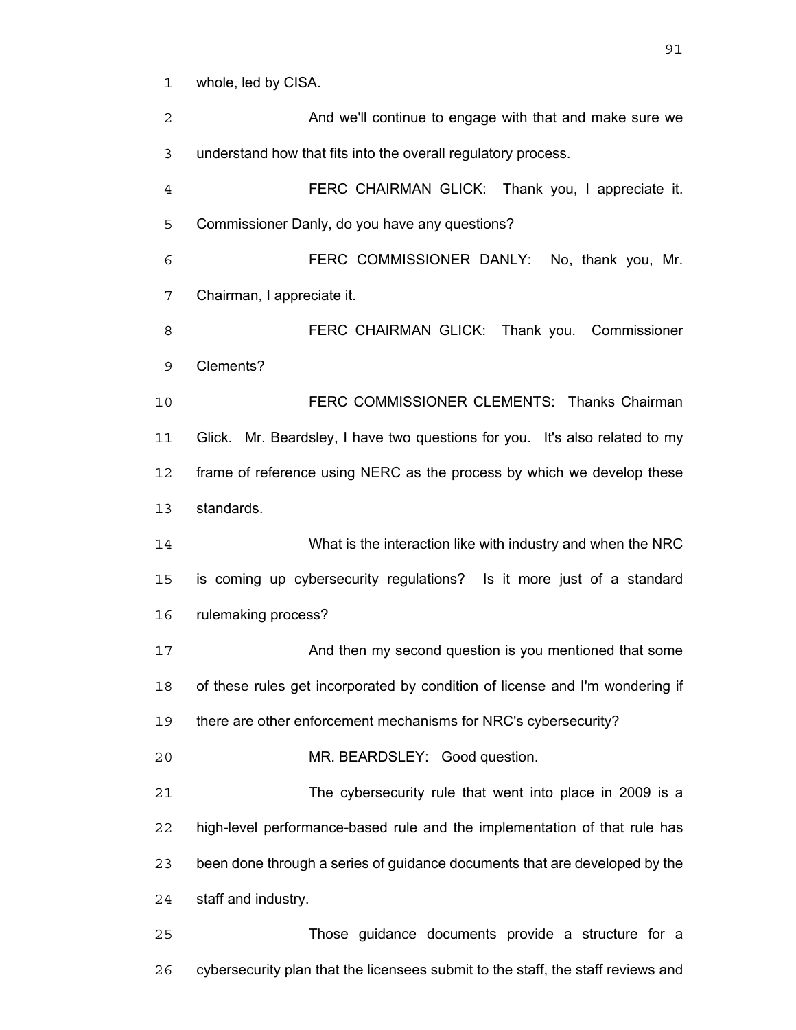whole, led by CISA.

And we'll continue to engage with that and make sure we understand how that fits into the overall regulatory process.

FERC CHAIRMAN GLICK: Thank you, I appreciate it. Commissioner Danly, do you have any questions?

FERC COMMISSIONER DANLY: No, thank you, Mr. Chairman, I appreciate it.

FERC CHAIRMAN GLICK: Thank you. Commissioner Clements?

FERC COMMISSIONER CLEMENTS: Thanks Chairman Glick. Mr. Beardsley, I have two questions for you. It's also related to my frame of reference using NERC as the process by which we develop these standards.

What is the interaction like with industry and when the NRC is coming up cybersecurity regulations? Is it more just of a standard rulemaking process?

And then my second question is you mentioned that some of these rules get incorporated by condition of license and I'm wondering if there are other enforcement mechanisms for NRC's cybersecurity?

MR. BEARDSLEY: Good question.

The cybersecurity rule that went into place in 2009 is a high-level performance-based rule and the implementation of that rule has been done through a series of guidance documents that are developed by the staff and industry.

Those guidance documents provide a structure for a cybersecurity plan that the licensees submit to the staff, the staff reviews and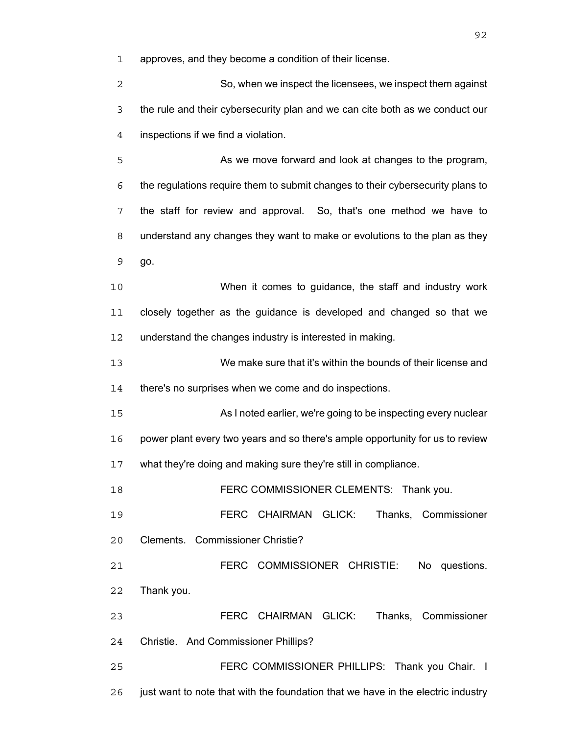approves, and they become a condition of their license.

So, when we inspect the licensees, we inspect them against the rule and their cybersecurity plan and we can cite both as we conduct our inspections if we find a violation.

As we move forward and look at changes to the program, the regulations require them to submit changes to their cybersecurity plans to the staff for review and approval. So, that's one method we have to understand any changes they want to make or evolutions to the plan as they go.

When it comes to guidance, the staff and industry work closely together as the guidance is developed and changed so that we understand the changes industry is interested in making.

We make sure that it's within the bounds of their license and there's no surprises when we come and do inspections.

As I noted earlier, we're going to be inspecting every nuclear power plant every two years and so there's ample opportunity for us to review what they're doing and making sure they're still in compliance.

FERC COMMISSIONER CLEMENTS: Thank you.

FERC CHAIRMAN GLICK: Thanks, Commissioner Clements. Commissioner Christie?

FERC COMMISSIONER CHRISTIE: No questions. Thank you.

FERC CHAIRMAN GLICK: Thanks, Commissioner Christie. And Commissioner Phillips?

FERC COMMISSIONER PHILLIPS: Thank you Chair. I just want to note that with the foundation that we have in the electric industry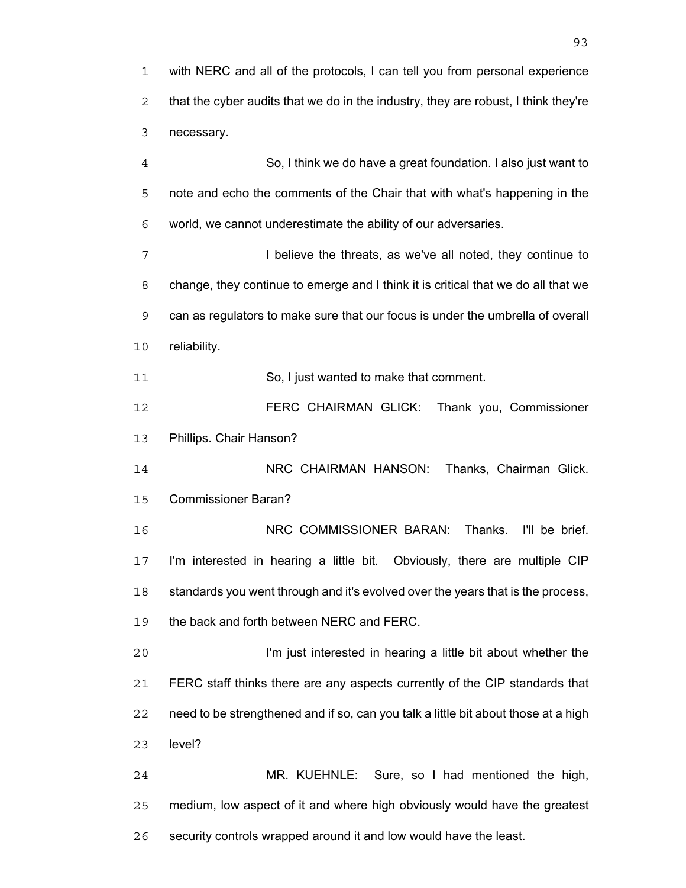with NERC and all of the protocols, I can tell you from personal experience that the cyber audits that we do in the industry, they are robust, I think they're necessary.

So, I think we do have a great foundation. I also just want to note and echo the comments of the Chair that with what's happening in the world, we cannot underestimate the ability of our adversaries.

I believe the threats, as we've all noted, they continue to change, they continue to emerge and I think it is critical that we do all that we can as regulators to make sure that our focus is under the umbrella of overall reliability.

So, I just wanted to make that comment.

FERC CHAIRMAN GLICK: Thank you, Commissioner Phillips. Chair Hanson?

NRC CHAIRMAN HANSON: Thanks, Chairman Glick. Commissioner Baran?

NRC COMMISSIONER BARAN: Thanks. I'll be brief. I'm interested in hearing a little bit. Obviously, there are multiple CIP standards you went through and it's evolved over the years that is the process, the back and forth between NERC and FERC.

I'm just interested in hearing a little bit about whether the FERC staff thinks there are any aspects currently of the CIP standards that need to be strengthened and if so, can you talk a little bit about those at a high level?

MR. KUEHNLE: Sure, so I had mentioned the high, medium, low aspect of it and where high obviously would have the greatest security controls wrapped around it and low would have the least.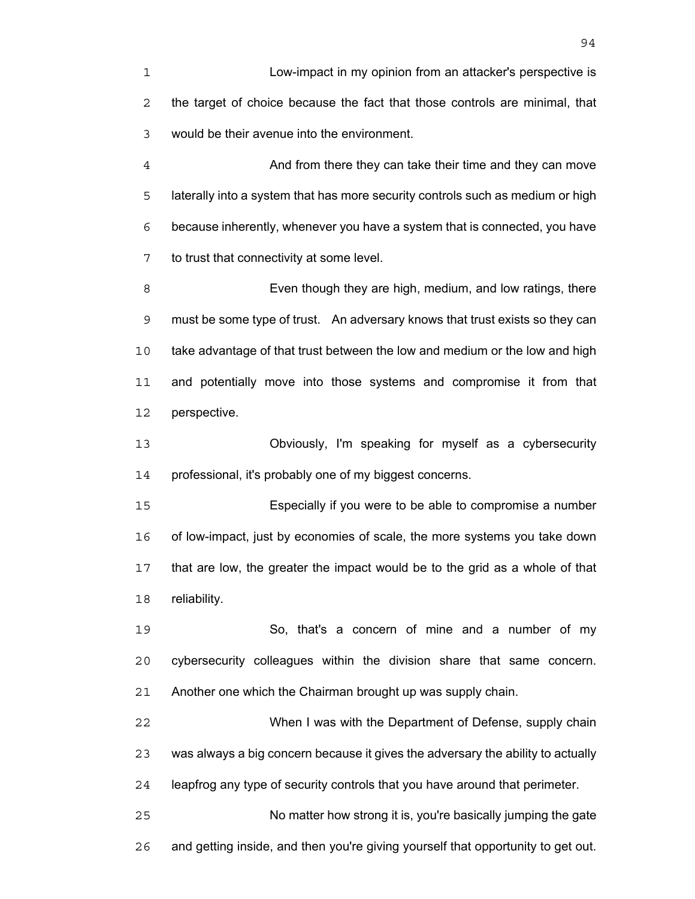Low-impact in my opinion from an attacker's perspective is the target of choice because the fact that those controls are minimal, that would be their avenue into the environment.

And from there they can take their time and they can move laterally into a system that has more security controls such as medium or high because inherently, whenever you have a system that is connected, you have to trust that connectivity at some level.

Even though they are high, medium, and low ratings, there must be some type of trust. An adversary knows that trust exists so they can take advantage of that trust between the low and medium or the low and high and potentially move into those systems and compromise it from that perspective.

Obviously, I'm speaking for myself as a cybersecurity professional, it's probably one of my biggest concerns.

Especially if you were to be able to compromise a number of low-impact, just by economies of scale, the more systems you take down that are low, the greater the impact would be to the grid as a whole of that reliability.

So, that's a concern of mine and a number of my cybersecurity colleagues within the division share that same concern. Another one which the Chairman brought up was supply chain.

When I was with the Department of Defense, supply chain was always a big concern because it gives the adversary the ability to actually leapfrog any type of security controls that you have around that perimeter.

No matter how strong it is, you're basically jumping the gate and getting inside, and then you're giving yourself that opportunity to get out.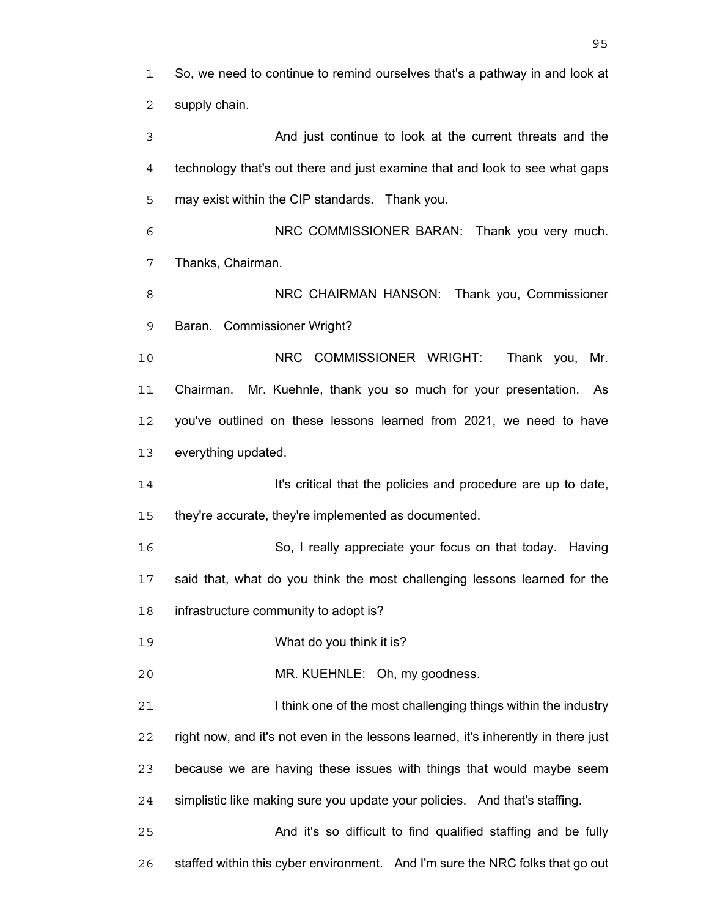So, we need to continue to remind ourselves that's a pathway in and look at supply chain.

And just continue to look at the current threats and the technology that's out there and just examine that and look to see what gaps may exist within the CIP standards. Thank you.

NRC COMMISSIONER BARAN: Thank you very much. Thanks, Chairman.

NRC CHAIRMAN HANSON: Thank you, Commissioner Baran. Commissioner Wright?

NRC COMMISSIONER WRIGHT: Thank you, Mr. Chairman. Mr. Kuehnle, thank you so much for your presentation. As you've outlined on these lessons learned from 2021, we need to have everything updated.

It's critical that the policies and procedure are up to date, they're accurate, they're implemented as documented.

So, I really appreciate your focus on that today. Having said that, what do you think the most challenging lessons learned for the infrastructure community to adopt is?

What do you think it is?

MR. KUEHNLE: Oh, my goodness.

I think one of the most challenging things within the industry right now, and it's not even in the lessons learned, it's inherently in there just because we are having these issues with things that would maybe seem simplistic like making sure you update your policies. And that's staffing.

And it's so difficult to find qualified staffing and be fully staffed within this cyber environment. And I'm sure the NRC folks that go out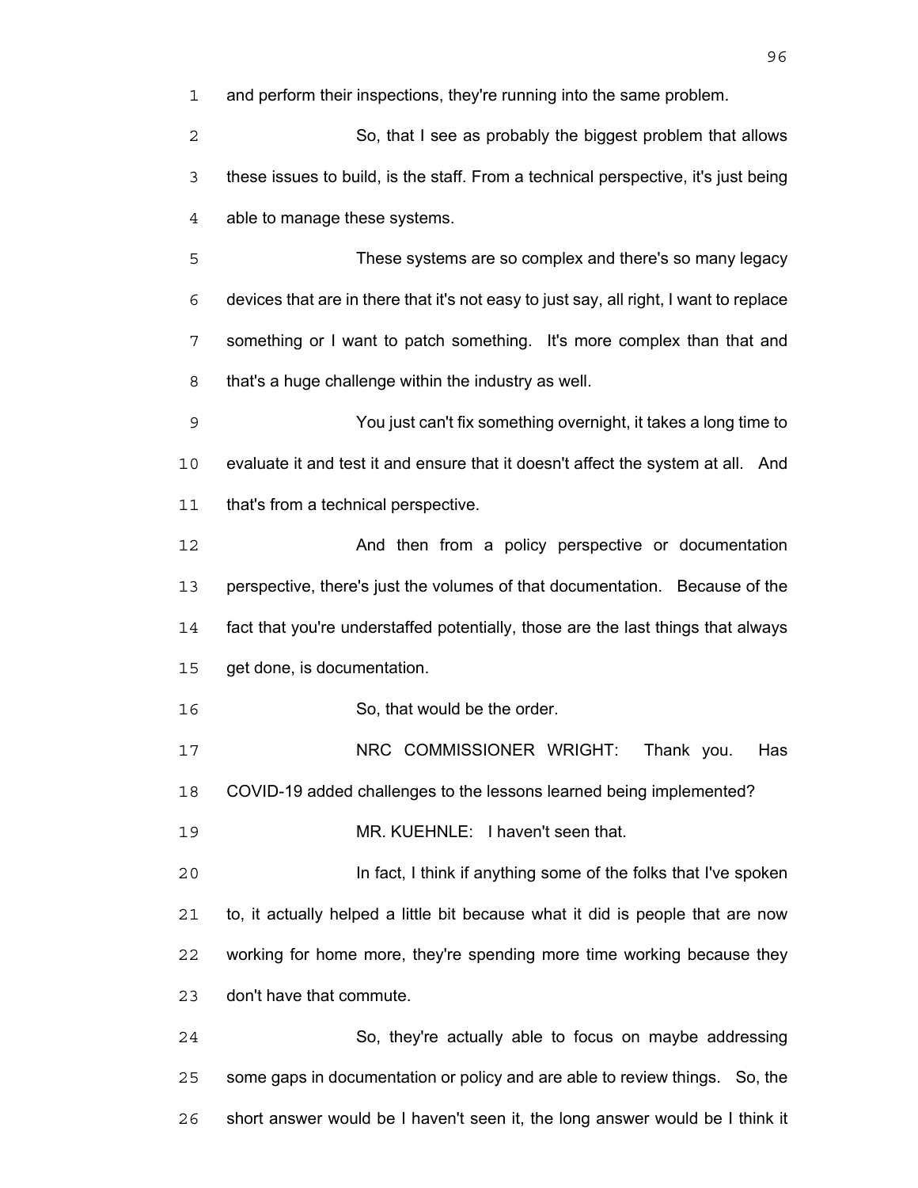and perform their inspections, they're running into the same problem.

So, that I see as probably the biggest problem that allows these issues to build, is the staff. From a technical perspective, it's just being able to manage these systems.

These systems are so complex and there's so many legacy devices that are in there that it's not easy to just say, all right, I want to replace something or I want to patch something. It's more complex than that and that's a huge challenge within the industry as well.

You just can't fix something overnight, it takes a long time to evaluate it and test it and ensure that it doesn't affect the system at all. And that's from a technical perspective.

And then from a policy perspective or documentation perspective, there's just the volumes of that documentation. Because of the fact that you're understaffed potentially, those are the last things that always get done, is documentation.

So, that would be the order.

NRC COMMISSIONER WRIGHT: Thank you. Has COVID-19 added challenges to the lessons learned being implemented?

MR. KUEHNLE: I haven't seen that.

In fact, I think if anything some of the folks that I've spoken to, it actually helped a little bit because what it did is people that are now working for home more, they're spending more time working because they don't have that commute.

So, they're actually able to focus on maybe addressing some gaps in documentation or policy and are able to review things. So, the short answer would be I haven't seen it, the long answer would be I think it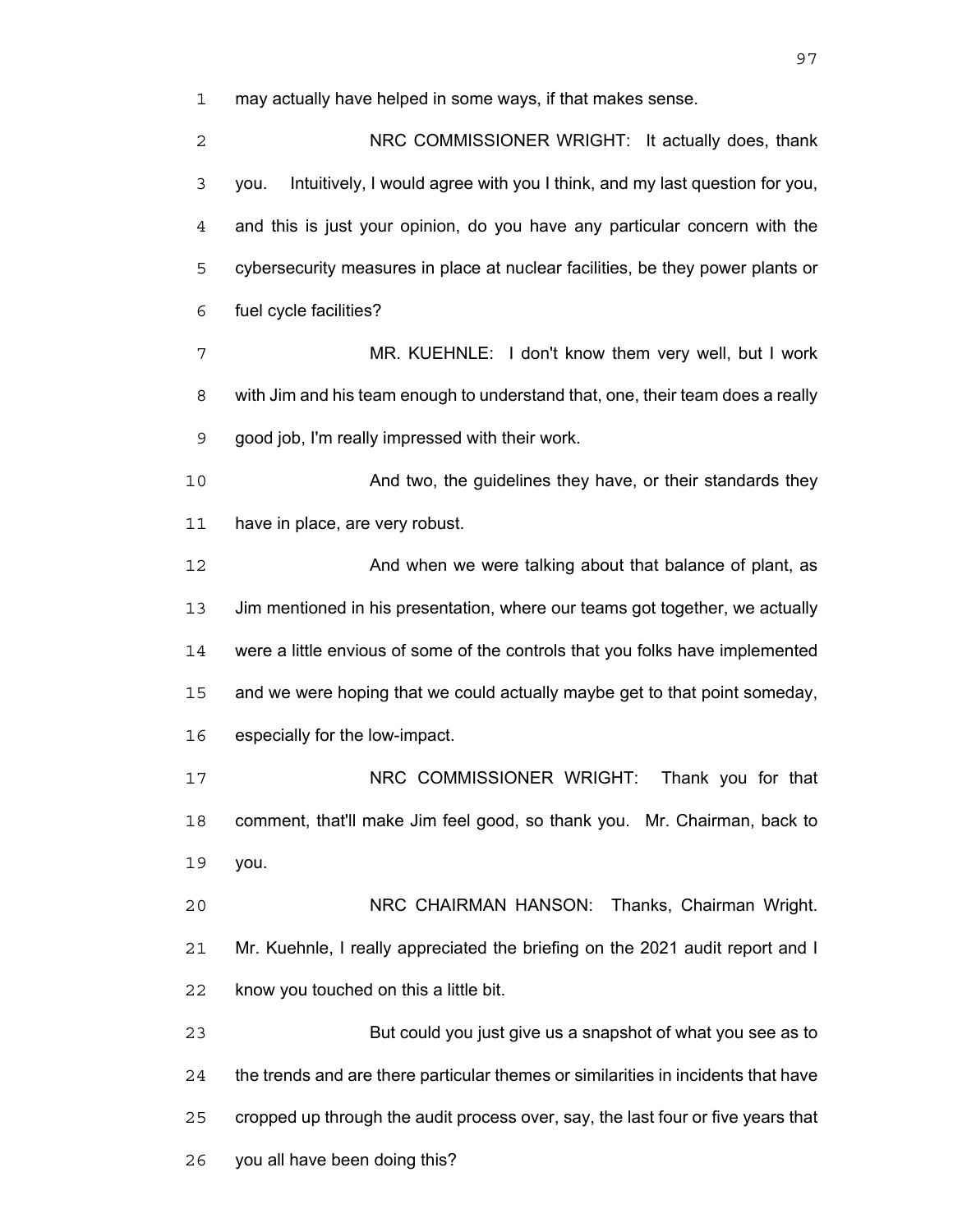may actually have helped in some ways, if that makes sense.

NRC COMMISSIONER WRIGHT: It actually does, thank you. Intuitively, I would agree with you I think, and my last question for you, and this is just your opinion, do you have any particular concern with the cybersecurity measures in place at nuclear facilities, be they power plants or fuel cycle facilities?

MR. KUEHNLE: I don't know them very well, but I work with Jim and his team enough to understand that, one, their team does a really good job, I'm really impressed with their work.

And two, the guidelines they have, or their standards they have in place, are very robust.

And when we were talking about that balance of plant, as Jim mentioned in his presentation, where our teams got together, we actually were a little envious of some of the controls that you folks have implemented and we were hoping that we could actually maybe get to that point someday, especially for the low-impact.

NRC COMMISSIONER WRIGHT: Thank you for that comment, that'll make Jim feel good, so thank you. Mr. Chairman, back to you.

NRC CHAIRMAN HANSON: Thanks, Chairman Wright. Mr. Kuehnle, I really appreciated the briefing on the 2021 audit report and I know you touched on this a little bit.

But could you just give us a snapshot of what you see as to the trends and are there particular themes or similarities in incidents that have cropped up through the audit process over, say, the last four or five years that you all have been doing this?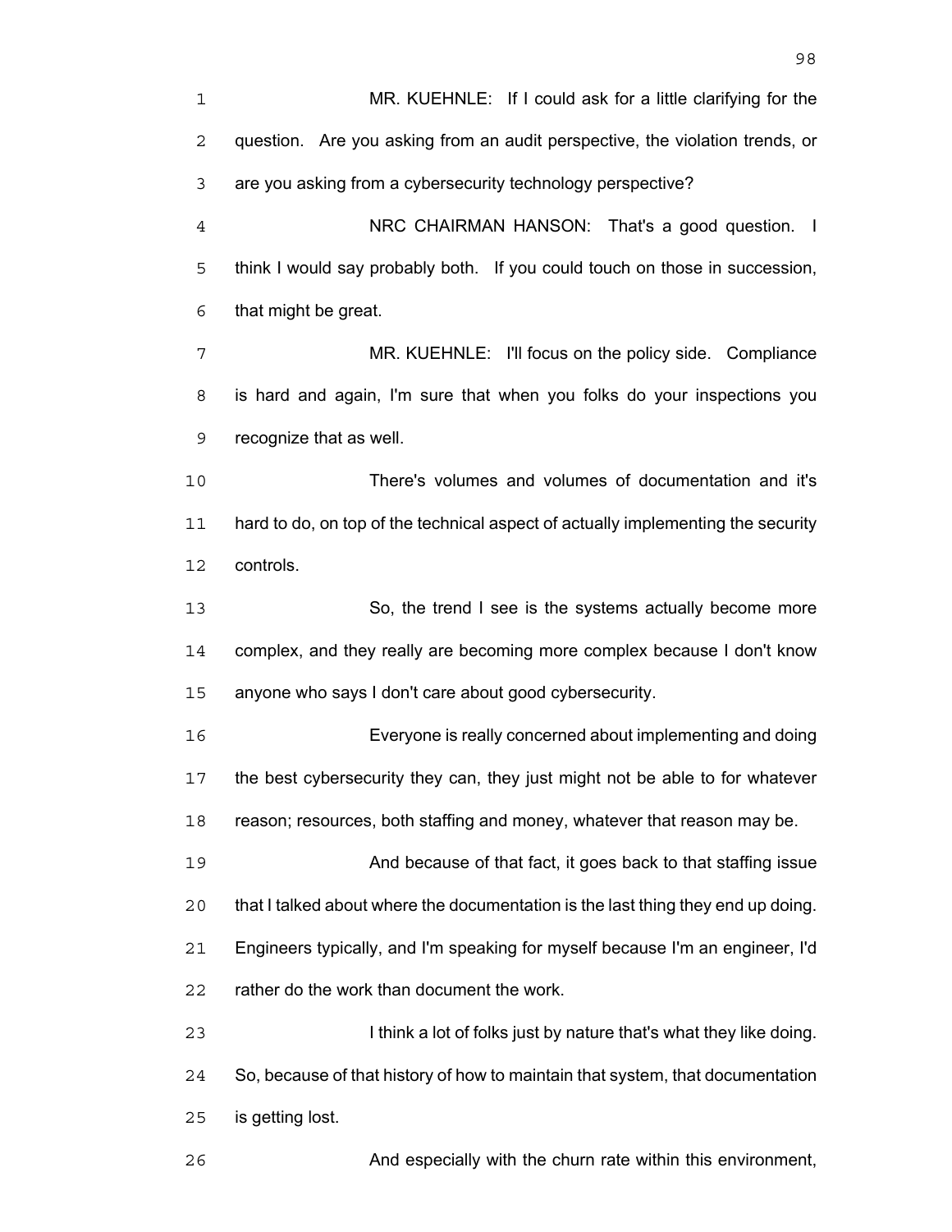MR. KUEHNLE: If I could ask for a little clarifying for the question. Are you asking from an audit perspective, the violation trends, or are you asking from a cybersecurity technology perspective?

NRC CHAIRMAN HANSON: That's a good question. I think I would say probably both. If you could touch on those in succession, that might be great.

MR. KUEHNLE: I'll focus on the policy side. Compliance is hard and again, I'm sure that when you folks do your inspections you recognize that as well.

There's volumes and volumes of documentation and it's hard to do, on top of the technical aspect of actually implementing the security controls.

So, the trend I see is the systems actually become more complex, and they really are becoming more complex because I don't know anyone who says I don't care about good cybersecurity.

Everyone is really concerned about implementing and doing the best cybersecurity they can, they just might not be able to for whatever reason; resources, both staffing and money, whatever that reason may be.

And because of that fact, it goes back to that staffing issue that I talked about where the documentation is the last thing they end up doing. Engineers typically, and I'm speaking for myself because I'm an engineer, I'd rather do the work than document the work.

I think a lot of folks just by nature that's what they like doing. So, because of that history of how to maintain that system, that documentation is getting lost.

And especially with the churn rate within this environment,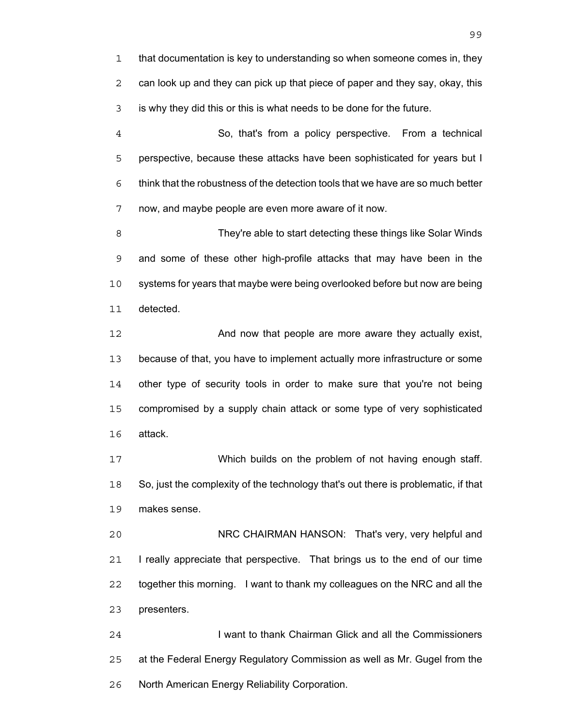that documentation is key to understanding so when someone comes in, they can look up and they can pick up that piece of paper and they say, okay, this is why they did this or this is what needs to be done for the future.

So, that's from a policy perspective. From a technical perspective, because these attacks have been sophisticated for years but I think that the robustness of the detection tools that we have are so much better now, and maybe people are even more aware of it now.

They're able to start detecting these things like Solar Winds and some of these other high-profile attacks that may have been in the systems for years that maybe were being overlooked before but now are being detected.

And now that people are more aware they actually exist, because of that, you have to implement actually more infrastructure or some other type of security tools in order to make sure that you're not being compromised by a supply chain attack or some type of very sophisticated attack.

Which builds on the problem of not having enough staff. So, just the complexity of the technology that's out there is problematic, if that makes sense.

NRC CHAIRMAN HANSON: That's very, very helpful and I really appreciate that perspective. That brings us to the end of our time together this morning. I want to thank my colleagues on the NRC and all the presenters.

I want to thank Chairman Glick and all the Commissioners at the Federal Energy Regulatory Commission as well as Mr. Gugel from the North American Energy Reliability Corporation.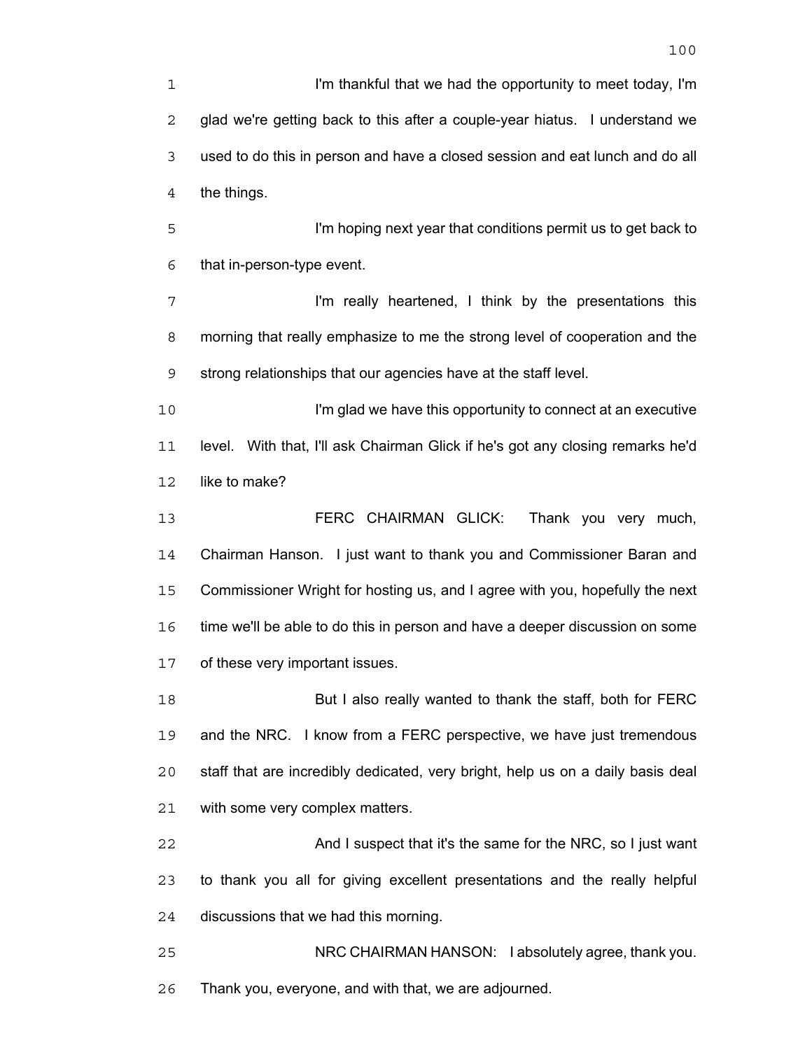I'm thankful that we had the opportunity to meet today, I'm glad we're getting back to this after a couple-year hiatus. I understand we used to do this in person and have a closed session and eat lunch and do all the things.

I'm hoping next year that conditions permit us to get back to that in-person-type event.

I'm really heartened, I think by the presentations this morning that really emphasize to me the strong level of cooperation and the strong relationships that our agencies have at the staff level.

I'm glad we have this opportunity to connect at an executive level. With that, I'll ask Chairman Glick if he's got any closing remarks he'd like to make?

FERC CHAIRMAN GLICK: Thank you very much, Chairman Hanson. I just want to thank you and Commissioner Baran and Commissioner Wright for hosting us, and I agree with you, hopefully the next time we'll be able to do this in person and have a deeper discussion on some of these very important issues.

But I also really wanted to thank the staff, both for FERC and the NRC. I know from a FERC perspective, we have just tremendous staff that are incredibly dedicated, very bright, help us on a daily basis deal with some very complex matters.

And I suspect that it's the same for the NRC, so I just want to thank you all for giving excellent presentations and the really helpful discussions that we had this morning.

NRC CHAIRMAN HANSON: I absolutely agree, thank you. Thank you, everyone, and with that, we are adjourned.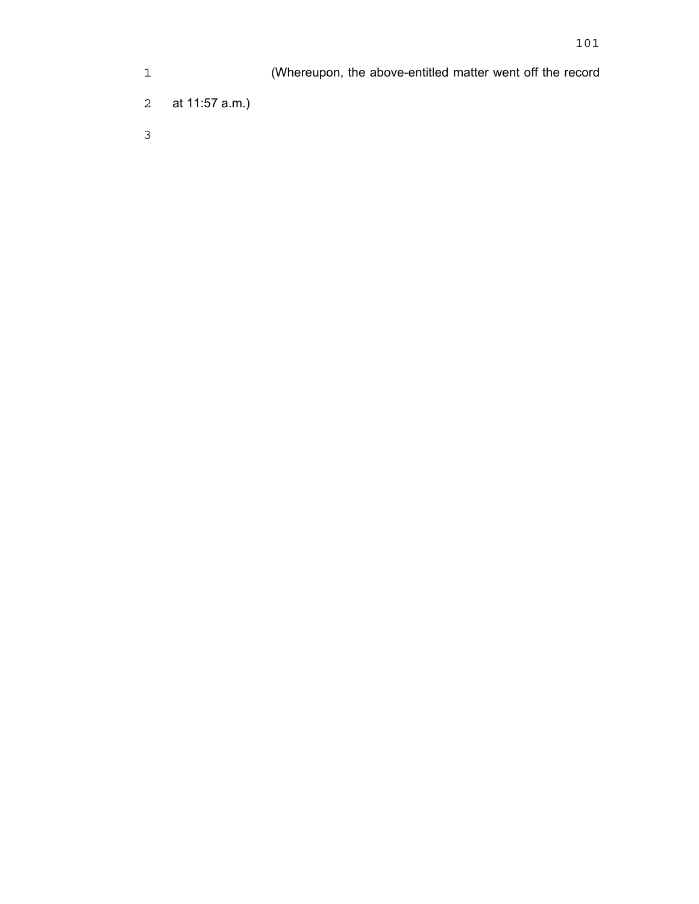(Whereupon, the above-entitled matter went off the record at 11:57 a.m.)